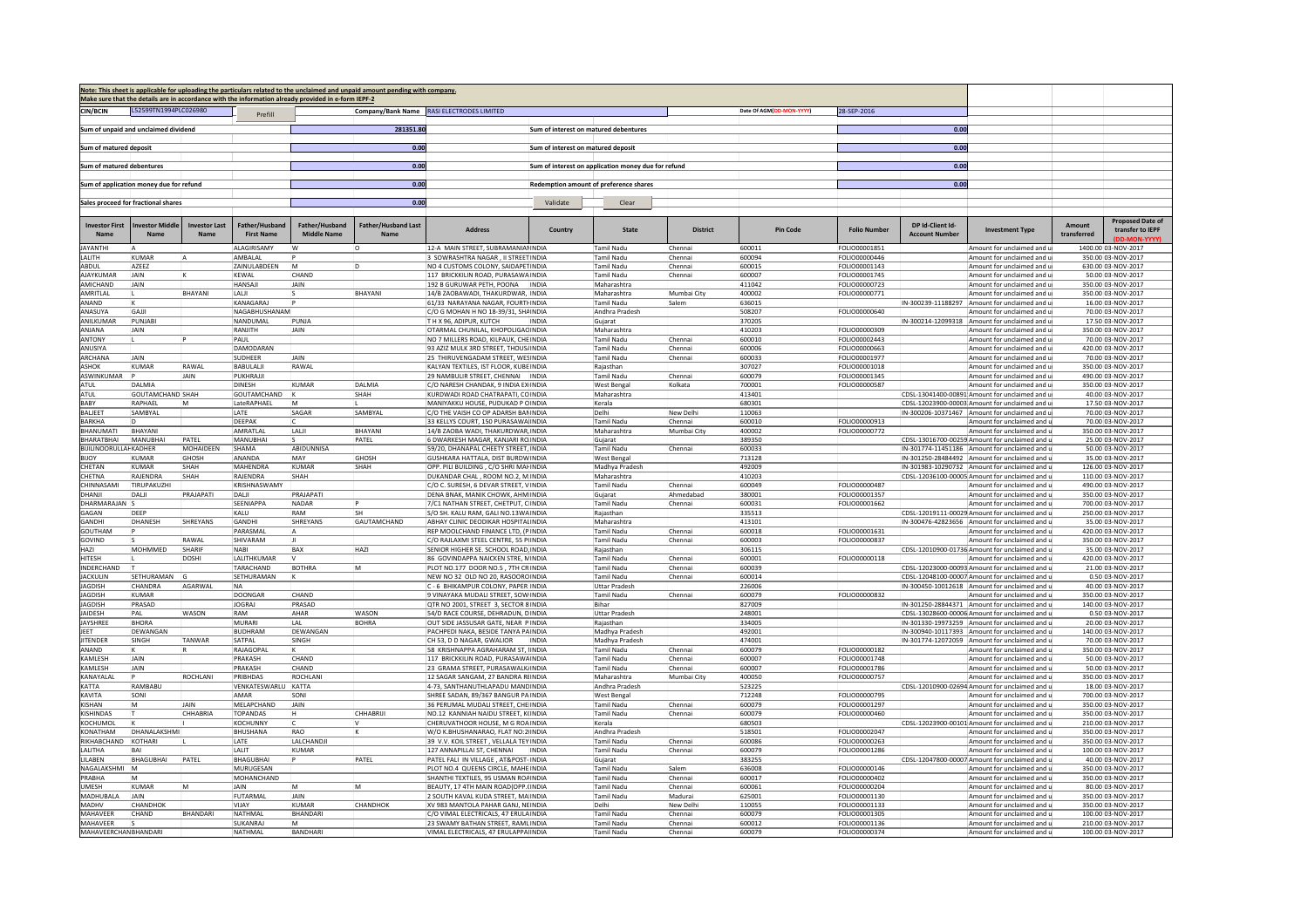**Note: This sheet is applicable for uploading the particulars related to the unclaimed and unpaid amount pending with company.**
**Make sure that the details are in accordance with the information already provided in e-form IEPF-2**

| CIN/BCIN | L52599TN1994PLC026980 | Prefill | Company/Bank Name | RASI ELECTRODES LIMITED | Date Of AGM(DD-MON-YYYY) | 28-SEP-2016 |
|---|---|---|---|---|---|---|

| | | | |
|---|---|---|---|
| Sum of unpaid and unclaimed dividend | 281351.80 | Sum of interest on matured debentures | 0.00 |
| Sum of matured deposit | 0.00 | Sum of interest on matured deposit | 0.00 |
| Sum of matured debentures | 0.00 | Sum of interest on application money due for refund | 0.00 |
| Sum of application money due for refund | 0.00 | Redemption amount of preference shares | 0.00 |
| Sales proceed for fractional shares | 0.00 | Validate | Clear |

| Investor First Name | Investor Middle Name | Investor Last Name | Father/Husband First Name | Father/Husband Middle Name | Father/Husband Last Name | Address | Country | State | District | Pin Code | Folio Number | DP Id-Client Id-Account Number | Investment Type | Amount transferred | Proposed Date of transfer to IEPF (DD-MON-YYYY) |
|---|---|---|---|---|---|---|---|---|---|---|---|---|---|---|---|
| JAYANTHI | A | | ALAGIRISAMY | W | O | 12-A MAIN STREET, SUBRAMANIAN | INDIA | Tamil Nadu | Chennai | 600011 | FOLIO00001851 | | Amount for unclaimed and u | 1400.00 | 03-NOV-2017 |
| LALITH | KUMAR | A | AMBALAL | P | | 3 SOWRASHTRA NAGAR , II STREET | INDIA | Tamil Nadu | Chennai | 600094 | FOLIO00000446 | | Amount for unclaimed and u | 350.00 | 03-NOV-2017 |
| ABDUL | AZEEZ | | ZAINULABDEEN | M | D | NO 4 CUSTOMS COLONY, SAIDAPET | INDIA | Tamil Nadu | Chennai | 600015 | FOLIO00001143 | | Amount for unclaimed and u | 630.00 | 03-NOV-2017 |
| AJAYKUMAR | JAIN | K | KEWAL | CHAND | | 117 BRICKKILN ROAD, PURASAWA | INDIA | Tamil Nadu | Chennai | 600007 | FOLIO00001745 | | Amount for unclaimed and u | 50.00 | 03-NOV-2017 |
| AMICHAND | JAIN | | HANSAJI | JAIN | | 192 B GURUWAR PETH, POONA | INDIA | Maharashtra | | 411042 | FOLIO00000723 | | Amount for unclaimed and u | 350.00 | 03-NOV-2017 |
| AMRITLAL | L | BHAYANI | LALJI | S | BHAYANI | 14/B ZAOBAWADI, THAKURDWAR, | INDIA | Maharashtra | Mumbai City | 400002 | FOLIO00000771 | | Amount for unclaimed and u | 350.00 | 03-NOV-2017 |
| ANAND | K | | KANAGARAJ | P | | 61/33 NARAYANA NAGAR, FOURTH | INDIA | Tamil Nadu | Salem | 636015 | | IN-300239-11188297 | Amount for unclaimed and u | 16.00 | 03-NOV-2017 |
| ANASUYA | GAJJI | | NAGABHUSHANAM | | | C/O G MOHAN H NO 18-39/31, SHA | INDIA | Andhra Pradesh | | 508207 | FOLIO00000640 | | Amount for unclaimed and u | 70.00 | 03-NOV-2017 |
| ANILKUMAR | PUNJABI | | NANDUMAL | PUNJA | | T H X 96, ADIPUR, KUTCH | INDIA | Gujarat | | 370205 | | IN-300214-12099318 | Amount for unclaimed and u | 17.50 | 03-NOV-2017 |
| ANJANA | JAIN | | RANJITH | JAIN | | OTARMAL CHUNILAL, KHOPOLIGAO | INDIA | Maharashtra | | 410203 | FOLIO00000309 | | Amount for unclaimed and u | 350.00 | 03-NOV-2017 |
| ANTONY | L | P | PAUL | | | NO 7 MILLERS ROAD, KILPAUK, CHE | INDIA | Tamil Nadu | Chennai | 600010 | FOLIO00002443 | | Amount for unclaimed and u | 70.00 | 03-NOV-2017 |
| ANUSIYA | | | DAMODARAN | | | 93 AZIZ MULK 3RD STREET, THOUS | INDIA | Tamil Nadu | Chennai | 600006 | FOLIO00000663 | | Amount for unclaimed and u | 420.00 | 03-NOV-2017 |
| ARCHANA | JAIN | | SUDHEER | JAIN | | 25 THIRUVENGADAM STREET, WES | INDIA | Tamil Nadu | Chennai | 600033 | FOLIO00001977 | | Amount for unclaimed and u | 70.00 | 03-NOV-2017 |
| ASHOK | KUMAR | RAWAL | BABULALJI | RAWAL | | KALYAN TEXTILES, IST FLOOR, KUBE | INDIA | Rajasthan | | 307027 | FOLIO00001018 | | Amount for unclaimed and u | 350.00 | 03-NOV-2017 |
| ASWINKUMAR | P | JAIN | PUKHRAJJI | | | 29 NAMBULIR STREET, CHENNAI | INDIA | Tamil Nadu | Chennai | 600079 | FOLIO00001345 | | Amount for unclaimed and u | 490.00 | 03-NOV-2017 |
| ATUL | DALMIA | | DINESH | KUMAR | DALMIA | C/O NARESH CHANDAK, 9 INDIA EX | INDIA | West Bengal | Kolkata | 700001 | FOLIO00000587 | | Amount for unclaimed and u | 350.00 | 03-NOV-2017 |
| ATUL | GOUTAMCHAND | SHAH | GOUTAMCHAND | K | SHAH | KURDWADI ROAD CHATRAPATI, CO | INDIA | Maharashtra | | 413401 | | CDSL-13041400-00891 | Amount for unclaimed and u | 40.00 | 03-NOV-2017 |
| BABY | RAPHAEL | M | LateRAPHAEL | M | L | MANIYAKKU HOUSE, PUDUKAD P O | INDIA | Kerala | | 680301 | | CDSL-12023900-00003 | Amount for unclaimed and u | 17.50 | 03-NOV-2017 |
| BALJEET | SAMBYAL | | LATE | SAGAR | SAMBYAL | C/O THE VAISH CO OP ADARSH BAN | INDIA | Delhi | New Delhi | 110063 | | IN-300206-10371467 | Amount for unclaimed and u | 70.00 | 03-NOV-2017 |
| BARKHA | D | | DEEPAK | C | | 33 KELLYS COURT, 150 PURASAWA | INDIA | Tamil Nadu | Chennai | 600010 | FOLIO00000913 | | Amount for unclaimed and u | 70.00 | 03-NOV-2017 |
| BHANUMATI | BHAYANI | | AMRATLAL | LALJI | BHAYANI | 14/B ZAOBA WADI, THAKURDWAR, | INDIA | Maharashtra | Mumbai City | 400002 | FOLIO00000772 | | Amount for unclaimed and u | 350.00 | 03-NOV-2017 |
| BHARATBHAI | MANUBHAI | PATEL | MANUBHAI | S | PATEL | 6 DWARKESH MAGAR, KANJARI RO | INDIA | Gujarat | | 389350 | | CDSL-13016700-00259 | Amount for unclaimed and u | 25.00 | 03-NOV-2017 |
| BIJILINOORULLAH | KADHER | MOHAIDEEN | SHAMA | ABIDUNNISA | | 59/20, DHANAPAL CHEETY STREET, | INDIA | Tamil Nadu | Chennai | 600033 | | IN-301774-11451186 | Amount for unclaimed and u | 50.00 | 03-NOV-2017 |
| BIJOY | KUMAR | GHOSH | ANANDA | MAY | GHOSH | GUSHKARA HATTALA, DIST BURDW | INDIA | West Bengal | | 713128 | | IN-301250-28484492 | Amount for unclaimed and u | 35.00 | 03-NOV-2017 |
| CHETAN | KUMAR | SHAH | MAHENDRA | KUMAR | SHAH | OPP. PILI BUILDING , C/O SHRI MAH | INDIA | Madhya Pradesh | | 492009 | | IN-301983-10290732 | Amount for unclaimed and u | 126.00 | 03-NOV-2017 |
| CHETNA | RAJENDRA | SHAH | RAJENDRA | SHAH | | DUKANDAR CHAL , ROOM NO.2, M | INDIA | Maharashtra | | 410203 | | CDSL-12036100-00005 | Amount for unclaimed and u | 110.00 | 03-NOV-2017 |
| CHINNASAMI | TIRUPAKUZHI | | KRISHNASWAMY | | | C/O C. SURESH, 6 DEVAR STREET, V | INDIA | Tamil Nadu | Chennai | 600049 | FOLIO00000487 | | Amount for unclaimed and u | 490.00 | 03-NOV-2017 |
| DHANJI | DALJI | PRAJAPATI | DALJI | PRAJAPATI | | DENA BNAK, MANIK CHOWK, AHM | INDIA | Gujarat | Ahmedabad | 380001 | FOLIO00001357 | | Amount for unclaimed and u | 350.00 | 03-NOV-2017 |
| DHARMARAJAN | S | | SEENIAPPA | NADAR | P | 7/C1 NATHAN STREET, CHETPUT, CI | INDIA | Tamil Nadu | Chennai | 600031 | FOLIO00001662 | | Amount for unclaimed and u | 700.00 | 03-NOV-2017 |
| GAGAN | DEEP | | KALU | RAM | SH | S/O SH. KALU RAM, GALI NO.13WA | INDIA | Rajasthan | | 335513 | | CDSL-12019111-00029 | Amount for unclaimed and u | 250.00 | 03-NOV-2017 |
| GANDHI | DHANESH | SHREYANS | GANDHI | SHREYANS | GAUTAMCHAND | ABHAY CLINIC DEODIKAR HOSPITAL | INDIA | Maharashtra | | 413101 | | IN-300476-42823656 | Amount for unclaimed and u | 35.00 | 03-NOV-2017 |
| GOUTHAM | P | | PARASMAL | A | | REP MOOLCHAND FINANCE LTD, (P | INDIA | Tamil Nadu | Chennai | 600018 | FOLIO00001631 | | Amount for unclaimed and u | 420.00 | 03-NOV-2017 |
| GOVIND | S | RAWAL | SHIVARAM | JI | | C/O RAJLAXMI STEEL CENTRE, 55 PI | INDIA | Tamil Nadu | Chennai | 600003 | FOLIO00000837 | | Amount for unclaimed and u | 350.00 | 03-NOV-2017 |
| HAZI | MOHMMED | SHARIF | NABI | BAX | HAZI | SENIOR HIGHER SE. SCHOOL ROAD, | INDIA | Rajasthan | | 306115 | | CDSL-12010900-01736 | Amount for unclaimed and u | 35.00 | 03-NOV-2017 |
| HITESH | L | DOSHI | LALITHKUMAR | V | | 86 GOVINDAPPA NAICKEN STRE, M | INDIA | Tamil Nadu | Chennai | 600001 | FOLIO00000118 | | Amount for unclaimed and u | 420.00 | 03-NOV-2017 |
| INDERCHAND | T | | TARACHAND | BOTHRA | M | PLOT NO.177 DOOR NO.5 , 7TH CR | INDIA | Tamil Nadu | Chennai | 600039 | | CDSL-12023000-00093 | Amount for unclaimed and u | 21.00 | 03-NOV-2017 |
| JACKULIN | SETHURAMAN | G | SETHURAMAN | K | | NEW NO 32 OLD NO 20, RASOORO | INDIA | Tamil Nadu | Chennai | 600014 | | CDSL-12048100-00007 | Amount for unclaimed and u | 0.50 | 03-NOV-2017 |
| JAGDISH | CHANDRA | AGARWAL | NA | | | C - 6 BHIKAMPUR COLONY, PAPER | INDIA | Uttar Pradesh | | 226006 | | IN-300450-10012618 | Amount for unclaimed and u | 40.00 | 03-NOV-2017 |
| JAGDISH | KUMAR | | DOONGAR | CHAND | | 9 VINAYAKA MUDALI STREET, SOW | INDIA | Tamil Nadu | Chennai | 600079 | FOLIO00000832 | | Amount for unclaimed and u | 350.00 | 03-NOV-2017 |
| JAGDISH | PRASAD | | JOGRAJ | PRASAD | | QTR NO 2001, STREET 3, SECTOR 8 | INDIA | Bihar | | 827009 | | IN-301250-28844371 | Amount for unclaimed and u | 140.00 | 03-NOV-2017 |
| JAIDESH | PAL | WASON | RAM | AHAR | WASON | 54/D RACE COURSE, DEHRADUN, D | INDIA | Uttar Pradesh | | 248001 | | CDSL-13028600-00006 | Amount for unclaimed and u | 0.50 | 03-NOV-2017 |
| JAYSHREE | BHORA | | MURARI | LAL | BOHRA | OUT SIDE JASSUSAR GATE, NEAR P | INDIA | Rajasthan | | 334005 | | IN-301330-19973259 | Amount for unclaimed and u | 20.00 | 03-NOV-2017 |
| JEET | DEWANGAN | | BUDHRAM | DEWANGAN | | PACHPEDI NAKA, BESIDE TANYA PA | INDIA | Madhya Pradesh | | 492001 | | IN-300940-10117393 | Amount for unclaimed and u | 140.00 | 03-NOV-2017 |
| JITENDER | SINGH | TANWAR | SATPAL | SINGH | | CH 53, D D NAGAR, GWALIOR | INDIA | Madhya Pradesh | | 474001 | | IN-301774-12072059 | Amount for unclaimed and u | 70.00 | 03-NOV-2017 |
| ANAND | K | R | RAJAGOPAL | K | | 58 KRISHNAPPA AGRAHARAM ST, I | INDIA | Tamil Nadu | Chennai | 600079 | FOLIO00000182 | | Amount for unclaimed and u | 350.00 | 03-NOV-2017 |
| KAMLESH | JAIN | | PRAKASH | CHAND | | 117 BRICKKILN ROAD, PURASAWA | INDIA | Tamil Nadu | Chennai | 600007 | FOLIO00001748 | | Amount for unclaimed and u | 50.00 | 03-NOV-2017 |
| KAMLESH | JAIN | | PRAKASH | CHAND | | 23 GRAMA STREET, PURASAWALK | INDIA | Tamil Nadu | Chennai | 600007 | FOLIO00001786 | | Amount for unclaimed and u | 50.00 | 03-NOV-2017 |
| KANAYALAL | P | ROCHLANI | PRIBHDAS | ROCHLANI | | 12 SAGAR SANGAM, 27 BANDRA RE | INDIA | Maharashtra | Mumbai City | 400050 | FOLIO00000757 | | Amount for unclaimed and u | 350.00 | 03-NOV-2017 |
| KATTA | RAMBABU | | VENKATESWARLU | KATTA | | 4-73, SANTHANUTHLAPADU MANDI | INDIA | Andhra Pradesh | | 523225 | | CDSL-12010900-02694 | Amount for unclaimed and u | 18.00 | 03-NOV-2017 |
| KAVITA | SONI | | AMAR | SONI | | SHREE SADAN, 89/367 BANGUR PA | INDIA | West Bengal | | 712248 | FOLIO00000795 | | Amount for unclaimed and u | 700.00 | 03-NOV-2017 |
| KISHAN | M | JAIN | MELAPCHAND | JAIN | | 36 PERUMAL MUDALI STREET, CHE | INDIA | Tamil Nadu | Chennai | 600079 | FOLIO00001297 | | Amount for unclaimed and u | 350.00 | 03-NOV-2017 |
| KISHINDAS | T | CHHABRIA | TOPANDAS | H | CHHABRIJI | NO.12 KANNIAH NAIDU STREET, K | INDIA | Tamil Nadu | Chennai | 600079 | FOLIO00000460 | | Amount for unclaimed and u | 350.00 | 03-NOV-2017 |
| KOCHUMOL | K | I | KOCHUNNY | C | V | CHERUVATHOOR HOUSE, M G ROA | INDIA | Kerala | | 680503 | | CDSL-12023900-00101 | Amount for unclaimed and u | 210.00 | 03-NOV-2017 |
| KONATHAM | DHANALAKSHMI | | BHUSHANA | RAO | K | W/O K.BHUSHANARAO, FLAT NO:2 | INDIA | Andhra Pradesh | | 518501 | FOLIO00002047 | | Amount for unclaimed and u | 350.00 | 03-NOV-2017 |
| RIKHABCHAND | KOTHARI | L | LATE | LALCHANDJI | | 39 V.V. KOIL STREET , VELLALA TEY | INDIA | Tamil Nadu | Chennai | 600086 | FOLIO00000263 | | Amount for unclaimed and u | 350.00 | 03-NOV-2017 |
| LALITHA | BAI | | LALIT | KUMAR | | 127 ANNAPILLAI ST, CHENNAI | INDIA | Tamil Nadu | Chennai | 600079 | FOLIO00001286 | | Amount for unclaimed and u | 100.00 | 03-NOV-2017 |
| LILABEN | BHAGUBHAI | PATEL | BHAGUBHAI | P | PATEL | PATEL FALI IN VILLAGE , AT&POST- | INDIA | Gujarat | | 383255 | | CDSL-12047800-00007 | Amount for unclaimed and u | 40.00 | 03-NOV-2017 |
| NAGALAKSHMI | M | | MURUGESAN | | | PLOT NO.4 QUEENS CIRCLE, MAHE | INDIA | Tamil Nadu | Salem | 636008 | FOLIO00000146 | | Amount for unclaimed and u | 350.00 | 03-NOV-2017 |
| PRABHA | M | | MOHANCHAND | | | SHANTHI TEXTILES, 95 USMAN ROA | INDIA | Tamil Nadu | Chennai | 600017 | FOLIO00000402 | | Amount for unclaimed and u | 350.00 | 03-NOV-2017 |
| UMESH | KUMAR | M | JAIN | M | M | BEAUTY, 17 4TH MAIN ROAD(OPP.( | INDIA | Tamil Nadu | Chennai | 600061 | FOLIO00000204 | | Amount for unclaimed and u | 80.00 | 03-NOV-2017 |
| MADHUBALA | JAIN | | FUTARMAL | JAIN | | 2 SOUTH KAVAL KUDA STREET, MA | INDIA | Tamil Nadu | Madurai | 625001 | FOLIO00001130 | | Amount for unclaimed and u | 350.00 | 03-NOV-2017 |
| MADHV | CHANDHOK | | VIJAY | KUMAR | CHANDHOK | XV 983 MANTOLA PAHAR GANJ, NE | INDIA | Delhi | New Delhi | 110055 | FOLIO00001133 | | Amount for unclaimed and u | 350.00 | 03-NOV-2017 |
| MAHAVEER | CHAND | BHANDARI | NATHMAL | BHANDARI | | C/O VIMAL ELECTRICALS, 47 ERULA | INDIA | Tamil Nadu | Chennai | 600079 | FOLIO00001305 | | Amount for unclaimed and u | 100.00 | 03-NOV-2017 |
| MAHAVEER | S | | SUKANRAJ | M | | 23 SWAMY BATHAN STREET, RAML | INDIA | Tamil Nadu | Chennai | 600012 | FOLIO00001136 | | Amount for unclaimed and u | 210.00 | 03-NOV-2017 |
| MAHAVEERCHAN | BHANDARI | | NATHMAL | BANDHARI | | VIMAL ELECTRICALS, 47 ERULAPPA | INDIA | Tamil Nadu | Chennai | 600079 | FOLIO00000374 | | Amount for unclaimed and u | 100.00 | 03-NOV-2017 |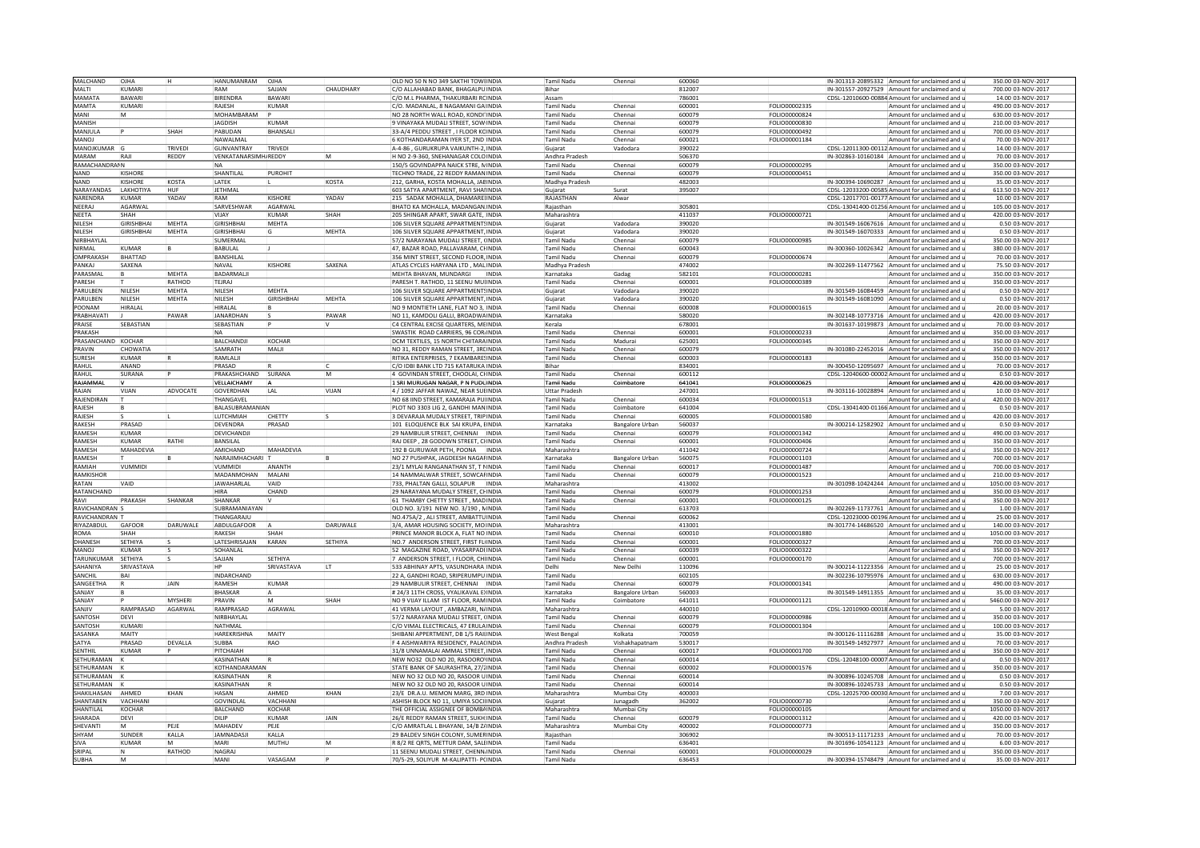| | | | | | | | | | | | | | | | | |
|---|---|---|---|---|---|---|---|---|---|---|---|---|---|---|---|---|
| MALCHAND | OJHA | H | HANUMANRAM | OJHA | | OLD NO 50 N NO 349 SAKTHI TOWEINDIA | Tamil Nadu | Chennai | 600060 | | IN-301313-20895332 | Amount for unclaimed and u | 350.00 | 03-NOV-2017 |
| MALTI | KUMARI | | RAM | SAJJAN | CHAUDHARY | C/O ALLAHABAD BANK, BHAGALPUINDIA | Bihar | | 812007 | | IN-301557-20927529 | Amount for unclaimed and u | 700.00 | 03-NOV-2017 |
| MAMATA | BAWARI | | BIRENDRA | BAWARI | | C/O M.L PHARMA, THAKURBARI RCINDIA | Assam | | 786001 | | CDSL-12010600-00884 | Amount for unclaimed and u | 14.00 | 03-NOV-2017 |
| MAMTA | KUMARI | | RAJESH | KUMAR | | C/O. MADANLAL, 8 NAGAMANI GAIINDIA | Tamil Nadu | Chennai | 600001 | FOLIO00002335 | | Amount for unclaimed and u | 490.00 | 03-NOV-2017 |
| MANI | M | | MOHAMBARAM | P | | NO 28 NORTH WALL ROAD, KONDIINDIA | Tamil Nadu | Chennai | 600079 | FOLIO00000824 | | Amount for unclaimed and u | 630.00 | 03-NOV-2017 |
| MANISH | | | JAGDISH | KUMAR | | 9 VINAYAKA MUDALI STREET, SOWINDIA | Tamil Nadu | Chennai | 600079 | FOLIO00000830 | | Amount for unclaimed and u | 210.00 | 03-NOV-2017 |
| MANJULA | P | SHAH | PABUDAN | BHANSALI | | 33-A/4 PEDDU STREET , I FLOOR KCINDIA | Tamil Nadu | Chennai | 600079 | FOLIO00000492 | | Amount for unclaimed and u | 700.00 | 03-NOV-2017 |
| MANOJ | | | NAWALMAL | | | 6 KOTHANDARAMAN IYER ST, 2ND INDIA | Tamil Nadu | Chennai | 600021 | FOLIO00001184 | | Amount for unclaimed and u | 70.00 | 03-NOV-2017 |
| MANOJKUMAR | G | TRIVEDI | GUNVANTRAY | TRIVEDI | | A-4-86 , GURUKRUPA VAIKUNTH-2, INDIA | Gujarat | Vadodara | 390022 | | CDSL-12011300-00112 | Amount for unclaimed and u | 14.00 | 03-NOV-2017 |
| MARAM | RAJI | REDDY | VENKATANARSIMH/REDDY | | M | H NO 2-9-360, SNEHANAGAR COLOINDIA | Andhra Pradesh | | 506370 | | IN-302863-10160184 | Amount for unclaimed and u | 70.00 | 03-NOV-2017 |
| RAMACHANDRAN | | | NA | | | 150/5 GOVINDAPPA NAICK STRE, NINDIA | Tamil Nadu | Chennai | 600079 | FOLIO00000295 | | Amount for unclaimed and u | 350.00 | 03-NOV-2017 |
| NAND | KISHORE | | SHANTILAL | PUROHIT | | TECHNO TRADE, 22 REDDY RAMANINDIA | Tamil Nadu | Chennai | 600079 | FOLIO00000451 | | Amount for unclaimed and u | 350.00 | 03-NOV-2017 |
| NAND | KISHORE | KOSTA | LATEK | L | KOSTA | 212, GARHA, KOSTA MOHALLA, JABINDIA | Madhya Pradesh | | 482003 | | IN-300394-10690287 | Amount for unclaimed and u | 35.00 | 03-NOV-2017 |
| NARAYANDAS | LAKHOTIYA | HUF | JETHMAL | | | 603 SATYA APARTMENT, RAVI SHAIINDIA | Gujarat | Surat | 395007 | | CDSL-12033200-00585 | Amount for unclaimed and u | 613.50 | 03-NOV-2017 |
| NARENDRA | KUMAR | YADAV | RAM | KISHORE | YADAV | 215 SADAK MOHALLA, DHAMAREIINDIA | RAJASTHAN | Alwar | | | CDSL-12017701-00177 | Amount for unclaimed and u | 10.00 | 03-NOV-2017 |
| NEERAJ | AGARWAL | | SARVESHWAR | AGARWAL | | BHATO KA MOHALLA, MADANGANJINDIA | Rajasthan | | 305801 | | CDSL-13041400-01256 | Amount for unclaimed and u | 105.00 | 03-NOV-2017 |
| NEETA | SHAH | | VIJAY | KUMAR | SHAH | 205 SHINGAR APART, SWAR GATE, INDIA | Maharashtra | | 411037 | FOLIO00000721 | | Amount for unclaimed and u | 420.00 | 03-NOV-2017 |
| NILESH | GIRISHBHAI | MEHTA | GIRISHBHAI | MEHTA | | 106 SILVER SQUARE APPARTMENTSINDIA | Gujarat | Vadodara | 390020 | | IN-301549-16067616 | Amount for unclaimed and u | 0.50 | 03-NOV-2017 |
| NILESH | GIRISHBHAI | MEHTA | GIRISHBHAI | G | MEHTA | 106 SILVER SQUARE APPARTMENT, INDIA | Gujarat | Vadodara | 390020 | | IN-301549-16070333 | Amount for unclaimed and u | 0.50 | 03-NOV-2017 |
| NIRBHAYLAL | | | SUMERMAL | | | 57/2 NARAYANA MUDALI STREET, (INDIA | Tamil Nadu | Chennai | 600079 | FOLIO00000985 | | Amount for unclaimed and u | 350.00 | 03-NOV-2017 |
| NIRMAL | KUMAR | B | BABULAL | J | | 47, BAZAR ROAD, PALLAVARAM, CHINDIA | Tamil Nadu | Chennai | 600043 | | IN-300360-10026342 | Amount for unclaimed and u | 380.00 | 03-NOV-2017 |
| OMPRAKASH | BHATTAD | | BANSHILAL | | | 356 MINT STREET, SECOND FLOOR, INDIA | Tamil Nadu | Chennai | 600079 | FOLIO00000674 | | Amount for unclaimed and u | 70.00 | 03-NOV-2017 |
| PANKAJ | SAXENA | | NAVAL | KISHORE | SAXENA | ATLAS CYCLES HARYANA LTD , MALINDIA | Madhya Pradesh | | 474002 | | IN-302269-11477562 | Amount for unclaimed and u | 75.50 | 03-NOV-2017 |
| PARASMAL | B | MEHTA | BADARMALJI | | | MEHTA BHAVAN, MUNDARGI INDIA | Karnataka | Gadag | 582101 | FOLIO00000281 | | Amount for unclaimed and u | 350.00 | 03-NOV-2017 |
| PARESH | T | RATHOD | TEJRAJ | | | PARESH T. RATHOD, 11 SEENU MUIINDIA | Tamil Nadu | Chennai | 600001 | FOLIO00000389 | | Amount for unclaimed and u | 350.00 | 03-NOV-2017 |
| PARULBEN | NILESH | MEHTA | NILESH | MEHTA | | 106 SILVER SQUARE APPARTMENTSINDIA | Gujarat | Vadodara | 390020 | | IN-301549-16084459 | Amount for unclaimed and u | 0.50 | 03-NOV-2017 |
| PARULBEN | NILESH | MEHTA | NILESH | GIRISHBHAI | MEHTA | 106 SILVER SQUARE APPARTMENT, INDIA | Gujarat | Vadodara | 390020 | | IN-301549-16081090 | Amount for unclaimed and u | 0.50 | 03-NOV-2017 |
| POONAM | HIRALAL | | HIRALAL | B | | NO 9 MONTIETH LANE, FLAT NO 3, INDIA | Tamil Nadu | Chennai | 600008 | FOLIO00001615 | | Amount for unclaimed and u | 20.00 | 03-NOV-2017 |
| PRABHAVATI | J | PAWAR | JANARDHAN | S | PAWAR | NO 11, KAMDOLI GALLI, BROADWAINDIA | Karnataka | | 580020 | | IN-302148-10773716 | Amount for unclaimed and u | 420.00 | 03-NOV-2017 |
| PRAISE | SEBASTIAN | | SEBASTIAN | P | V | C4 CENTRAL EXCISE QUARTERS, MEINDIA | Kerala | | 678001 | | IN-301637-10199873 | Amount for unclaimed and u | 70.00 | 03-NOV-2017 |
| PRAKASH | | | NA | | | SWASTIK ROAD CARRIERS, 96 CORINDIA | Tamil Nadu | Chennai | 600001 | FOLIO00000233 | | Amount for unclaimed and u | 350.00 | 03-NOV-2017 |
| PRASANCHAND | KOCHAR | | BALCHANDJI | KOCHAR | | DCM TEXTILES, 15 NORTH CHITARAINDIA | Tamil Nadu | Madurai | 625001 | FOLIO00000345 | | Amount for unclaimed and u | 350.00 | 03-NOV-2017 |
| PRAVIN | CHOWATIA | | SAMRATH | MALJI | | NO 31, REDDY RAMAN STREET, 3RDINDIA | Tamil Nadu | Chennai | 600079 | | IN-301080-22452016 | Amount for unclaimed and u | 350.00 | 03-NOV-2017 |
| SURESH | KUMAR | R | RAMLALJI | | | RITIKA ENTERPRISES, 7 EKAMBARAINDIA | Tamil Nadu | Chennai | 600003 | FOLIO00000183 | | Amount for unclaimed and u | 350.00 | 03-NOV-2017 |
| RAHUL | ANAND | | PRASAD | R | C | C/O IDBI BANK LTD 715 KATARUKA INDIA | Bihar | | 834001 | | IN-300450-12095697 | Amount for unclaimed and u | 70.00 | 03-NOV-2017 |
| RAHUL | SURANA | P | PRAKASHCHAND | SURANA | M | 4 GOVINDAN STREET, CHOOLAI, CHINDIA | Tamil Nadu | Chennai | 600112 | | CDSL-12040600-00002 | Amount for unclaimed and u | 0.50 | 03-NOV-2017 |
| RAJAMMAL | V | | VELLAICHAMY | A | | 1 SRI MURUGAN NAGAR, P N PUDUINDIA | Tamil Nadu | Coimbatore | 641041 | FOLIO00000625 | | Amount for unclaimed and u | 420.00 | 03-NOV-2017 |
| RAJAN | VIJAN | ADVOCATE | GOVERDHAN | LAL | VIJAN | 4 / 1092 JAFFAR NAWAZ, NEAR SUEINDIA | Uttar Pradesh | | 247001 | | IN-303116-10028894 | Amount for unclaimed and u | 10.00 | 03-NOV-2017 |
| RAJENDIRAN | T | | THANGAVEL | | | NO 68 IIND STREET, KAMARAJA PUIINDIA | Tamil Nadu | Chennai | 600034 | FOLIO00001513 | | Amount for unclaimed and u | 420.00 | 03-NOV-2017 |
| RAJESH | B | | BALASUBRAMANIAN | | | PLOT NO 3303 LIG 2, GANDHI MANINDIA | Tamil Nadu | Coimbatore | 641004 | | CDSL-13041400-01166 | Amount for unclaimed and u | 0.50 | 03-NOV-2017 |
| RAJESH | S | L | LUTCHMIAH | CHETTY | S | 3 DEVARAJA MUDALY STREET, TRIPIINDIA | Tamil Nadu | Chennai | 600005 | FOLIO00001580 | | Amount for unclaimed and u | 420.00 | 03-NOV-2017 |
| RAKESH | PRASAD | | DEVENDRA | PRASAD | | 101 ELOQUENCE BLK SAI KRUPA, EINDIA | Karnataka | Bangalore Urban | 560037 | | IN-300214-12582902 | Amount for unclaimed and u | 0.50 | 03-NOV-2017 |
| RAMESH | KUMAR | | DEVICHANDJI | | | 29 NAMBULIR STREET, CHENNAI INDIA | Tamil Nadu | Chennai | 600079 | FOLIO00001342 | | Amount for unclaimed and u | 490.00 | 03-NOV-2017 |
| RAMESH | KUMAR | RATHI | BANSILAL | | | RAJ DEEP , 28 GODOWN STREET, CHINDIA | Tamil Nadu | Chennai | 600001 | FOLIO00000406 | | Amount for unclaimed and u | 350.00 | 03-NOV-2017 |
| RAMESH | MAHADEVIA | | AMICHAND | MAHADEVIA | | 192 B GURUWAR PETH, POONA INDIA | Maharashtra | | 411042 | FOLIO00000724 | | Amount for unclaimed and u | 350.00 | 03-NOV-2017 |
| RAMESH | T | B | NARAJIMHACHARI | T | B | NO 27 PUSHPAK, JAGDEESH NAGARINDIA | Karnataka | Bangalore Urban | 560075 | FOLIO00001103 | | Amount for unclaimed and u | 700.00 | 03-NOV-2017 |
| RAMIAH | VUMMIDI | | VUMMIDI | ANANTH | | 23/1 MYLAI RANGANATHAN ST, T NINDIA | Tamil Nadu | Chennai | 600017 | FOLIO00001487 | | Amount for unclaimed and u | 700.00 | 03-NOV-2017 |
| RAMKISHOR | | | MADANMOHAN | MALANI | | 14 NAMMALWAR STREET, SOWCAFINDIA | Tamil Nadu | Chennai | 600079 | FOLIO00001523 | | Amount for unclaimed and u | 210.00 | 03-NOV-2017 |
| RATAN | VAID | | JAWAHARLAL | VAID | | 733, PHALTAN GALLI, SOLAPUR INDIA | Maharashtra | | 413002 | | IN-301098-10424244 | Amount for unclaimed and u | 1050.00 | 03-NOV-2017 |
| RATANCHAND | | | HIRA | CHAND | | 29 NARAYANA MUDALY STREET, CHINDIA | Tamil Nadu | Chennai | 600079 | FOLIO00001253 | | Amount for unclaimed and u | 350.00 | 03-NOV-2017 |
| RAVI | PRAKASH | SHANKAR | SHANKAR | V | | 61 THAMBY CHETTY STREET , MADINDIA | Tamil Nadu | Chennai | 600001 | FOLIO00000125 | | Amount for unclaimed and u | 350.00 | 03-NOV-2017 |
| RAVICHANDRAN | S | | SUBRAMANIAYAN | | | OLD NO. 3/191 NEW NO. 3/190 , NINDIA | Tamil Nadu | | 613703 | | IN-302269-11737761 | Amount for unclaimed and u | 1.00 | 03-NOV-2017 |
| RAVICHANDRAN | T | | THANGARAJU | | | NO.47SA/2 , ALI STREET, AMBATTUINDIA | Tamil Nadu | Chennai | 600062 | | CDSL-12023000-00196 | Amount for unclaimed and u | 25.00 | 03-NOV-2017 |
| RIYAZABDUL | GAFOOR | DARUWALE | ABDULGAFOOR | A | DARUWALE | 3/4, AMAR HOUSING SOCIETY, MOIINDIA | Maharashtra | | 413001 | | IN-301774-14686520 | Amount for unclaimed and u | 140.00 | 03-NOV-2017 |
| ROMA | SHAH | | RAKESH | SHAH | | PRINCE MANOR BLOCK A, FLAT NO INDIA | Tamil Nadu | Chennai | 600010 | FOLIO00001880 | | Amount for unclaimed and u | 1050.00 | 03-NOV-2017 |
| DHANESH | SETHIYA | S | LATESHRISAJAN | KARAN | SETHIYA | NO.7 ANDERSON STREET, FIRST FLIINDIA | Tamil Nadu | Chennai | 600001 | FOLIO00000327 | | Amount for unclaimed and u | 700.00 | 03-NOV-2017 |
| MANOJ | KUMAR | S | SOHANLAL | | | 52 MAGAZINE ROAD, VYASARPADIINDIA | Tamil Nadu | Chennai | 600039 | FOLIO00000322 | | Amount for unclaimed and u | 350.00 | 03-NOV-2017 |
| TARUNKUMAR | SETHIYA | S | SAJJAN | SETHIYA | | 7 ANDERSON STREET, I FLOOR, CHIINDIA | Tamil Nadu | Chennai | 600001 | FOLIO00000170 | | Amount for unclaimed and u | 700.00 | 03-NOV-2017 |
| SAHANIYA | SRIVASTAVA | | HP | SRIVASTAVA | LT | 533 ABHINAY APTS, VASUNDHARA INDIA | Delhi | New Delhi | 110096 | | IN-300214-11223356 | Amount for unclaimed and u | 25.00 | 03-NOV-2017 |
| SANCHIL | BAI | | INDARCHAND | | | 22 A, GANDHI ROAD, SRIPERUMPUIINDIA | Tamil Nadu | | 602105 | | IN-302236-10795976 | Amount for unclaimed and u | 630.00 | 03-NOV-2017 |
| SANGEETHA | R | JAIN | RAMESH | KUMAR | | 29 NAMBULIR STREET, CHENNAI INDIA | Tamil Nadu | Chennai | 600079 | FOLIO00001341 | | Amount for unclaimed and u | 490.00 | 03-NOV-2017 |
| SANJAY | B | | BHASKAR | A | | # 24/3 11TH CROSS, VYALIKAVAL EINDIA | Karnataka | Bangalore Urban | 560003 | | IN-301549-14911355 | Amount for unclaimed and u | 35.00 | 03-NOV-2017 |
| SANJAY | P | MYSHERI | PRAVIN | M | SHAH | NO 9 VIJAY ILLAM IST FLOOR, RAMINDIA | Tamil Nadu | Coimbatore | 641011 | FOLIO00001121 | | Amount for unclaimed and u | 5460.00 | 03-NOV-2017 |
| SANJIV | RAMPRASAD | AGARWAL | RAMPRASAD | AGRAWAL | | 41 VERMA LAYOUT , AMBAZARI, NAINDIA | Maharashtra | | 440010 | | CDSL-12010900-00018 | Amount for unclaimed and u | 5.00 | 03-NOV-2017 |
| SANTOSH | DEVI | | NIRBHAYLAL | | | 57/2 NARAYANA MUDALI STREET, (INDIA | Tamil Nadu | Chennai | 600079 | FOLIO00000986 | | Amount for unclaimed and u | 350.00 | 03-NOV-2017 |
| SANTOSH | KUMARI | | NATHMAL | | | C/O VIMAL ELECTRICALS, 47 ERULAINDIA | Tamil Nadu | Chennai | 600079 | FOLIO00001304 | | Amount for unclaimed and u | 100.00 | 03-NOV-2017 |
| SASANKA | MAITY | | HAREKRISHNA | MAITY | | SHIBANI APARTMENT, DB 1/5 RAIIINDIA | West Bengal | Kolkata | 700059 | | IN-300126-11116288 | Amount for unclaimed and u | 35.00 | 03-NOV-2017 |
| SATYA | PRASAD | DEVALLA | SUBBA | RAO | | F 4 AISHWARIYA RESIDENCY, PALAIINDIA | Andhra Pradesh | Vishakhapatnam | 530017 | | IN-301549-14927977 | Amount for unclaimed and u | 70.00 | 03-NOV-2017 |
| SENTHIL | KUMAR | P | PITCHAIAH | | | 31/8 UNNAMALAI AMMAL STREET, INDIA | Tamil Nadu | Chennai | 600017 | FOLIO00001700 | | Amount for unclaimed and u | 350.00 | 03-NOV-2017 |
| SETHURAMAN | K | | KASINATHAN | R | | NEW NO32 OLD NO 20, RASOOROINDIA | Tamil Nadu | Chennai | 600014 | | CDSL-12048100-00007 | Amount for unclaimed and u | 0.50 | 03-NOV-2017 |
| SETHURAMAN | K | | KOTHANDARAMAN | | | STATE BANK OF SAURASHTRA, 27/2INDIA | Tamil Nadu | Chennai | 600002 | FOLIO00001576 | | Amount for unclaimed and u | 350.00 | 03-NOV-2017 |
| SETHURAMAN | K | | KASINATHAN | R | | NEW NO 32 OLD NO 20, RASOOR UINDIA | Tamil Nadu | Chennai | 600014 | | IN-300896-10245708 | Amount for unclaimed and u | 0.50 | 03-NOV-2017 |
| SETHURAMAN | K | | KASINATHAN | R | | NEW NO 32 OLD NO 20, RASOOR UINDIA | Tamil Nadu | Chennai | 600014 | | IN-300896-10245733 | Amount for unclaimed and u | 0.50 | 03-NOV-2017 |
| SHAKILHASAN | AHMED | KHAN | HASAN | AHMED | KHAN | 23/E DR.A.U. MEMON MARG, 3RD INDIA | Maharashtra | Mumbai City | 400003 | | CDSL-12025700-00030 | Amount for unclaimed and u | 7.00 | 03-NOV-2017 |
| SHANTABEN | VACHHANI | | GOVINDLAL | VACHHANI | | ASHISH BLOCK NO 11, UMIYA SOCIIINDIA | Gujarat | Junagadh | 362002 | FOLIO00000730 | | Amount for unclaimed and u | 350.00 | 03-NOV-2017 |
| SHANTILAL | KOCHAR | | BALCHAND | KOCHAR | | THE OFFICIAL ASSIGNEE OF BOMBAINDIA | Maharashtra | Mumbai City | | FOLIO00000105 | | Amount for unclaimed and u | 1050.00 | 03-NOV-2017 |
| SHARADA | DEVI | | DILIP | KUMAR | JAIN | 26/E REDDY RAMAN STREET, SUKHIINDIA | Tamil Nadu | Chennai | 600079 | FOLIO00001312 | | Amount for unclaimed and u | 420.00 | 03-NOV-2017 |
| SHEVANTI | M | PEJE | MAHADEV | PEJE | | C/O AMRATLAL L BHAYANI, 14/B ZAINDIA | Maharashtra | Mumbai City | 400002 | FOLIO00000773 | | Amount for unclaimed and u | 350.00 | 03-NOV-2017 |
| SHYAM | SUNDER | KALLA | JAMNADASJI | KALLA | | 29 BALDEV SINGH COLONY, SUMERINDIA | Rajasthan | | 306902 | | IN-300513-11171233 | Amount for unclaimed and u | 70.00 | 03-NOV-2017 |
| SIVA | KUMAR | M | MARI | MUTHU | M | R 8/2 RE QRTS, METTUR DAM, SALEINDIA | Tamil Nadu | | 636401 | | IN-301696-10541123 | Amount for unclaimed and u | 6.00 | 03-NOV-2017 |
| SRIPAL | N | RATHOD | NAGRAJ | | | 11 SEENU MUDALI STREET, CHENNAINDIA | Tamil Nadu | Chennai | 600001 | FOLIO00000029 | | Amount for unclaimed and u | 350.00 | 03-NOV-2017 |
| SUBHA | M | | MANI | VASAGAM | P | 70/5-29, SOLIYUR M-KALIPATTI- PCINDIA | Tamil Nadu | | 636453 | | IN-300394-15748479 | Amount for unclaimed and u | 35.00 | 03-NOV-2017 |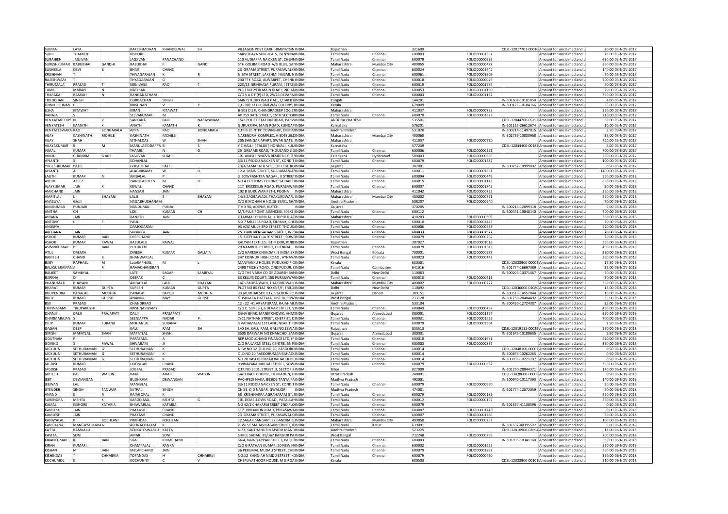| SUMAN | LATA | | RAKESHMOHAN | KHANDELWAL | SH | VILLAGE& POST GARH HIMMATSIN INDIA | Rajasthan | | 321609 | | CDSL-12017701-00010 | Amount for unclaimed and u | 20.00 | 03-NOV-2017 |
|---|---|---|---|---|---|---|---|---|---|---|---|---|---|---|
| SUNIL | THAKKER | | KISHORE | | | SARVODAYA SURGICALS, 74 NYNIA INDIA | Tamil Nadu | Chennai | 600003 | FOLIO00001607 | | Amount for unclaimed and u | 70.00 | 03-NOV-2017 |
| SURAJBEN | JAGJIVAN | | JAGJIVAN | PANACHAND | | 110 AUDIAPPA NAICKEN ST, CHENN INDIA | Tamil Nadu | Chennai | 600079 | FOLIO00000953 | | Amount for unclaimed and u | 630.00 | 03-NOV-2017 |
| SURESHKUMAR | BABUBHAI | GANDHI | BABUBHAI | F | GANDI | 5TH GOLIBAR ROAD A/G BLUE, SAN INDIA | Maharashtra | Mumbai City | 400055 | FOLIO00000477 | | Amount for unclaimed and u | 350.00 | 03-NOV-2017 |
| SUSHEELA | DEVI | B | BHAG | CHAND | | 23 GRAMA STREET, PURASAWALKI INDIA | Tamil Nadu | Chennai | 600024 | FOLIO00001742 | | Amount for unclaimed and u | 140.00 | 03-NOV-2017 |
| KRISHNAN | T | | THIYAGARAJAN | K | R | 5 5TH STREET, LAKSHMI NAGAR, N INDIA | Tamil Nadu | Chennai | 600061 | FOLIO00001909 | | Amount for unclaimed and u | 70.00 | 03-NOV-2017 |
| RAJESHWARI | T | | THYAGARAJAN | G | | 230 TTK ROAD, ALWARPET, CHENN INDIA | Tamil Nadu | Chennai | 600018 | FOLIO00000079 | | Amount for unclaimed and u | 700.00 | 03-NOV-2017 |
| THIRUMALA | PRASAD | T | SRINIVASA | RAO | T | 22C/23 SRINIVASA PURAM, I STREE INDIA | Tamil Nadu | Chennai | 600019 | FOLIO00001787 | | Amount for unclaimed and u | 70.00 | 03-NOV-2017 |
| TAMIL | MARAN | N | NATESAN | | | PLOT NO 29 III MAIN ROAD, INDIAN INDIA | Tamil Nadu | Chennai | 600053 | FOLIO00001180 | | Amount for unclaimed and u | 70.00 | 03-NOV-2017 |
| THARAKA | RAMIAH | N | RANGANATHAM | | | C/O S A C F (P) LTD, 25/26 DEVARA INDIA | Tamil Nadu | Chennai | 600003 | FOLIO00001137 | | Amount for unclaimed and u | 350.00 | 03-NOV-2017 |
| TRILOCHAN | SINGH | | GURBACHAN | SINGH | | SAINI STUDIO WALI GALI, 7/140 B INDIA | Punjab | | 144201 | | IN-301604-10101850 | Amount for unclaimed and u | 4.00 | 03-NOV-2017 |
| UNNIKRISHNAN | C | | KRISHNAN | V | P | QTS NO 121 D, RAILWAY COLONY, I INDIA | Kerala | | 678009 | | IN-300175-10184166 | Amount for unclaimed and u | 35.00 | 03-NOV-2017 |
| USHA | KITAWAT | | KIRAN | KITAWAT | | B-503 D S K, CHANDRADEEP SOCIET INDIA | Maharashtra | | 411037 | FOLIO00000722 | | Amount for unclaimed and u | 350.00 | 03-NOV-2017 |
| VANAJA | S | | SELVAKUMAR | M | | AP 759 94TH STREET, 15TH SECTOR INDIA | Tamil Nadu | Chennai | 600078 | FOLIO00001623 | | Amount for unclaimed and u | 210.00 | 03-NOV-2017 |
| VENKATAREDDY | N | V | SANKARA | RAO | NARAYANAM | 15/8 POLICE STATION ROAD, PARV INDIA | ANDHRA PRADESH | | 535501 | | CDSL-12044700-05252 | Amount for unclaimed and u | 50.00 | 03-NOV-2017 |
| VENKATESH | KAMATH | K | ANATH | KAMATH | K | GURUKRIPA, MAIN ROAD, KUNDAP INDIA | Karnataka | | 576201 | | IN-301135-26612674 | Amount for unclaimed and u | 10.00 | 03-NOV-2017 |
| VENKATESWARA | RAO | BONGARALA | APPA | RAO | BONGARALA | QTR B 85 NTPC TOWNSHIP, DEEPA INDIA | Andhra Pradesh | | 531020 | | IN-300214-11497015 | Amount for unclaimed and u | 3.50 | 03-NOV-2017 |
| VIJAY | KASHINATH | MOHILE | KASHINATH | MOHILE | | NARENDRA COMPLEX, A-304BUILD INDIA | Maharashtra | Mumbai City | 400068 | | IN-302759-10000968 | Amount for unclaimed and u | 35.00 | 03-NOV-2017 |
| VIJAY | SHAH | | VITHALDAS | W | SHAH | 205 SHINGAR APART, SWAR GATE, INDIA | Maharashtra | | 411037 | FOLIO00000720 | | Amount for unclaimed and u | 420.00 | 03-NOV-2017 |
| VIJAYAKUMAR | B | M | MARULASIDDAPPA | B | S | Y C HALLI, ( TALUK ) HONNALI, KU INDIA | Karnataka | | 577239 | | CDSL-12034400-00183 | Amount for unclaimed and u | 5.00 | 03-NOV-2017 |
| VIMAL | KUMAR | | THAMBI | N | G | 25 GREAMS ROAD, THOUSAND LIG INDIA | Tamil Nadu | Chennai | 600006 | FOLIO00000331 | | Amount for unclaimed and u | 700.00 | 03-NOV-2017 |
| VINOD | CHANDRA | SHAH | JAGJIVAN | SHAH | | 101 AKASH INNOVA RESIDENCY, D INDIA | Telangana | Hyderabad | 500003 | FOLIO00000639 | | Amount for unclaimed and u | 350.00 | 03-NOV-2017 |
| VYJANTHI | S | | SOHANLAL | | | 33/11 PEDDU NAICKEN ST, KONDIT INDIA | Tamil Nadu | Chennai | 600079 | FOLIO00001587 | | Amount for unclaimed and u | 100.00 | 03-NOV-2017 |
| YOGESHKUMAR | PATEL | | GOPALBHAI | PATEL | | 23/A SAMARATH SOC, COLLEGE RO INDIA | Gujarat | | 387001 | | IN-300757-10999802 | Amount for unclaimed and u | 0.50 | 03-NOV-2017 |
| JAYANTHI | A | | ALAGIRISAMY | W | O | 12-A MAIN STREET, SUBRAMANIAN INDIA | Tamil Nadu | Chennai | 600011 | FOLIO00001851 | | Amount for unclaimed and u | 1400.00 | 06-NOV-2018 |
| LALITH | KUMAR | A | AMBALAL | P | | 3 SOWRASHTRA NAGAR , II STREET INDIA | Tamil Nadu | Chennai | 600094 | FOLIO00000446 | | Amount for unclaimed and u | 350.00 | 06-NOV-2018 |
| ABDUL | AZEEZ | | ZAINULABDEEN | M | D | NO 4 CUSTOMS COLONY, SAIDAPET INDIA | Tamil Nadu | Chennai | 600015 | FOLIO00001143 | | Amount for unclaimed and u | 630.00 | 06-NOV-2018 |
| AJAYKUMAR | JAIN | K | KEWAL | CHAND | | 117 BRICKKILN ROAD, PURASAWAL INDIA | Tamil Nadu | Chennai | 600007 | FOLIO00001745 | | Amount for unclaimed and u | 50.00 | 06-NOV-2018 |
| AMICHAND | JAIN | | HANSAJI | JAIN | | 192 B GURUWAR PETH, POONA INDIA | Maharashtra | | 411042 | FOLIO00000723 | | Amount for unclaimed and u | 350.00 | 06-NOV-2018 |
| AMRITLAL | L | BHAYANI | LALJI | S | BHAYANI | 14/B ZAOBAWADI, THAKURDWAR, INDIA | Maharashtra | Mumbai City | 400002 | FOLIO00000771 | | Amount for unclaimed and u | 350.00 | 06-NOV-2018 |
| ANASUYA | GAJJI | | NAGABHUSHANAM | | | C/O G MOHAN H NO 18-39/31, SHA INDIA | Andhra Pradesh | | 508207 | FOLIO00000640 | | Amount for unclaimed and u | 70.00 | 06-NOV-2018 |
| ANILKUMAR | PUNJABI | | NANDUMAL | PUNJA | | T H X 96, ADIPUR, KUTCH INDIA | Gujarat | | 370205 | | IN-300214-12099318 | Amount for unclaimed and u | 5.00 | 06-NOV-2018 |
| ANITHA | CH | | LOK | KUMAR | CH | M/S PLUS POINT AGENCEIS, 303/2 INDIA | Tamil Nadu | Chennai | 600112 | | IN-300441-10840140 | Amount for unclaimed and u | 700.00 | 06-NOV-2018 |
| ANJANA | JAIN | | RANJITH | JAIN | | OTARMAL CHUNILAL, KHOPOLIGA INDIA | Maharashtra | | 410203 | FOLIO00000309 | | Amount for unclaimed and u | 350.00 | 06-NOV-2018 |
| ANTONY | L | P | PAUL | | | NO 7 MILLERS ROAD, KILPAUK, CHE INDIA | Tamil Nadu | Chennai | 600010 | FOLIO00002443 | | Amount for unclaimed and u | 70.00 | 06-NOV-2018 |
| ANUSIYA | | | DAMODARAN | | | 93 AZIZ MULK 3RD STREET, THOUS INDIA | Tamil Nadu | Chennai | 600006 | FOLIO00000663 | | Amount for unclaimed and u | 420.00 | 06-NOV-2018 |
| ARCHANA | JAIN | | SUDHEER | JAIN | | 25 THIRUVENGADAM STREET, WES INDIA | Tamil Nadu | Chennai | 600033 | FOLIO00001977 | | Amount for unclaimed and u | 70.00 | 06-NOV-2018 |
| ASHOK | KUMAR | JAIN | DEEPCHAND | | | 15 ELEPHANT GATE STREET , SOW INDIA | Tamil Nadu | Chennai | 600079 | FOLIO00002262 | | Amount for unclaimed and u | 70.00 | 06-NOV-2018 |
| ASHOK | KUMAR | RAWAL | BABULALJI | RAWAL | | KALYAN TEXTILES, IST FLOOR, KUBE INDIA | Rajasthan | | 307027 | FOLIO00001018 | | Amount for unclaimed and u | 350.00 | 06-NOV-2018 |
| ASWINKUMAR | P | JAIN | PUKHRAJJI | | | 29 NAMBULIR STREET, CHENNAI INDIA | Tamil Nadu | Chennai | 600079 | FOLIO00001345 | | Amount for unclaimed and u | 490.00 | 06-NOV-2018 |
| ATUL | DALMIA | | DINESH | KUMAR | DALMIA | C/O NARESH CHANDAK, 9 INDIA EX INDIA | West Bengal | Kolkata | 700001 | FOLIO00000587 | | Amount for unclaimed and u | 350.00 | 06-NOV-2018 |
| RAMESH | CHAND | B | BHANWARLAL | | | 247 KONNUR HIGH ROAD , AYNAV INDIA | Tamil Nadu | Chennai | 600023 | FOLIO00000442 | | Amount for unclaimed and u | 350.00 | 06-NOV-2018 |
| BABY | RAPHAEL | M | LateRAPHAEL | M | L | MANIYAKKU HOUSE, PUDUKAD P C INDIA | Kerala | | 680301 | | CDSL-12023900-00003 | Amount for unclaimed and u | 17.50 | 06-NOV-2018 |
| BALASUBRAMAN | A | R | RAMACHANDRAN | | | 2498 TRICHY ROAD, ONDIPUDUR, C INDIA | Tamil Nadu | Coimbatore | 641016 | | IN-301774-16697389 | Amount for unclaimed and u | 35.00 | 06-NOV-2018 |
| BALJEET | SAMBYAL | | LATE | SAGAR | SAMBYAL | C/O THE VAISH CO OP ADARSH BAN INDIA | Delhi | New Delhi | 110063 | | IN-300206-10371467 | Amount for unclaimed and u | 70.00 | 06-NOV-2018 |
| BARKHA | D | | DEEPAK | C | | 33 KELLYS COURT, 150 PURASAWAL INDIA | Tamil Nadu | Chennai | 600010 | FOLIO00000913 | | Amount for unclaimed and u | 70.00 | 06-NOV-2018 |
| BHANUMATI | BHAYANI | | AMRATLAL | LALJI | BHAYANI | 14/B ZAOBA WADI, THAKURDWAR, INDIA | Maharashtra | Mumbai City | 400002 | FOLIO00000772 | | Amount for unclaimed and u | 350.00 | 06-NOV-2018 |
| BHARAT | KUMAR | GUPTA | SURESH | KUMAR | GUPTA | PLOT NO 85 FLAT NO 43 F/F, TRILO INDIA | Delhi | New Delhi | 110092 | | CDSL-12036000-01080 | Amount for unclaimed and u | 13.00 | 06-NOV-2018 |
| BHUPENDRA | PANALAL | MODHIA | PANALAL | BAPUJI | MODHIA | 33 JALVIHAR SOCIETY, STATION RO INDIA | Gujarat | Dahod | 389151 | | IN-300513-14557844 | Amount for unclaimed and u | 10.00 | 06-NOV-2018 |
| BIJOY | KUMAR | GHOSH | ANANDA | MAY | GHOSH | GUSHKARA HATTALA, DIST BURDW INDIA | West Bengal | | 713128 | | IN-301250-28484492 | Amount for unclaimed and u | 35.00 | 06-NOV-2018 |
| BSV | PRASAD | | CHANDRRAO | | | 12 - 22 -41 ARYAPURAM, RAJAHML INDIA | Andhra Pradesh | | 533104 | | IN-300450-12724387 | Amount for unclaimed and u | 35.00 | 06-NOV-2018 |
| CHINNASAMI | TIRUPAKUZHI | | KRISHNASWAMY | | | C/O C. SURESH, 6 DEVAR STREET, V INDIA | Tamil Nadu | Chennai | 600049 | FOLIO00000487 | | Amount for unclaimed and u | 490.00 | 06-NOV-2018 |
| DHANJI | DALJI | PRAJAPATI | DALJI | PRAJAPATI | | DENA BNAK, MANIK CHOWK, AHM INDIA | Gujarat | Ahmedabad | 380001 | FOLIO00001357 | | Amount for unclaimed and u | 350.00 | 06-NOV-2018 |
| DHARMARAJAN | S | | SEENIAPPA | NADAR | P | 7/C1 NATHAN STREET, CHETPUT, C INDIA | Tamil Nadu | Chennai | 600031 | FOLIO00001662 | | Amount for unclaimed and u | 700.00 | 06-NOV-2018 |
| DILIP | KUMAR | SURANA | MOHANLAL | SURANA | | 3 VADAMALAI 1ST LANE, NEAR TIRI INDIA | Tamil Nadu | Chennai | 600079 | FOLIO00002504 | | Amount for unclaimed and u | 2.50 | 06-NOV-2018 |
| GAGAN | DEEP | | KALU | RAM | SH | S/O SH. KALU RAM, GALI NO.13WA INDIA | Rajasthan | | 335513 | | CDSL-12019111-00029 | Amount for unclaimed and u | 250.00 | 06-NOV-2018 |
| GIRISH | MAFATLAL | SHAH | MAFATLAL | SHAH | | 3505 DARWAJA NO KHANCHO, SAN INDIA | Gujarat | Ahmedabad | 380001 | | IN-301645-10189655 | Amount for unclaimed and u | 5.50 | 06-NOV-2018 |
| GOUTHAM | P | | PARASMAL | A | | REP MOOLCHAND FINANCE LTD, (P INDIA | Tamil Nadu | Chennai | 600018 | FOLIO00001631 | | Amount for unclaimed and u | 420.00 | 06-NOV-2018 |
| GOVIND | S | RAWAL | SHIVARAM | JI | | C/O RAJLAXMI STEEL CENTRE, 55 PI INDIA | Tamil Nadu | Chennai | 600003 | FOLIO00000837 | | Amount for unclaimed and u | 350.00 | 06-NOV-2018 |
| JACKULIN | SETHURAMAN | G | SETHURAMAN | K | | NEW NO 32 OLD NO 20, RASOORO INDIA | Tamil Nadu | Chennai | 600014 | | CDSL-12048100-00007 | Amount for unclaimed and u | 0.50 | 06-NOV-2018 |
| JACKULIN | SETHURAMAN | G | SETHURAMAN | K | | OLD NO 20 RASOORUMAR BAHADU INDIA | Tamil Nadu | Chennai | 600014 | | IN-300896-10262265 | Amount for unclaimed and u | 0.50 | 06-NOV-2018 |
| JACKULIN | SETHURAMAN | G | SETHURAMAN | K | | NO 20 RASOORUMAR BAHADHOOR INDIA | Tamil Nadu | Chennai | 600014 | | IN-300896-10221707 | Amount for unclaimed and u | 0.50 | 06-NOV-2018 |
| JAGDISH | KUMAR | | DOONGAR | CHAND | | 9 VINAYAKA MUDALI STREET, SOW INDIA | Tamil Nadu | Chennai | 600079 | FOLIO00000832 | | Amount for unclaimed and u | 350.00 | 06-NOV-2018 |
| JAGDISH | PRASAD | | JOGRAJ | PRASAD | | QTR NO 2001, STREET 3, SECTOR 8 INDIA | Bihar | | 827009 | | IN-301250-28844371 | Amount for unclaimed and u | 140.00 | 06-NOV-2018 |
| JAIDESH | PAL | WASON | RAM | AHAR | WASON | 54/D RACE COURSE, DEHRADUN, D INDIA | Uttar Pradesh | | 248001 | | CDSL-13028600-00006 | Amount for unclaimed and u | 0.50 | 06-NOV-2018 |
| JEET | DEWANGAN | | BUDHRAM | DEWANGAN | | PACHPEDI NAKA, BESIDE TANYA PA INDIA | Madhya Pradesh | | 492001 | | IN-300940-10117393 | Amount for unclaimed and u | 140.00 | 06-NOV-2018 |
| JEEWAN | LAL | | MANGILAL | | | 33/11 PEDDU NAICKEN ST, KONDIT INDIA | Tamil Nadu | Chennai | 600079 | FOLIO00000690 | | Amount for unclaimed and u | 50.00 | 06-NOV-2018 |
| JITENDER | SINGH | TANWAR | SATPAL | SINGH | | CH 53, D D NAGAR, GWALIOR INDIA | Madhya Pradesh | | 474001 | | IN-301774-12072059 | Amount for unclaimed and u | 70.00 | 06-NOV-2018 |
| ANAND | K | R | RAJAGOPAL | K | | 58 KRISHNAPPA AGRAHARAM ST, INDIA | Tamil Nadu | Chennai | 600079 | FOLIO00000182 | | Amount for unclaimed and u | 350.00 | 06-NOV-2018 |
| SURENDRA | MEHTA | K | KARODIMAL | MEHTA | G | 101 DEMELLOWS ROAD , PATALLAN INDIA | Tamil Nadu | Chennai | 600012 | FOLIO00000197 | | Amount for unclaimed and u | 350.00 | 06-NOV-2018 |
| KAMAL | KISHORE | KATARIA | BHAWARLAL | KATARIA | | NO 42/2 CHAKARAI SREET 2ND FLO INDIA | Tamil Nadu | Chennai | 600079 | | IN-301637-41130596 | Amount for unclaimed and u | 0.50 | 06-NOV-2018 |
| KAMLESH | JAIN | | PRAKASH | CHAND | | 117 BRICKKILN ROAD, PURASAWAL INDIA | Tamil Nadu | Chennai | 600007 | FOLIO00001748 | | Amount for unclaimed and u | 50.00 | 06-NOV-2018 |
| KAMLESH | JAIN | | PRAKASH | CHAND | | 23 GRAMA STREET, PURASAWALKA INDIA | Tamil Nadu | Chennai | 600007 | FOLIO00001786 | | Amount for unclaimed and u | 50.00 | 06-NOV-2018 |
| KANAYALAL | P | ROCHLANI | PRIBHDAS | ROCHLANI | | 12 SAGAR SANGAM, 27 BANDRA RE INDIA | Maharashtra | Mumbai City | 400050 | FOLIO00000757 | | Amount for unclaimed and u | 100.00 | 06-NOV-2018 |
| KANCHANA | MANGAYARKARA | A | ARUNACHALAM | K | | 2 WEST MADAVILAGAM STREET, K INDIA | Tamil Nadu | Karur | 639001 | | IN-301637-40395592 | Amount for unclaimed and u | 5.00 | 06-NOV-2018 |
| KATTA | RAMBABU | | VENKATESWARLU | KATTA | | 4-73, SANTHANUTHLAPADU MAND INDIA | Andhra Pradesh | | 523225 | | CDSL-12010900-02694 | Amount for unclaimed and u | 18.00 | 06-NOV-2018 |
| KAVITA | SONI | | AMAR | SONI | | SHREE SADAN, 89/367 BANGUR PA INDIA | West Bengal | | 712248 | FOLIO00000795 | | Amount for unclaimed and u | 700.00 | 06-NOV-2018 |
| KIRANKUMAR | K | JAIN | SHA | KHIMCHAND | | 66-A, NAINIYAPPAN STREET, PARK INDIA | Tamil Nadu | Chennai | 600003 | | IN-301895-10341168 | Amount for unclaimed and u | 50.00 | 06-NOV-2018 |
| KIRAN | KUMARI | | CHAMPALAL | RANKA | | C/O G RATHAN KUMAR, 20 NEW NI INDIA | Tamil Nadu | Chennai | 600002 | FOLIO00001555 | | Amount for unclaimed and u | 320.00 | 06-NOV-2018 |
| KISHAN | M | JAIN | MELAPCHAND | JAIN | | 36 PERUMAL MUDALI STREET, CHE INDIA | Tamil Nadu | Chennai | 600079 | FOLIO00001297 | | Amount for unclaimed and u | 350.00 | 06-NOV-2018 |
| KISHINDAS | T | CHHABRIA | TOPANDAS | H | CHHABRIJI | NO.12 KANNIAH NAIDU STREET, KO INDIA | Tamil Nadu | Chennai | 600079 | FOLIO00000460 | | Amount for unclaimed and u | 350.00 | 06-NOV-2018 |
| KOCHUMOL | K | I | KOCHUNNY | C | V | CHERUVATHOOR HOUSE, M G ROA INDIA | Kerala | | 680503 | | CDSL-12023900-00101 | Amount for unclaimed and u | 210.00 | 06-NOV-2018 |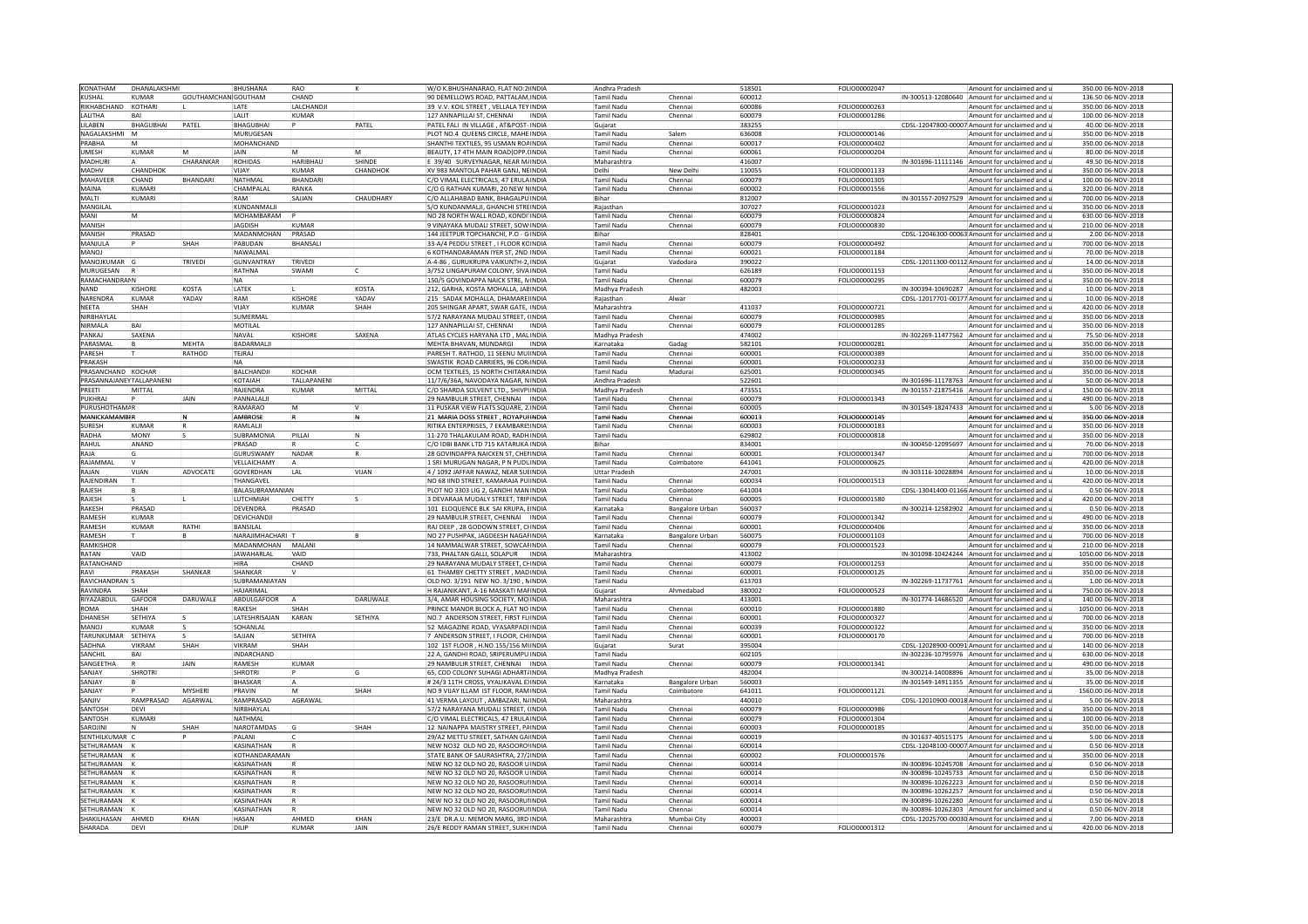| | | | | | | | | | | | | | | |
|---|---|---|---|---|---|---|---|---|---|---|---|---|---|---|
| KONATHAM | DHANALAKSHMI | | BHUSHANA | RAO | K | W/O K.BHUSHANARAO, FLAT NO:2INDIA | Andhra Pradesh | | 518501 | FOLIO00002047 | | Amount for unclaimed and u | 350.00 | 06-NOV-2018 |
| KUSHAL | KUMAR | GOUTHAMCHANI | GOUTHAM | CHAND | | 90 DEMELLOWS ROAD, PATTALAM, INDIA | Tamil Nadu | Chennai | 600012 | | IN-300513-12080640 | Amount for unclaimed and u | 136.50 | 06-NOV-2018 |
| RIKHABCHAND | KOTHARI | L | LATE | LALCHANDJI | | 39 V.V. KOIL STREET , VELLALA TEYINDIA | Tamil Nadu | Chennai | 600086 | FOLIO00000263 | | Amount for unclaimed and u | 350.00 | 06-NOV-2018 |
| LALITHA | BAI | | LALIT | KUMAR | | 127 ANNAPILLAI ST, CHENNAI INDIA | Tamil Nadu | Chennai | 600079 | FOLIO00001286 | | Amount for unclaimed and u | 100.00 | 06-NOV-2018 |
| LILABEN | BHAGUBHAI | PATEL | BHAGUBHAI | P | PATEL | PATEL FALI IN VILLAGE , AT&POST-INDIA | Gujarat | | 383255 | | CDSL-12047800-00007 | Amount for unclaimed and u | 40.00 | 06-NOV-2018 |
| NAGALAKSHMI | M | | MURUGESAN | | | PLOT NO.4 QUEENS CIRCLE, MAHE INDIA | Tamil Nadu | Salem | 636008 | FOLIO00000146 | | Amount for unclaimed and u | 350.00 | 06-NOV-2018 |
| PRABHA | M | | MOHANCHAND | | | SHANTHI TEXTILES, 95 USMAN ROAINDIA | Tamil Nadu | Chennai | 600017 | FOLIO00000402 | | Amount for unclaimed and u | 350.00 | 06-NOV-2018 |
| UMESH | KUMAR | M | JAIN | M | M | BEAUTY, 17 4TH MAIN ROAD(OPP.CINDIA | Tamil Nadu | Chennai | 600061 | FOLIO00000204 | | Amount for unclaimed and u | 80.00 | 06-NOV-2018 |
| MADHURI | A | CHARANKAR | ROHIDAS | HARIBHAU | SHINDE | E 39/40 SURVEYNAGAR, NEAR MINDIA | Maharashtra | | 416007 | | IN-301696-11111146 | Amount for unclaimed and u | 49.50 | 06-NOV-2018 |
| MADHV | CHANDHOK | | VIJAY | KUMAR | CHANDHOK | XV 983 MANTOLA PAHAR GANJ, NEINDIA | Delhi | New Delhi | 110055 | FOLIO00001133 | | Amount for unclaimed and u | 350.00 | 06-NOV-2018 |
| MAHAVEER | CHAND | BHANDARI | NATHMAL | BHANDARI | | C/O VIMAL ELECTRICALS, 47 ERULAINDIA | Tamil Nadu | Chennai | 600079 | FOLIO00001305 | | Amount for unclaimed and u | 100.00 | 06-NOV-2018 |
| MAINA | KUMARI | | CHAMPALAL | RANKA | | C/O G RATHAN KUMARI, 20 NEW NINDIA | Tamil Nadu | Chennai | 600002 | FOLIO00001556 | | Amount for unclaimed and u | 320.00 | 06-NOV-2018 |
| MALTI | KUMARI | | RAM | SAJJAN | CHAUDHARY | C/O ALLAHABAD BANK, BHAGALPUINDIA | Bihar | | 812007 | | IN-301557-20927529 | Amount for unclaimed and u | 700.00 | 06-NOV-2018 |
| MANGILAL | | | KUNDANMALJI | | | S/O KUNDANMALJI, GHANCHI STREINDIA | Rajasthan | | 307027 | FOLIO00001023 | | Amount for unclaimed and u | 350.00 | 06-NOV-2018 |
| MANI | M | | MOHAMBARAM | P | | NO 28 NORTH WALL ROAD, KONDI'INDIA | Tamil Nadu | Chennai | 600079 | FOLIO00000824 | | Amount for unclaimed and u | 630.00 | 06-NOV-2018 |
| MANISH | | | JAGDISH | KUMAR | | 9 VINAYAKA MUDALI STREET, SOWIINDIA | Tamil Nadu | Chennai | 600079 | FOLIO00000830 | | Amount for unclaimed and u | 210.00 | 06-NOV-2018 |
| MANISH | PRASAD | | MADANMOHAN | PRASAD | | 144 JEETPUR TOPCHANCHI, P.O - GINDIA | Bihar | | 828401 | | CDSL-12046300-00063 | Amount for unclaimed and u | 2.00 | 06-NOV-2018 |
| MANJULA | P | SHAH | PABUDAN | BHANSALI | | 33-A/4 PEDDU STREET , I FLOOR KCINDIA | Tamil Nadu | Chennai | 600079 | FOLIO00000492 | | Amount for unclaimed and u | 700.00 | 06-NOV-2018 |
| MANOJ | | | NAWALMAL | | | 6 KOTHANDARAMAN IYER ST, 2ND INDIA | Tamil Nadu | Chennai | 600021 | FOLIO00001184 | | Amount for unclaimed and u | 70.00 | 06-NOV-2018 |
| MANOJKUMAR | G | TRIVEDI | GUNVANTRAY | TRIVEDI | | A-4-86 , GURUKRUPA VAIKUNTH-2, INDIA | Gujarat | Vadodara | 390022 | | CDSL-12011300-00112 | Amount for unclaimed and u | 14.00 | 06-NOV-2018 |
| MURUGESAN | R | | RATHNA | SWAMI | C | 3/752 LINGAPURAM COLONY, SIVAINDIA | Tamil Nadu | | 626189 | FOLIO00001153 | | Amount for unclaimed and u | 350.00 | 06-NOV-2018 |
| RAMACHANDRAN | N | | NA | | | 150/5 GOVINDAPPA NAICK STRE, NINDIA | Tamil Nadu | Chennai | 600079 | FOLIO00000295 | | Amount for unclaimed and u | 350.00 | 06-NOV-2018 |
| NAND | KISHORE | KOSTA | LATEK | L | KOSTA | 212, GARHA, KOSTA MOHALLA, JABINDIA | Madhya Pradesh | | 482003 | | IN-300394-10690287 | Amount for unclaimed and u | 10.00 | 06-NOV-2018 |
| NARENDRA | KUMAR | YADAV | RAM | KISHORE | YADAV | 215 SADAK MOHALLA, DHAMAREIINDIA | Rajasthan | Alwar | | | CDSL-12017701-00177 | Amount for unclaimed and u | 10.00 | 06-NOV-2018 |
| NEETA | SHAH | | VIJAY | KUMAR | SHAH | 205 SHINGAR APART, SWAR GATE, INDIA | Maharashtra | | 411037 | FOLIO00000721 | | Amount for unclaimed and u | 420.00 | 06-NOV-2018 |
| NIRBHAYLAL | | | SUMERMAL | | | 57/2 NARAYANA MUDALI STREET, CINDIA | Tamil Nadu | Chennai | 600079 | FOLIO00000985 | | Amount for unclaimed and u | 350.00 | 06-NOV-2018 |
| NIRMALA | BAI | | MOTILAL | | | 127 ANNAPILLAI ST, CHENNAI INDIA | Tamil Nadu | Chennai | 600079 | FOLIO00001285 | | Amount for unclaimed and u | 350.00 | 06-NOV-2018 |
| PANKAJ | SAXENA | | NAVAL | KISHORE | SAXENA | ATLAS CYCLES HARYANA LTD , MALINDIA | Madhya Pradesh | | 474002 | | IN-302269-11477562 | Amount for unclaimed and u | 75.50 | 06-NOV-2018 |
| PARASMAL | B | MEHTA | BADARMALJI | | | MEHTA BHAVAN, MUNDARGI INDIA | Karnataka | Gadag | 582101 | FOLIO00000281 | | Amount for unclaimed and u | 350.00 | 06-NOV-2018 |
| PARESH | T | RATHOD | TEJRAJ | | | PARESH T. RATHOD, 11 SEENU MUIINDIA | Tamil Nadu | Chennai | 600001 | FOLIO00000389 | | Amount for unclaimed and u | 350.00 | 06-NOV-2018 |
| PRAKASH | | | NA | | | SWASTIK ROAD CARRIERS, 96 CORINDIA | Tamil Nadu | Chennai | 600001 | FOLIO00000233 | | Amount for unclaimed and u | 350.00 | 06-NOV-2018 |
| PRASANCHAND | KOCHAR | | BALCHANDJI | KOCHAR | | DCM TEXTILES, 15 NORTH CHITARAINDIA | Tamil Nadu | Madurai | 625001 | FOLIO00000345 | | Amount for unclaimed and u | 350.00 | 06-NOV-2018 |
| PRASANNAJANEY | TALLAPANENI | | KOTAIAH | TALLAPANENI | | 11/7/6/36A, NAVODAYA NAGAR, NINDIA | Andhra Pradesh | | 522601 | | IN-301696-11178763 | Amount for unclaimed and u | 50.00 | 06-NOV-2018 |
| PREETI | MITTAL | | RAJENDRA | KUMAR | MITTAL | C/O SHARDA SOLVENT LTD., SHIVPIINDIA | Madhya Pradesh | | 473551 | | IN-301557-21875416 | Amount for unclaimed and u | 150.00 | 06-NOV-2018 |
| PUKHRAJ | P | JAIN | PANNALALJI | | | 29 NAMBULIR STREET, CHENNAI INDIA | Tamil Nadu | Chennai | 600079 | FOLIO00001343 | | Amount for unclaimed and u | 490.00 | 06-NOV-2018 |
| PURUSHOTHAMAR | | | RAMARAO | M | V | 11 PUSKAR VIEW FLATS SQUARE, 2INDIA | Tamil Nadu | Chennai | 600005 | | IN-301549-18247433 | Amount for unclaimed and u | 5.00 | 06-NOV-2018 |
| MANICKAMAMBER | | N | AMBROSE | R | N | 21 MARIA DOSS STREET , ROYAPUHINDIA | Tamil Nadu | Chennai | 600013 | FOLIO00000145 | | Amount for unclaimed and u | 350.00 | 06-NOV-2018 |
| SURESH | KUMAR | R | RAMLALJI | | | RITIKA ENTERPRISES, 7 EKAMBARESINDIA | Tamil Nadu | Chennai | 600003 | FOLIO00000183 | | Amount for unclaimed and u | 350.00 | 06-NOV-2018 |
| RADHA | MONY | S | SUBRAMONIA | PILLAI | N | 11-270 THALAKULAM ROAD, RADHINDIA | Tamil Nadu | | 629802 | FOLIO00000818 | | Amount for unclaimed and u | 350.00 | 06-NOV-2018 |
| RAHUL | ANAND | | PRASAD | R | C | C/O IDBI BANK LTD 715 KATARUKA INDIA | Bihar | | 834001 | | IN-300450-12095697 | Amount for unclaimed and u | 70.00 | 06-NOV-2018 |
| RAJA | G | | GURUSWAMY | NADAR | R | 28 GOVINDAPPA NAICKEN ST, CHEIINDIA | Tamil Nadu | Chennai | 600001 | FOLIO00001347 | | Amount for unclaimed and u | 700.00 | 06-NOV-2018 |
| RAJAMMAL | V | | VELLAICHAMY | A | | 1 SRI MURUGAN NAGAR, P N PUDUINDIA | Tamil Nadu | Coimbatore | 641041 | FOLIO00000625 | | Amount for unclaimed and u | 420.00 | 06-NOV-2018 |
| RAJAN | VIJAN | ADVOCATE | GOVERDHAN | LAL | VIJAN | 4 / 1092 JAFFAR NAWAZ, NEAR SUEINDIA | Uttar Pradesh | | 247001 | | IN-303116-10028894 | Amount for unclaimed and u | 10.00 | 06-NOV-2018 |
| RAJENDIRAN | T | | THANGAVEL | | | NO 68 IIND STREET, KAMARAJA PUIINDIA | Tamil Nadu | Chennai | 600034 | FOLIO00001513 | | Amount for unclaimed and u | 420.00 | 06-NOV-2018 |
| RAJESH | B | | BALASUBRAMANIAN | | | PLOT NO 3303 LIG 2, GANDHI MANINDIA | Tamil Nadu | Coimbatore | 641004 | | CDSL-13041400-01166 | Amount for unclaimed and u | 0.50 | 06-NOV-2018 |
| RAJESH | S | L | LUTCHMIAH | CHETTY | S | 3 DEVARAJA MUDALY STREET, TRIPINDIA | Tamil Nadu | Chennai | 600005 | FOLIO00001580 | | Amount for unclaimed and u | 420.00 | 06-NOV-2018 |
| RAKESH | PRASAD | | DEVENDRA | PRASAD | | 101 ELOQUENCE BLK SAI KRUPA, EINDIA | Karnataka | Bangalore Urban | 560037 | | IN-300214-12582902 | Amount for unclaimed and u | 0.50 | 06-NOV-2018 |
| RAMESH | KUMAR | | DEVICHANDJI | | | 29 NAMBULIR STREET, CHENNAI INDIA | Tamil Nadu | Chennai | 600079 | FOLIO00001342 | | Amount for unclaimed and u | 490.00 | 06-NOV-2018 |
| RAMESH | KUMAR | RATHI | BANSILAL | | | RAJ DEEP , 28 GODOWN STREET, CIINDIA | Tamil Nadu | Chennai | 600001 | FOLIO00000406 | | Amount for unclaimed and u | 350.00 | 06-NOV-2018 |
| RAMESH | T | B | NARAJIMHACHARI | T | B | NO 27 PUSHPAK, JAGDEESH NAGAFINDIA | Karnataka | Bangalore Urban | 560075 | FOLIO00001103 | | Amount for unclaimed and u | 700.00 | 06-NOV-2018 |
| RAMKISHOR | | | MADANMOHAN | MALANI | | 14 NAMMALWAR STREET, SOWCAFINDIA | Tamil Nadu | Chennai | 600079 | FOLIO00001523 | | Amount for unclaimed and u | 210.00 | 06-NOV-2018 |
| RATAN | VAID | | JAWAHARLAL | VAID | | 733, PHALTAN GALLI, SOLAPUR INDIA | Maharashtra | | 413002 | | IN-301098-10424244 | Amount for unclaimed and u | 1050.00 | 06-NOV-2018 |
| RATANCHAND | | | HIRA | CHAND | | 29 NARAYANA MUDALY STREET, CHINDIA | Tamil Nadu | Chennai | 600079 | FOLIO00001253 | | Amount for unclaimed and u | 350.00 | 06-NOV-2018 |
| RAVI | PRAKASH | SHANKAR | SHANKAR | V | | 61 THAMBY CHETTY STREET , MADINDIA | Tamil Nadu | Chennai | 600001 | FOLIO00000125 | | Amount for unclaimed and u | 350.00 | 06-NOV-2018 |
| RAVICHANDRAN | S | | SUBRAMANIAYAN | | | OLD NO. 3/191 NEW NO. 3/190 , NINDIA | Tamil Nadu | | 613703 | | IN-302269-11737761 | Amount for unclaimed and u | 1.00 | 06-NOV-2018 |
| RAVINDRA | SHAH | | HAJARIMAL | | | H RAJANIKANT, A-16 MASKATI MAFINDIA | Gujarat | Ahmedabad | 380002 | FOLIO00000523 | | Amount for unclaimed and u | 750.00 | 06-NOV-2018 |
| RIYAZABDUL | GAFOOR | DARUWALE | ABDULGAFOOR | A | DARUWALE | 3/4, AMAR HOUSING SOCIETY, MOIINDIA | Maharashtra | | 413001 | | IN-301774-14686520 | Amount for unclaimed and u | 140.00 | 06-NOV-2018 |
| ROMA | SHAH | | RAKESH | SHAH | | PRINCE MANOR BLOCK A, FLAT NO INDIA | Tamil Nadu | | 600010 | FOLIO00001880 | | Amount for unclaimed and u | 1050.00 | 06-NOV-2018 |
| DHANESH | SETHIYA | S | LATESHRISAJAN | KARAN | SETHIYA | NO.7 ANDERSON STREET, FIRST FLIINDIA | Tamil Nadu | Chennai | 600001 | FOLIO00000327 | | Amount for unclaimed and u | 700.00 | 06-NOV-2018 |
| MANOJ | KUMAR | S | SOHANLAL | | | 52 MAGAZINE ROAD, VYASARPADIINDIA | Tamil Nadu | Chennai | 600039 | FOLIO00000322 | | Amount for unclaimed and u | 350.00 | 06-NOV-2018 |
| TARUNKUMAR | SETHIYA | S | SAJJAN | SETHIYA | | 7 ANDERSON STREET, I FLOOR, CHIINDIA | Tamil Nadu | Chennai | 600001 | FOLIO00000170 | | Amount for unclaimed and u | 700.00 | 06-NOV-2018 |
| SADHNA | VIKRAM | SHAH | VIKRAM | SHAH | | 102 1ST FLOOR , H.NO.155/156 MIINDIA | Gujarat | Surat | 395004 | | CDSL-12028900-00091 | Amount for unclaimed and u | 140.00 | 06-NOV-2018 |
| SANCHIL | BAI | | INDARCHAND | | | 22 A, GANDHI ROAD, SRIPERUMPUINDIA | Tamil Nadu | | 602105 | | IN-302236-10795976 | Amount for unclaimed and u | 630.00 | 06-NOV-2018 |
| SANGEETHA | R | JAIN | RAMESH | KUMAR | | 29 NAMBULIR STREET, CHENNAI INDIA | Tamil Nadu | Chennai | 600079 | FOLIO00001341 | | Amount for unclaimed and u | 490.00 | 06-NOV-2018 |
| SANJAY | SHROTRI | | SHROTRI | P | G | 65, COD COLONY SUHAGI ADHARTAINDIA | Madhya Pradesh | | 482004 | | IN-300214-14008896 | Amount for unclaimed and u | 35.00 | 06-NOV-2018 |
| SANJAY | B | | BHASKAR | A | | # 24/3 11TH CROSS, VYALIKAVAL, EINDIA | Karnataka | Bangalore Urban | 560003 | | IN-301549-14911355 | Amount for unclaimed and u | 35.00 | 06-NOV-2018 |
| SANJAY | P | MYSHERI | PRAVIN | M | SHAH | NO 9 VIJAY ILLAM IST FLOOR, RAMINDIA | Tamil Nadu | Coimbatore | 641011 | FOLIO00001121 | | Amount for unclaimed and u | 1560.00 | 06-NOV-2018 |
| SANJIV | RAMPRASAD | AGARWAL | RAMPRASAD | AGRAWAL | | 41 VERMA LAYOUT , AMBAZARI, NAINDIA | Maharashtra | | 440010 | | CDSL-12010900-00018 | Amount for unclaimed and u | 5.00 | 06-NOV-2018 |
| SANTOSH | DEVI | | NIRBHAYLAL | | | 57/2 NARAYANA MUDALI STREET, CINDIA | Tamil Nadu | Chennai | 600079 | FOLIO00000986 | | Amount for unclaimed and u | 350.00 | 06-NOV-2018 |
| SANTOSH | KUMARI | | NATHMAL | | | C/O VIMAL ELECTRICALS, 47 ERULAINDIA | Tamil Nadu | Chennai | 600079 | FOLIO00001304 | | Amount for unclaimed and u | 100.00 | 06-NOV-2018 |
| SAROJINI | N | SHAH | NAROTAMDAS | G | SHAH | 12 NAINAPPA MAISTRY STREET, PAINDIA | Tamil Nadu | Chennai | 600003 | FOLIO00000185 | | Amount for unclaimed and u | 350.00 | 06-NOV-2018 |
| SENTHILKUMAR | C | P | PALANI | C | | 29/A2 METTU STREET, SATHAN GAIINDIA | Tamil Nadu | Chennai | 600019 | | IN-301637-40515175 | Amount for unclaimed and u | 5.00 | 06-NOV-2018 |
| SETHURAMAN | K | | KASINATHAN | R | | NEW NO32 OLD NO 20, RASOORO'INDIA | Tamil Nadu | Chennai | 600014 | | CDSL-12048100-00007 | Amount for unclaimed and u | 0.50 | 06-NOV-2018 |
| SETHURAMAN | K | | KOTHANDARAMAN | | | STATE BANK OF SAURASHTRA, 27/2INDIA | Tamil Nadu | Chennai | 600002 | FOLIO00001576 | | Amount for unclaimed and u | 350.00 | 06-NOV-2018 |
| SETHURAMAN | K | | KASINATHAN | R | | NEW NO 32 OLD NO 20, RASOOR UINDIA | Tamil Nadu | Chennai | 600014 | | IN-300896-10245708 | Amount for unclaimed and u | 0.50 | 06-NOV-2018 |
| SETHURAMAN | K | | KASINATHAN | R | | NEW NO 32 OLD NO 20, RASOOR UINDIA | Tamil Nadu | Chennai | 600014 | | IN-300896-10245733 | Amount for unclaimed and u | 0.50 | 06-NOV-2018 |
| SETHURAMAN | K | | KASINATHAN | R | | NEW NO 32 OLD NO 20, RASOORUIINDIA | Tamil Nadu | Chennai | 600014 | | IN-300896-10262223 | Amount for unclaimed and u | 0.50 | 06-NOV-2018 |
| SETHURAMAN | K | | KASINATHAN | R | | NEW NO 32 OLD NO 20, RASOORUIINDIA | Tamil Nadu | Chennai | 600014 | | IN-300896-10262257 | Amount for unclaimed and u | 0.50 | 06-NOV-2018 |
| SETHURAMAN | K | | KASINATHAN | R | | NEW NO 32 OLD NO 20, RASOORUIINDIA | Tamil Nadu | Chennai | 600014 | | IN-300896-10262280 | Amount for unclaimed and u | 0.50 | 06-NOV-2018 |
| SETHURAMAN | K | | KASINATHAN | R | | NEW NO 32 OLD NO 20, RASOORUIINDIA | Tamil Nadu | Chennai | 600014 | | IN-300896-10262303 | Amount for unclaimed and u | 0.50 | 06-NOV-2018 |
| SHAKILHASAN | AHMED | KHAN | HASAN | AHMED | KHAN | 23/E DR.A.U. MEMON MARG, 3RD IINDIA | Maharashtra | Mumbai City | 400003 | | CDSL-12025700-00030 | Amount for unclaimed and u | 7.00 | 06-NOV-2018 |
| SHARADA | DEVI | | DILIP | KUMAR | JAIN | 26/E REDDY RAMAN STREET, SUKHINDIA | Tamil Nadu | Chennai | 600079 | FOLIO00001312 | | Amount for unclaimed and u | 420.00 | 06-NOV-2018 |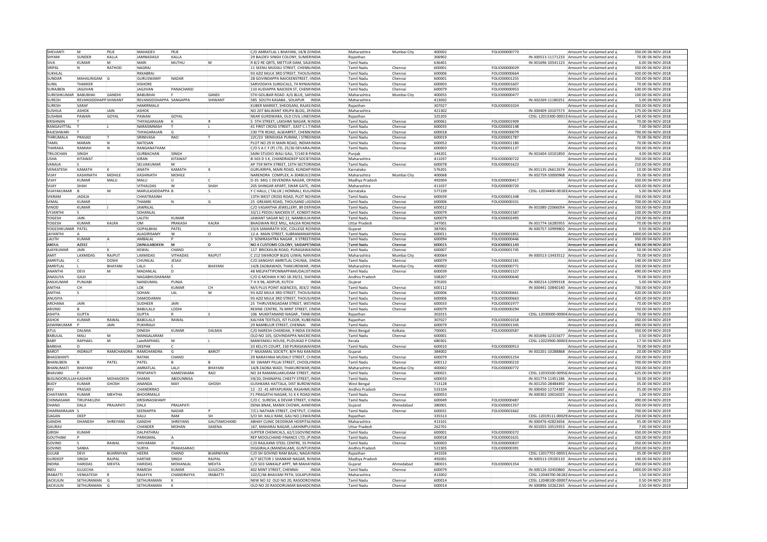| SHEVANTI | M | PEJE | MAHADEV | PEJE | | C/O AMRATLAL L BHAYANI, 14/B ZAINDIA | Maharashtra | Mumbai City | 400002 | FOLIO00000773 | | Amount for unclaimed and u | 350.00 06-NOV-2018 |
|---|---|---|---|---|---|---|---|---|---|---|---|---|---|
| SHYAM | SUNDER | KALLA | JAMNADASJI | KALLA | | 29 BALDEV SINGH COLONY, SUMERINDIA | Rajasthan | | 306902 | | IN-300513-11171233 | Amount for unclaimed and u | 70.00 06-NOV-2018 |
| SIVA | KUMAR | M | MARI | MUTHU | M | R 8/2 RE QRTS, METTUR DAM, SALEINDIA | Tamil Nadu | | 636401 | | IN-301696-10541123 | Amount for unclaimed and u | 6.00 06-NOV-2018 |
| SRIPAL | N | RATHOD | NAGRAJ | | | 11 SEENU MUDALI STREET, CHENNAINDIA | Tamil Nadu | Chennai | 600001 | FOLIO00000029 | | Amount for unclaimed and u | 350.00 06-NOV-2018 |
| SUKHLAL | | | RKKABRAJ | | | 93 AZIZ MULK 3RD STREET, THOUSAINDIA | Tamil Nadu | Chennai | 600006 | FOLIO00000664 | | Amount for unclaimed and u | 420.00 06-NOV-2018 |
| SUNDAR | MAHALINGAM | G | GURUSWAMY | NADAR | | 28 GOVINDAPPA NAICKENSTREET, IINDIA | Tamil Nadu | Chennai | 600001 | FOLIO00001255 | | Amount for unclaimed and u | 350.00 06-NOV-2018 |
| SUNIL | THAKKER | | KISHORE | | | SARVODAYA SURGICALS, 74 NYNIAINDIA | Tamil Nadu | Chennai | 600003 | FOLIO00001607 | | Amount for unclaimed and u | 70.00 06-NOV-2018 |
| SURAJBEN | JAGJIVAN | | JAGJIVAN | PANACHAND | | 110 AUDIAPPA NAICKEN ST, CHENNINDIA | Tamil Nadu | Chennai | 600079 | FOLIO00000953 | | Amount for unclaimed and u | 630.00 06-NOV-2018 |
| SURESHKUMAR | BABUBHAI | GANDHI | BABUBHAI | F | GANDI | 5TH GOLIBAR ROAD A/G BLUE SAPINDIA | Maharashtra | Mumbai City | 400055 | FOLIO00000477 | | Amount for unclaimed and u | 100.00 06-NOV-2018 |
| SURESH | REVANSIDDHAPP | SHIWANT | REVANSIDDHAPPA | SANGAPPA | SHIWANT | 585 SOUTH KASABA , SOLAPUR INDIA | Maharashtra | | 413002 | | IN-302269-11180251 | Amount for unclaimed and u | 5.00 06-NOV-2018 |
| SURESH | SARAF | | HAMIRMALJI | | | KUBER MARKET, SHEOGANJ, RAJASINDIA | Rajasthan | | 307027 | FOLIO00001024 | | Amount for unclaimed and u | 350.00 06-NOV-2018 |
| SUSHILA | ASHOK | JAIN | ASHOK | | | NO 207 BALWANT KRUPA BLDG, 2NINDIA | Maharashtra | | 421302 | | IN-300409-10107573 | Amount for unclaimed and u | 175.00 06-NOV-2018 |
| SUSHMA | PAWAN | GOYAL | PAWAN | GOYAL | | NEAR GURDWARA, OLD CIVIL LINESINDIA | Rajasthan | | 325205 | | CDSL-12013300-00013 | Amount for unclaimed and u | 140.00 06-NOV-2018 |
| KRISHNAN | T | | THYAGARAJAN | K | R | 5 5TH STREET, LAKSHMI NAGAR, NINDIA | Tamil Nadu | Chennai | 600061 | FOLIO00001909 | | Amount for unclaimed and u | 70.00 06-NOV-2018 |
| RANGAVITTAL | T | L | NARASIMMAH | T | L | 41 FIRST CROSS STREET , EAST C.I.TINDIA | Tamil Nadu | Chennai | 600035 | FOLIO00002148 | | Amount for unclaimed and u | 7.00 06-NOV-2018 |
| RAJESHWARI | T | | THYAGARAJAN | G | | 230 TTK ROAD, ALWARPET, CHENNINDIA | Tamil Nadu | Chennai | 600018 | FOLIO00000079 | | Amount for unclaimed and u | 700.00 06-NOV-2018 |
| THIRUMALA | PRASAD | T | SRINIVASA | RAO | T | 22C/23 SRINIVASA PURAM, I STREEINDIA | Tamil Nadu | Chennai | 600019 | FOLIO00001787 | | Amount for unclaimed and u | 70.00 06-NOV-2018 |
| TAMIL | MARAN | N | NATESAN | | | PLOT NO 29 III MAIN ROAD, INDIANINDIA | Tamil Nadu | Chennai | 600053 | FOLIO00001180 | | Amount for unclaimed and u | 70.00 06-NOV-2018 |
| THARAKA | RAMIAH | N | RANGANATHAM | | | C/O S A C F (P) LTD, 25/26 DEVARAJINDIA | Tamil Nadu | Chennai | 600003 | FOLIO00001137 | | Amount for unclaimed and u | 350.00 06-NOV-2018 |
| TRILOCHAN | SINGH | | GURBACHAN | SINGH | | SAINI STUDIO WALI GALI, 7/140 B RINDIA | Punjab | | 144201 | | IN-301604-10101850 | Amount for unclaimed and u | 4.00 06-NOV-2018 |
| USHA | KITAWAT | | KIRAN | KITAWAT | | B-503 D S K, CHANDRADEEP SOCIETINDIA | Maharashtra | | 411037 | FOLIO00000722 | | Amount for unclaimed and u | 350.00 06-NOV-2018 |
| VANAJA | S | | SELVAKUMAR | M | | AP 759 94TH STREET, 15TH SECTORINDIA | Tamil Nadu | Chennai | 600078 | FOLIO00001623 | | Amount for unclaimed and u | 210.00 06-NOV-2018 |
| VENKATESH | KAMATH | K | ANATH | KAMATH | K | GURUKRIPA, MAIN ROAD, KUNDAPINDIA | Karnataka | | 576201 | | IN-301135-26612674 | Amount for unclaimed and u | 10.00 06-NOV-2018 |
| VIJAY | KASHINATH | MOHILE | KASHINATH | MOHILE | | NARENDRA COMPLEX, A-304BUILDINDIA | Maharashtra | Mumbai City | 400068 | | IN-302759-10000968 | Amount for unclaimed and u | 35.00 06-NOV-2018 |
| VIJAY | KUMAR | MALU | MALU | U | C | D-35 MIG 1 DEVENDRA NAGAR, OFINDIA | Madhya Pradesh | | 492004 | FOLIO00000417 | | Amount for unclaimed and u | 350.00 06-NOV-2018 |
| VIJAY | SHAH | | VITHALDAS | W | SHAH | 205 SHINGAR APART, SWAR GATE, INDIA | Maharashtra | | 411037 | FOLIO00000720 | | Amount for unclaimed and u | 420.00 06-NOV-2018 |
| VIJAYAKUMAR | B | M | MARULASIDDAPPA | B | S | Y C HALLI, ( TALUK ) HONNALI, KUDINDIA | Karnataka | | 577239 | | CDSL-12034400-00183 | Amount for unclaimed and u | 5.00 06-NOV-2018 |
| VIKRAM | JADEJA | | CHHATRASINH | | | 13TH WEST CROSS ROAD, PLOT NOINDIA | Tamil Nadu | Chennai | 600039 | FOLIO00001348 | | Amount for unclaimed and u | 350.00 06-NOV-2018 |
| VIMAL | KUMAR | | THAMBI | N | G | 25 GREAMS ROAD, THOUSAND LIGINDIA | Tamil Nadu | Chennai | 600006 | FOLIO00000331 | | Amount for unclaimed and u | 700.00 06-NOV-2018 |
| VINOD | KUMAR | J | JAWRILAL | | | C/O VASANTHA JEWELLERY, 89 DENINDIA | Tamil Nadu | Chennai | 600012 | | IN-301080-22066054 | Amount for unclaimed and u | 350.00 06-NOV-2018 |
| VYJANTHI | S | | SOHANLAL | | | 33/11 PEDDU NAICKEN ST, KONDITINDIA | Tamil Nadu | Chennai | 600079 | FOLIO00001587 | | Amount for unclaimed and u | 100.00 06-NOV-2018 |
| YOGESH | JAIN | | LALITH | KUMAR | | JAWANT SAGAR NO 22, NAMBULIAINDIA | Tamil Nadu | Chennai | 600079 | FOLIO00002495 | | Amount for unclaimed and u | 250.00 06-NOV-2018 |
| YOGESH | KUMAR | KALRA | OM | PRAKASH | KALRA | BHAGWAN RICE MILL, KALSIA ROADINDIA | Uttar Pradesh | | 247001 | | IN-301774-16285955 | Amount for unclaimed and u | 70.00 06-NOV-2018 |
| YOGESHKUMAR | PATEL | | GOPALBHAI | PATEL | | 23/A SAMARATH SOC, COLLEGE ROINDIA | Gujarat | | 387001 | | IN-300757-10999802 | Amount for unclaimed and u | 0.50 06-NOV-2018 |
| JAYANTHI | A | | ALAGIRISAMY | W | O | 12-A MAIN STREET, SUBRAMANIAINDIA | Tamil Nadu | Chennai | 600011 | FOLIO00001851 | | Amount for unclaimed and u | 1400.00 04-NOV-2019 |
| LALITH | KUMAR | A | AMBALAL | P | | 3 SOWRASHTRA NAGAR , II STREETINDIA | Tamil Nadu | Chennai | 600094 | FOLIO00000446 | | Amount for unclaimed and u | 350.00 04-NOV-2019 |
| ~~ABDUL~~ | ~~AZEEZ~~ | | ~~ZAINULABDEEN~~ | ~~M~~ | ~~D~~ | ~~NO 4 CUSTOMS COLONY, SAIDAPETINDIA~~ | ~~Tamil Nadu~~ | ~~Chennai~~ | ~~600015~~ | ~~FOLIO00001143~~ | | ~~Amount for unclaimed and u~~ | ~~630.00 04-NOV-2019~~ |
| AJAYKUMAR | JAIN | K | KEWAL | CHAND | | 117 BRICKKILN ROAD, PURASAWAINDIA | Tamil Nadu | Chennai | 600007 | FOLIO00001745 | | Amount for unclaimed and u | 50.00 04-NOV-2019 |
| AMIT | LAXMIDAS | RAJPUT | LAXMIDAS | VITHADAS | RAJPUT | C 212 SWAROOP BLDG UJWAL NANINDIA | Maharashtra | Mumbai City | 400064 | | IN-300513-13433512 | Amount for unclaimed and u | 70.00 04-NOV-2019 |
| AMRITLAL | C | DOSHI | CHUNILAL | JESAJI | | C/O.SANGHVI AMRITLAL CHUNIA, 3INDIA | Tamil Nadu | Chennai | 600079 | FOLIO00002181 | | Amount for unclaimed and u | 140.00 04-NOV-2019 |
| AMRITLAL | L | BHAYANI | LALJI | S | BHAYANI | 14/B ZAOBAWADI, THAKURDWAR, INDIA | Maharashtra | Mumbai City | 400002 | FOLIO00000771 | | Amount for unclaimed and u | 350.00 04-NOV-2019 |
| ANANTHI | DEVI | M | MADANLAL | D | | 48 MELPATTIPONNAPPAMUDALISTINDIA | Tamil Nadu | Chennai | 600039 | FOLIO00001527 | | Amount for unclaimed and u | 490.00 04-NOV-2019 |
| ANASUYA | GAJJI | | NAGABHUSHANAM | | | C/O G MOHAN H NO 18-39/31, SHAINDIA | Andhra Pradesh | | 508207 | FOLIO00000640 | | Amount for unclaimed and u | 70.00 04-NOV-2019 |
| ANILKUMAR | PUNJABI | | NANDUMAL | PUNJA | | T H X 96, ADIPUR, KUTCH INDIA | Gujarat | | 370205 | | IN-300214-12099318 | Amount for unclaimed and u | 5.00 04-NOV-2019 |
| ANITHA | CH | | LOK | KUMAR | CH | M/S PLUS POINT AGENCEIS, 303/2 SINDIA | Tamil Nadu | Chennai | 600112 | | IN-300441-10840140 | Amount for unclaimed and u | 700.00 04-NOV-2019 |
| ANITHA | S | | SOHAN | LAL | M | 93 AZIZ MULK 3RD STREET, THOUSAINDIA | Tamil Nadu | Chennai | 600006 | FOLIO00000661 | | Amount for unclaimed and u | 420.00 04-NOV-2019 |
| ANUSIYA | | | DAMODARAN | | | 93 AZIZ MULK 3RD STREET, THOUSAINDIA | Tamil Nadu | Chennai | 600006 | FOLIO00000663 | | Amount for unclaimed and u | 420.00 04-NOV-2019 |
| ARCHANA | JAIN | | SUDHEER | JAIN | | 25 THIRUVENGADAM STREET, WESINDIA | Tamil Nadu | Chennai | 600033 | FOLIO00001977 | | Amount for unclaimed and u | 70.00 04-NOV-2019 |
| ARVIND | B | | BABULALJI | LODHI | | REXINE CENTRE, 76 MINT STREET, CINDIA | Tamil Nadu | Chennai | 600079 | FOLIO00000294 | | Amount for unclaimed and u | 350.00 04-NOV-2019 |
| ASHITA | GUPTA | | GUPTA | R | S | 106 MUKKTANAND NAGAR , TANK INDIA | Rajasthan | | 302015 | | CDSL-12030000-00004 | Amount for unclaimed and u | 70.00 04-NOV-2019 |
| ASHOK | KUMAR | RAWAL | BABULALJI | RAWAL | | KALYAN TEXTILES, IST FLOOR, KUBEINDIA | Rajasthan | | 307027 | FOLIO00001018 | | Amount for unclaimed and u | 350.00 04-NOV-2019 |
| ASWINKUMAR | P | JAIN | PUKHRAJJI | | | 29 NAMBULIR STREET, CHENNAI INDIA | Tamil Nadu | Chennai | 600079 | FOLIO00001345 | | Amount for unclaimed and u | 490.00 04-NOV-2019 |
| ATUL | DALMIA | | DINESH | KUMAR | DALMIA | C/O NARESH CHANDAK, 9 INDIA EXINDIA | West Bengal | Kolkata | 700001 | FOLIO00000587 | | Amount for unclaimed and u | 350.00 04-NOV-2019 |
| BABULAL | MALI | M | MANGALARAM | | | OLD NO 105, GOVINDAPPA NAICKEINDIA | Tamil Nadu | Chennai | 600001 | | IN-301696-12315677 | Amount for unclaimed and u | 0.50 04-NOV-2019 |
| BABY | RAPHAEL | M | LateRAPHAEL | M | L | MANIYAKKU HOUSE, PUDUKAD P OINDIA | Kerala | | 680301 | | CDSL-12023900-00003 | Amount for unclaimed and u | 17.50 04-NOV-2019 |
| BARKHA | D | | DEEPAK | C | | 33 KELLYS COURT, 150 PURASAWAIINDIA | Tamil Nadu | Chennai | 600010 | FOLIO00000913 | | Amount for unclaimed and u | 70.00 04-NOV-2019 |
| BAROT | INDRAJIT | RAMCHANDRA | RAMCHANDRA | G | BAROT | 7 NILKAMAL SOCIETY, B/H RAJ KAMINDIA | Gujarat | | 384002 | | IN-302201-10288868 | Amount for unclaimed and u | 20.00 04-NOV-2019 |
| BHAGWANTI | | | RATAN | CHAND | | 29 NARAYANA MUDALY STREET, CHINDIA | Tamil Nadu | Chennai | 600079 | FOLIO00001254 | | Amount for unclaimed and u | 350.00 04-NOV-2019 |
| BHANUBEN | B | PATEL | PATEL | B | B | 30 SWAMY PILLAI STREET, CHOOLAINDIA | Tamil Nadu | Chennai | 600112 | FOLIO00000210 | | Amount for unclaimed and u | 700.00 04-NOV-2019 |
| BHANUMATI | BHAYANI | | AMRATLAL | LALJI | BHAYANI | 14/B ZAOBA WADI, THAKURDWAR,INDIA | Maharashtra | Mumbai City | 400002 | FOLIO00000772 | | Amount for unclaimed and u | 350.00 04-NOV-2019 |
| BHAVANI | P | | PENTAPATI | KAMESWARA | RAO | NO 34 RAMANUJAKUDAM STREET, INDIA | Tamil Nadu | Chennai | 600021 | | CDSL-12033500-00956 | Amount for unclaimed and u | 625.00 04-NOV-2019 |
| BUILINOORULLAH | KADHER | MOHAIDEEN | SHAMA | ABIDUNNISA | | 59/20, DHANAPAL CHEETY STREET, INDIA | Tamil Nadu | Chennai | 600033 | | IN-301774-11451186 | Amount for unclaimed and u | 50.00 04-NOV-2019 |
| BIJOY | KUMAR | GHOSH | ANANDA | MAY | GHOSH | GUSHKARA HATTALA, DIST BURDWINDIA | West Bengal | | 713128 | | IN-301250-28484492 | Amount for unclaimed and u | 35.00 04-NOV-2019 |
| BSV | PRASAD | | CHANDRRAO | | | 12 - 22 -41 ARYAPURAM, RAJAHMUINDIA | Andhra Pradesh | | 533104 | | IN-300450-12724387 | Amount for unclaimed and u | 35.00 04-NOV-2019 |
| CHAITANYA | KUMAR | MEHTHA | BHOORMALJI | | | F1 PRAGATHI NAGAR, 51 K K ROADINDIA | Tamil Nadu | Chennai | 600053 | | IN-300302-10016025 | Amount for unclaimed and u | 1.00 04-NOV-2019 |
| CHINNASAMI | TIRUPAKUZHI | | KRISHNASWAMY | | | C/O C. SURESH, 6 DEVAR STREET, VINDIA | Tamil Nadu | Chennai | 600049 | FOLIO00000487 | | Amount for unclaimed and u | 490.00 04-NOV-2019 |
| DHANJI | DALJI | PRAJAPATI | DALJI | PRAJAPATI | | DENA BNAK, MANIK CHOWK, AHMINDIA | Gujarat | Ahmedabad | 380001 | FOLIO00001357 | | Amount for unclaimed and u | 350.00 04-NOV-2019 |
| DHARMARAJAN | S | | SEENIAPPA | NADAR | P | 7/C1 NATHAN STREET, CHETPUT, CIINDIA | Tamil Nadu | Chennai | 600031 | FOLIO00001662 | | Amount for unclaimed and u | 700.00 04-NOV-2019 |
| GAGAN | DEEP | | KALU | RAM | SH | S/O SH. KALU RAM, GALI NO.13WAINDIA | Rajasthan | | 335513 | | CDSL-12019111-00029 | Amount for unclaimed and u | 250.00 04-NOV-2019 |
| GANDHI | DHANESH | SHREYANS | GANDHI | SHREYANS | GAUTAMCHAND | ABHAY CLINIC DEODIKAR HOSPITALINDIA | Maharashtra | | 413101 | | IN-300476-42823656 | Amount for unclaimed and u | 35.00 04-NOV-2019 |
| GAURAV | | | CHANDER | MOHAN | SAXENA | 167, MAHARAJ NAGAR, LAKHIMPUINDIA | Uttar Pradesh | | 262701 | | IN-301055-10519353 | Amount for unclaimed and u | 7.00 04-NOV-2019 |
| GIRISH | KUMAR | | DALPATHRAJ | | | JUPITER CHEMICALS, 62/11GOVINDINDIA | Tamil Nadu | Chennai | 600001 | FOLIO00000372 | | Amount for unclaimed and u | 350.00 04-NOV-2019 |
| GOUTHAM | P | | PARASMAL | A | | REP MOOLCHAND FINANCE LTD, (PINDIA | Tamil Nadu | Chennai | 600018 | FOLIO00001631 | | Amount for unclaimed and u | 420.00 04-NOV-2019 |
| GOVIND | S | RAWAL | SHIVARAM | JI | | C/O RAJLAXMI STEEL CENTRE, 55 PIINDIA | Tamil Nadu | Chennai | 600003 | FOLIO00000837 | | Amount for unclaimed and u | 350.00 04-NOV-2019 |
| GOVIND | SANKA | | SURYA | PRAKASARAO | | DIGGIRALA (MANDALAM), GUNTURINDIA | Andhra Pradesh | | 522305 | FOLIO00000391 | | Amount for unclaimed and u | 1050.00 04-NOV-2019 |
| GULAB | DEVI | BIJARNIYAN | HEERA | CHAND | BIJARNIYAN | C/O SH GOVIND RAM BAJAJ, NAGAINDIA | Rajasthan | | 341026 | | CDSL-12017701-00051 | Amount for unclaimed and u | 35.00 04-NOV-2019 |
| GURDEEP | SINGH | RAJPAL | KARTAR | SINGH | RAJPAL | A/7 SECTOR 1 SHANKAR NAGAR, RINDIA | Madhya Pradesh | | 492001 | | IN-300513-19100110 | Amount for unclaimed and u | 140.00 04-NOV-2019 |
| INDIRA | HARIDAS | MEHTA | HARIDAS | MOHANLAL | MEHTA | C/O 503 SANKALP APPT, NR MAHAINDIA | Gujarat | Ahmedabad | 380015 | FOLIO00001354 | | Amount for unclaimed and u | 350.00 04-NOV-2019 |
| INDU | GULECHA | | RAMESH | KUMAR | GULECHA | 402 MINT STREET, CHENNAI INDIA | Tamil Nadu | Chennai | 600079 | | IN-300126-10450860 | Amount for unclaimed and u | 1400.00 04-NOV-2019 |
| IRABATTI | VENKATESH | R | RAJAYYA | CHANDRAYYA | IRABATTI | 102/C/46 BHAVANI PETH, SOLAPURINDIA | Maharashtra | | 413002 | | CDSL-12044700-06182 | Amount for unclaimed and u | 1.50 04-NOV-2019 |
| JACKULIN | SETHURAMAN | G | SETHURAMAN | K | | NEW NO 32 OLD NO 20, RASOOROINDIA | Tamil Nadu | Chennai | 600014 | | CDSL-12048100-00007 | Amount for unclaimed and u | 0.50 04-NOV-2019 |
| JACKULIN | SETHURAMAN | G | SETHURAMAN | K | | OLD NO 20 RASOORUMAR BAHADUINDIA | Tamil Nadu | Chennai | 600014 | | IN-300896-10262265 | Amount for unclaimed and u | 0.50 04-NOV-2019 |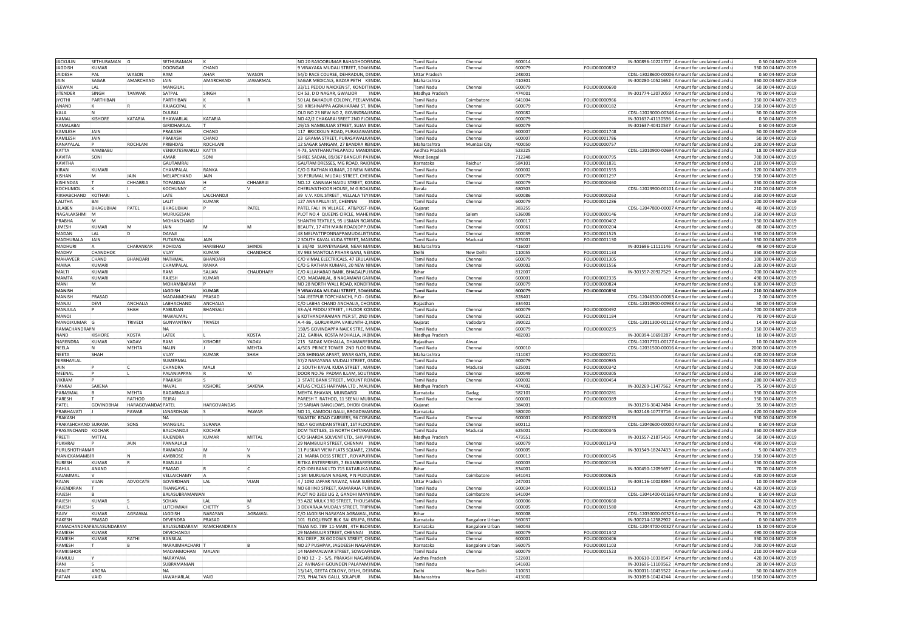| JACKULIN | SETHURAMAN | G | SETHURAMAN | K | | NO 20 RASOORUMAR BAHADHOORINDIA | Tamil Nadu | Chennai | 600014 | | IN-300896-10221707 | Amount for unclaimed and u | 0.50 | 04-NOV-2019 |
|---|---|---|---|---|---|---|---|---|---|---|---|---|---|---|
| JAGDISH | KUMAR | | DOONGAR | CHAND | | 9 VINAYAKA MUDALI STREET, SOWINDIA | Tamil Nadu | Chennai | 600079 | FOLIO00000832 | | Amount for unclaimed and u | 350.00 | 04-NOV-2019 |
| JAIDESH | PAL | WASON | RAM | AHAR | WASON | 54/D RACE COURSE, DEHRADUN, DINDIA | Uttar Pradesh | | 248001 | | CDSL-13028600-00006 | Amount for unclaimed and u | 0.50 | 04-NOV-2019 |
| JAIN | SAGAR | AMARCHAND | JAIN | AMARCHAND | JAWARMAL | SAGAR MEDICALS, BAZAR PETH KINDIA | Maharashtra | | 410301 | | IN-300280-10521652 | Amount for unclaimed and u | 350.00 | 04-NOV-2019 |
| JEEWAN | LAL | | MANGILAL | | | 33/11 PEDDU NAICKEN ST, KONDITINDIA | Tamil Nadu | Chennai | 600079 | FOLIO00000690 | | Amount for unclaimed and u | 50.00 | 04-NOV-2019 |
| JITENDER | SINGH | TANWAR | SATPAL | SINGH | | CH 53, D D NAGAR, GWALIOR INDIA | Madhya Pradesh | | 474001 | | IN-301774-12072059 | Amount for unclaimed and u | 70.00 | 04-NOV-2019 |
| JYOTHI | PARTHIBAN | | PARTHIBAN | K | R | 50 LAL BAHADUR COLONY, PEELANINDIA | Tamil Nadu | Coimbatore | 641004 | FOLIO00000966 | | Amount for unclaimed and u | 350.00 | 04-NOV-2019 |
| ANAND | K | R | RAJAGOPAL | K | | 58 KRISHNAPPA AGRAHARAM ST, IINDIA | Tamil Nadu | Chennai | 600079 | FOLIO00000182 | | Amount for unclaimed and u | 350.00 | 04-NOV-2019 |
| KALA | N | | DULRAJ | | | OLD NO 23 NEW NO 2, GOVINDRAJINDIA | Tamil Nadu | Chennai | 600082 | | CDSL-12023000-00346 | Amount for unclaimed and u | 50.00 | 04-NOV-2019 |
| KAMAL | KISHORE | KATARIA | BHAWARLAL | KATARIA | | NO 42/2 CHAKARAI SREET 2ND FLOINDIA | Tamil Nadu | Chennai | 600079 | | IN-301637-41130596 | Amount for unclaimed and u | 0.50 | 04-NOV-2019 |
| KAMALABAI | | | GIRIDHARILAL | T | | 29/15 NAMBULIAR STREET, SUJAY IINDIA | Tamil Nadu | Chennai | 600079 | | IN-301637-40410537 | Amount for unclaimed and u | 0.50 | 04-NOV-2019 |
| KAMLESH | JAIN | | PRAKASH | CHAND | | 117 BRICKKILN ROAD, PURASAWAINDIA | Tamil Nadu | Chennai | 600007 | FOLIO00001748 | | Amount for unclaimed and u | 50.00 | 04-NOV-2019 |
| KAMLESH | JAIN | | PRAKASH | CHAND | | 23 GRAMA STREET, PURASAWALKIINDIA | Tamil Nadu | Chennai | 600007 | FOLIO00001786 | | Amount for unclaimed and u | 50.00 | 04-NOV-2019 |
| KANAYALAL | P | ROCHLANI | PRIBHDAS | ROCHLANI | | 12 SAGAR SANGAM, 27 BANDRA REINDIA | Maharashtra | Mumbai City | 400050 | FOLIO00000757 | | Amount for unclaimed and u | 100.00 | 04-NOV-2019 |
| KATTA | RAMBABU | | VENKATESWARLU | KATTA | | 4-73, SANTHANUTHLAPADU MANDINDIA | Andhra Pradesh | | 523225 | | CDSL-12010900-02694 | Amount for unclaimed and u | 18.00 | 04-NOV-2019 |
| KAVITA | SONI | | AMAR | SONI | | SHREE SADAN, 89/367 BANGUR PAINDIA | West Bengal | | 712248 | FOLIO00000795 | | Amount for unclaimed and u | 700.00 | 04-NOV-2019 |
| KAVITHA | | | GAUTAMRAJ | | | GAUTAM DRESSES, MG ROAD, RAICINDIA | Karnataka | Raichur | 584101 | FOLIO00001831 | | Amount for unclaimed and u | 210.00 | 04-NOV-2019 |
| KIRAN | KUMARI | | CHAMPALAL | RANKA | | C/O G RATHAN KUMAR, 20 NEW NIINDIA | Tamil Nadu | Chennai | 600002 | FOLIO00001555 | | Amount for unclaimed and u | 320.00 | 04-NOV-2019 |
| KISHAN | M | JAIN | MELAPCHAND | JAIN | | 36 PERUMAL MUDALI STREET, CHEIINDIA | Tamil Nadu | Chennai | 600079 | FOLIO00001297 | | Amount for unclaimed and u | 350.00 | 04-NOV-2019 |
| KISHINDAS | T | CHHABRIA | TOPANDAS | H | CHHABRIJI | NO.12 KANNIAH NAIDU STREET, KIINDIA | Tamil Nadu | Chennai | 600079 | FOLIO00000460 | | Amount for unclaimed and u | 350.00 | 04-NOV-2019 |
| KOCHUMOL | K | I | KOCHUNNY | C | V | CHERUVATHOOR HOUSE, M G ROAINDIA | Kerala | | 680503 | | CDSL-12023900-00101 | Amount for unclaimed and u | 210.00 | 04-NOV-2019 |
| RIKHABCHAND | KOTHARI | L | LATE | LALCHANDJI | | 39 V.V. KOIL STREET, VELLALA TEYINDIA | Tamil Nadu | Chennai | 600086 | FOLIO00000263 | | Amount for unclaimed and u | 350.00 | 04-NOV-2019 |
| LALITHA | BAI | | LALIT | KUMAR | | 127 ANNAPILLAI ST, CHENNAI INDIA | Tamil Nadu | Chennai | 600079 | FOLIO00001286 | | Amount for unclaimed and u | 100.00 | 04-NOV-2019 |
| LILABEN | BHAGUBHAI | PATEL | BHAGUBHAI | P | PATEL | PATEL FALI IN VILLAGE, AT&POST-INDIA | Gujarat | | 383255 | | CDSL-12047800-00007 | Amount for unclaimed and u | 40.00 | 04-NOV-2019 |
| NAGALAKSHMI | M | | MURUGESAN | | | PLOT NO.4 QUEENS CIRCLE, MAHEINDIA | Tamil Nadu | Salem | 636008 | FOLIO00000146 | | Amount for unclaimed and u | 350.00 | 04-NOV-2019 |
| PRABHA | M | | MOHANCHAND | | | SHANTHI TEXTILES, 95 USMAN ROAINDIA | Tamil Nadu | Chennai | 600017 | FOLIO00000402 | | Amount for unclaimed and u | 350.00 | 04-NOV-2019 |
| UMESH | KUMAR | M | JAIN | M | M | BEAUTY, 17 4TH MAIN ROAD(OPP.(INDIA | Tamil Nadu | Chennai | 600061 | FOLIO00000204 | | Amount for unclaimed and u | 80.00 | 04-NOV-2019 |
| MADAN | LAL | D | DAYAJI | | | 48 MELPATTIPONNAPPAMUDALISTINDIA | Tamil Nadu | Chennai | 600039 | FOLIO00001525 | | Amount for unclaimed and u | 350.00 | 04-NOV-2019 |
| MADHUBALA | JAIN | | FUTARMAL | JAIN | | 2 SOUTH KAVAL KUDA STREET, MAIINDIA | Tamil Nadu | Madurai | 625001 | FOLIO00001130 | | Amount for unclaimed and u | 350.00 | 04-NOV-2019 |
| MADHURI | A | CHARANKAR | ROHIDAS | HARIBHAU | SHINDE | E 39/40 SURVEYNAGAR, NEAR MINDIA | Maharashtra | | 416007 | | IN-301696-11111146 | Amount for unclaimed and u | 49.50 | 04-NOV-2019 |
| MADHV | CHANDHOK | | VIJAY | KUMAR | CHANDHOK | XV 983 MANTOLA PAHAR GANJ, NEINDIA | Delhi | New Delhi | 110055 | FOLIO00001133 | | Amount for unclaimed and u | 350.00 | 04-NOV-2019 |
| MAHAVEER | CHAND | BHANDARI | NATHMAL | BHANDARI | | C/O VIMAL ELECTRICALS, 47 ERULAINDIA | Tamil Nadu | Chennai | 600079 | FOLIO00001305 | | Amount for unclaimed and u | 100.00 | 04-NOV-2019 |
| MAINA | KUMARI | | CHAMPALAL | RANKA | | C/O G RATHAN KUMARI, 20 NEW NINDIA | Tamil Nadu | Chennai | 600002 | FOLIO00001556 | | Amount for unclaimed and u | 320.00 | 04-NOV-2019 |
| MALTI | KUMARI | | RAM | SAJJAN | CHAUDHARY | C/O ALLAHABAD BANK, BHAGALPUINDIA | Bihar | | 812007 | | IN-301557-20927529 | Amount for unclaimed and u | 700.00 | 04-NOV-2019 |
| MAMTA | KUMARI | | RAJESH | KUMAR | | C/O. MADANLAL, 8 NAGAMANI GAIINDIA | Tamil Nadu | Chennai | 600001 | FOLIO00002335 | | Amount for unclaimed and u | 490.00 | 04-NOV-2019 |
| MANI | M | | MOHAMBARAM | P | | NO 28 NORTH WALL ROAD, KONDIINDIA | Tamil Nadu | Chennai | 600079 | FOLIO00000824 | | Amount for unclaimed and u | 630.00 | 04-NOV-2019 |
| MANISH | | | JAGDISH | KUMAR | | 9 VINAYAKA MUDALI STREET, SOWINDIA | Tamil Nadu | Chennai | 600079 | FOLIO00000830 | | Amount for unclaimed and u | 210.00 | 04-NOV-2019 |
| MANISH | PRASAD | | MADANMOHAN | PRASAD | | 144 JEETPUR TOPCHANCHI, P.O - GINDIA | Bihar | | 828401 | | CDSL-12046300-00063 | Amount for unclaimed and u | 2.00 | 04-NOV-2019 |
| MANJU | DEVI | ANCHALIA | LABHACHAND | ANCHALIA | | C/O LABHA CHAND ANCHALIA, CHCINDIA | Rajasthan | | 334401 | | CDSL-12010900-00938 | Amount for unclaimed and u | 50.00 | 04-NOV-2019 |
| MANJULA | P | SHAH | PABUDAN | BHANSALI | | 33-A/4 PEDDU STREET, I FLOOR KCINDIA | Tamil Nadu | Chennai | 600079 | FOLIO00000492 | | Amount for unclaimed and u | 700.00 | 04-NOV-2019 |
| MANOJ | | | NAWALMAL | | | 6 KOTHANDARAMAN IYER ST, 2ND INDIA | Tamil Nadu | Chennai | 600021 | FOLIO00001184 | | Amount for unclaimed and u | 70.00 | 04-NOV-2019 |
| MANOJKUMAR | G | TRIVEDI | GUNVANTRAY | TRIVEDI | | A-4-86, GURUKRUPA VAIKUNTH-2, INDIA | Gujarat | Vadodara | 390022 | | CDSL-12011300-00112 | Amount for unclaimed and u | 14.00 | 04-NOV-2019 |
| RAMACHANDRAN | | | NA | | | 150/5 GOVINDAPPA NAICK STRE, NINDIA | Tamil Nadu | Chennai | 600079 | FOLIO00000295 | | Amount for unclaimed and u | 350.00 | 04-NOV-2019 |
| NAND | KISHORE | KOSTA | LATEK | L | KOSTA | 212, GARHA, KOSTA MOHALLA, JABINDIA | Madhya Pradesh | | 482003 | | IN-300394-10690287 | Amount for unclaimed and u | 10.00 | 04-NOV-2019 |
| NARENDRA | KUMAR | YADAV | RAM | KISHORE | YADAV | 215 SADAK MOHALLA, DHAMAREIINDIA | Rajasthan | Alwar | | | CDSL-12017701-00177 | Amount for unclaimed and u | 10.00 | 04-NOV-2019 |
| NEELA | N | MEHTA | NALIN | J | MEHTA | A/503 PRINCE TOWER 2ND FLOORINDIA | Tamil Nadu | Chennai | 600010 | | CDSL-12031500-00016 | Amount for unclaimed and u | 2000.00 | 04-NOV-2019 |
| NEETA | SHAH | | VIJAY | KUMAR | SHAH | 205 SHINGAR APART, SWAR GATE, INDIA | Maharashtra | | 411037 | FOLIO00000721 | | Amount for unclaimed and u | 420.00 | 04-NOV-2019 |
| NIRBHAYLAL | | | SUMERMAL | | | 57/2 NARAYANA MUDALI STREET, (INDIA | Tamil Nadu | Chennai | 600079 | FOLIO00000985 | | Amount for unclaimed and u | 350.00 | 04-NOV-2019 |
| JAIN | P | C | CHANDRA | MALJI | | 2 SOUTH KAVAL KUDA STREET, MAINDIA | Tamil Nadu | Madurai | 625001 | FOLIO00000342 | | Amount for unclaimed and u | 700.00 | 04-NOV-2019 |
| MEENAL | P | L | PALANIAPPAN | R | M | DOOR NO.76 PADMA ILLAM, SOUTINDIA | Tamil Nadu | Chennai | 600049 | FOLIO00000305 | | Amount for unclaimed and u | 350.00 | 04-NOV-2019 |
| VIKRAM | P | | PRAKASH | S | | 3 STATE BANK STREET, MOUNT RCINDIA | Tamil Nadu | Chennai | 600002 | FOLIO00000454 | | Amount for unclaimed and u | 280.00 | 04-NOV-2019 |
| PANKAJ | SAXENA | | NAVAL | KISHORE | SAXENA | ATLAS CYCLES HARYANA LTD, MALINDIA | Madhya Pradesh | | 474002 | | IN-302269-11477562 | Amount for unclaimed and u | 75.50 | 04-NOV-2019 |
| PARASMAL | B | MEHTA | BADARMALJI | | | MEHTA BHAVAN, MUNDARGI INDIA | Karnataka | Gadag | 582101 | FOLIO00000281 | | Amount for unclaimed and u | 350.00 | 04-NOV-2019 |
| PARESH | T | RATHOD | TEJRAJ | | | PARESH T. RATHOD, 11 SEENU MUIINDIA | Tamil Nadu | Chennai | 600001 | FOLIO00000389 | | Amount for unclaimed and u | 350.00 | 04-NOV-2019 |
| PATEL | GOVINDBHAI | HARAGOVANDAS | PATEL | HARGOVANDAS | | 19 SARJAN BANGLOWS, DHOBI GHINDIA | Gujarat | | 384001 | | IN-301276-30427484 | Amount for unclaimed and u | 35.00 | 04-NOV-2019 |
| PRABHAVATI | J | PAWAR | JANARDHAN | S | PAWAR | NO 11, KAMDOLI GALLI, BROADWAINDIA | Karnataka | | 580020 | | IN-302148-10773716 | Amount for unclaimed and u | 420.00 | 04-NOV-2019 |
| PRAKASH | | | NA | | | SWASTIK ROAD CARRIERS, 96 CORINDIA | Tamil Nadu | Chennai | 600001 | FOLIO00000233 | | Amount for unclaimed and u | 350.00 | 04-NOV-2019 |
| PRAKASHCHAND | SURANA | SONS | MANGILAL | SURANA | | NO.4 GOVINDAN STREET, 1ST FLOCINDIA | Tamil Nadu | Chennai | 600112 | | CDSL-12040600-00000 | Amount for unclaimed and u | 0.50 | 04-NOV-2019 |
| PRASANCHAND | KOCHAR | | BALCHANDJI | KOCHAR | | DCM TEXTILES, 15 NORTH CHITARAINDIA | Tamil Nadu | Madurai | 625001 | FOLIO00000345 | | Amount for unclaimed and u | 350.00 | 04-NOV-2019 |
| PREETI | MITTAL | | RAJENDRA | KUMAR | MITTAL | C/O SHARDA SOLVENT LTD., SHIVPIINDIA | Madhya Pradesh | | 473551 | | IN-301557-21875416 | Amount for unclaimed and u | 50.00 | 04-NOV-2019 |
| PUKHRAJ | P | JAIN | PANNALALJI | | | 29 NAMBULIR STREET, CHENNAI INDIA | Tamil Nadu | Chennai | 600079 | FOLIO00001343 | | Amount for unclaimed and u | 490.00 | 04-NOV-2019 |
| PURUSHOTHAMAN | R | | RAMARAO | M | V | 11 PUSKAR VIEW FLATS SQUARE, 2.INDIA | Tamil Nadu | Chennai | 600005 | | IN-301549-18247433 | Amount for unclaimed and u | 5.00 | 04-NOV-2019 |
| MANICKAMAMBIR | | N | AMBROSE | R | N | 21 MARIA DOSS STREET, ROYAPURINDIA | Tamil Nadu | Chennai | 600013 | FOLIO00000145 | | Amount for unclaimed and u | 350.00 | 04-NOV-2019 |
| SURESH | KUMAR | R | RAMLALJI | | | RITIKA ENTERPRISES, 7 EKAMBARESINDIA | Tamil Nadu | Chennai | 600003 | FOLIO00000183 | | Amount for unclaimed and u | 350.00 | 04-NOV-2019 |
| RAHUL | ANAND | | PRASAD | R | C | C/O IDBI BANK LTD 715 KATARUKA INDIA | Bihar | | 834001 | | IN-300450-12095697 | Amount for unclaimed and u | 70.00 | 04-NOV-2019 |
| RAJAMMAL | V | | VELLAICHAMY | A | | 1 SRI MURUGAN NAGAR, P N PUDUINDIA | Tamil Nadu | Coimbatore | 641041 | FOLIO00000625 | | Amount for unclaimed and u | 420.00 | 04-NOV-2019 |
| RAJAN | VIJAN | ADVOCATE | GOVERDHAN | LAL | VIJAN | 4 / 1092 JAFFAR NAWAZ, NEAR SUEINDIA | Uttar Pradesh | | 247001 | | IN-303116-10028894 | Amount for unclaimed and u | 10.00 | 04-NOV-2019 |
| RAJENDIRAN | T | | THANGAVEL | | | NO 68 IIND STREET, KAMARAJA PUIINDIA | Tamil Nadu | Chennai | 600034 | FOLIO00001513 | | Amount for unclaimed and u | 420.00 | 04-NOV-2019 |
| RAJESH | B | | BALASUBRAMANIAN | | | PLOT NO 3303 LIG 2, GANDHI MANINDIA | Tamil Nadu | Coimbatore | 641004 | | CDSL-13041400-01166 | Amount for unclaimed and u | 0.50 | 04-NOV-2019 |
| RAJESH | KUMAR | S | SOHAN | LAL | M | 93 AZIZ MULK 3RD STREET, THOUSAINDIA | Tamil Nadu | Chennai | 600006 | FOLIO00000660 | | Amount for unclaimed and u | 420.00 | 04-NOV-2019 |
| RAJESH | S | L | LUTCHMIAH | CHETTY | S | 3 DEVARAJA MUDALY STREET, TRIPINDIA | Tamil Nadu | Chennai | 600005 | FOLIO00001580 | | Amount for unclaimed and u | 420.00 | 04-NOV-2019 |
| RAJIV | KUMAR | AGRAWAL | JAGDISH | NARAYAN | AGRAWAL | C/O JAGDISH NARAYAN AGRAWAL, INDIA | Bihar | | 800008 | | CDSL-12030000-00323 | Amount for unclaimed and u | 75.00 | 04-NOV-2019 |
| RAKESH | PRASAD | | DEVENDRA | PRASAD | | 101 ELOQUENCE BLK SAI KRUPA, EINDIA | Karnataka | Bangalore Urban | 560037 | | IN-300214-12582902 | Amount for unclaimed and u | 0.50 | 04-NOV-2019 |
| RAMACHANDRAN | BALASUNDARAM | | BALASUNDARAM | RAMCHANDRAN | | TEJAS NO. 789 11-MAIN, 4TH BLOINDIA | Karnataka | Bangalore Urban | 560043 | | CDSL-12044700-00327 | Amount for unclaimed and u | 15.00 | 04-NOV-2019 |
| RAMESH | KUMAR | | DEVICHANDJI | | | 29 NAMBULIR STREET, CHENNAI INDIA | Tamil Nadu | Chennai | 600079 | FOLIO00001342 | | Amount for unclaimed and u | 490.00 | 04-NOV-2019 |
| RAMESH | KUMAR | RATHI | BANSILAL | | | RAJ DEEP, 28 GODOWN STREET, CHINDIA | Tamil Nadu | Chennai | 600001 | FOLIO00000406 | | Amount for unclaimed and u | 350.00 | 04-NOV-2019 |
| RAMESH | T | B | NARAJIMHACHARI | T | B | NO 27 PUSHPAK, JAGDEESH NAGARINDIA | Karnataka | Bangalore Urban | 560075 | FOLIO00001103 | | Amount for unclaimed and u | 700.00 | 04-NOV-2019 |
| RAMKISHOR | | | MADANMOHAN | MALANI | | 14 NAMMALWAR STREET, SOWCARINDIA | Tamil Nadu | Chennai | 600079 | FOLIO00001523 | | Amount for unclaimed and u | 210.00 | 04-NOV-2019 |
| RAMULU | Y | | NARAYANA | | | D NO 12 - 2 - 5/5, PRAKASH NAGARINDIA | Andhra Pradesh | | 522601 | | IN-300610-10338547 | Amount for unclaimed and u | 420.00 | 04-NOV-2019 |
| RANI | S | | SUBRAMANIAN | | | 22 AVINASHI GOUNDEN PALAYAMINDIA | Tamil Nadu | | 641603 | | IN-301696-11109562 | Amount for unclaimed and u | 20.00 | 04-NOV-2019 |
| RANJIT | ARORA | | NA | | | 13/145, GEETA COLONY, DELHI, DEIINDIA | Delhi | New Delhi | 110031 | | IN-300011-10435522 | Amount for unclaimed and u | 50.00 | 04-NOV-2019 |
| RATAN | VAID | | JAWAHARLAL | VAID | | 733, PHALTAN GALLI, SOLAPUR INDIA | Maharashtra | | 413002 | | IN-301098-10424244 | Amount for unclaimed and u | 1050.00 | 04-NOV-2019 |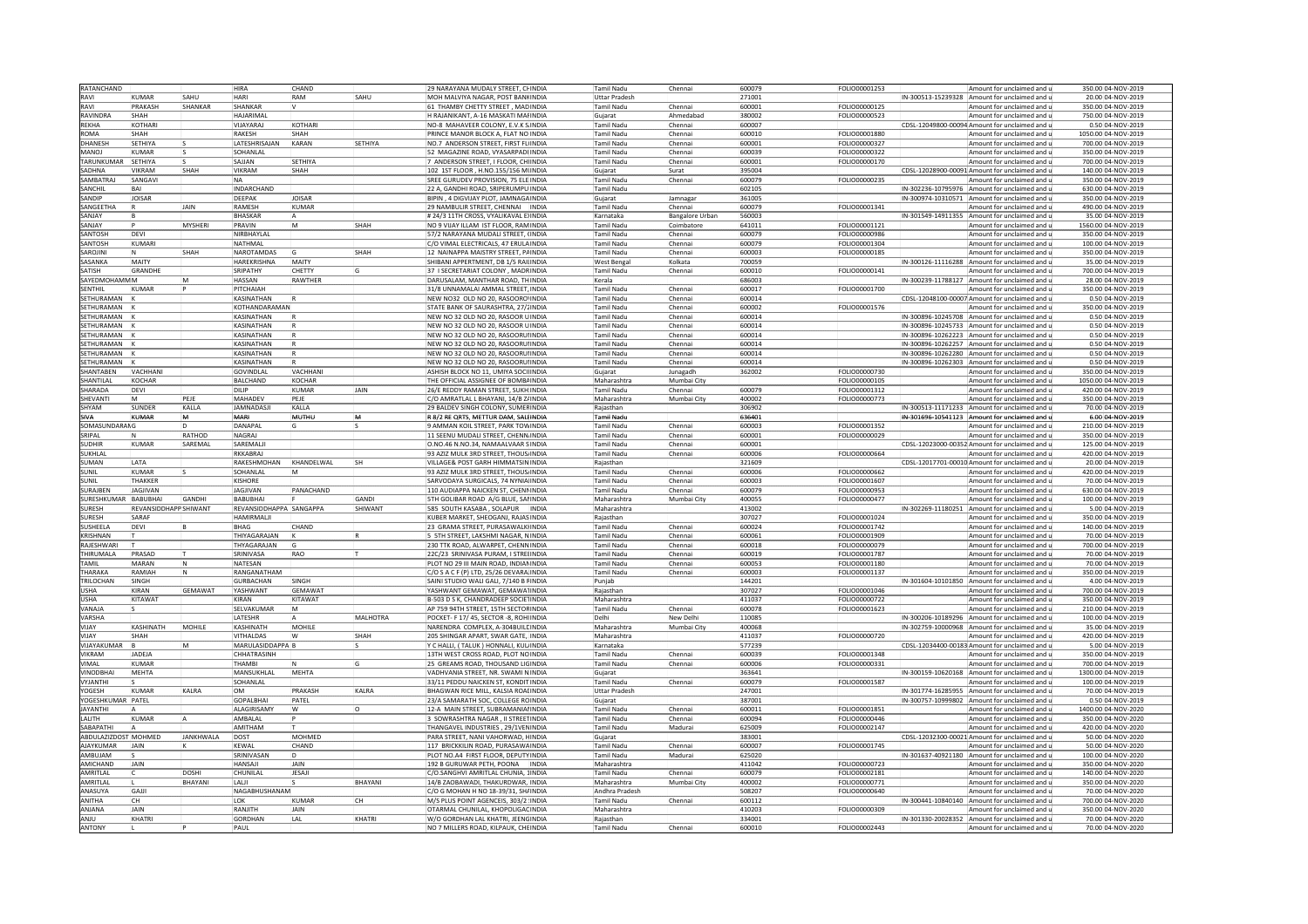| | | | | | | | | | | | | | | | |
|---|---|---|---|---|---|---|---|---|---|---|---|---|---|---|---|
| RATANCHAND | | | HIRA | CHAND | | 29 NARAYANA MUDALY STREET, CH | INDIA | Tamil Nadu | Chennai | 600079 | FOLIO00001253 | | Amount for unclaimed and u | 350.00 | 04-NOV-2019 |
| RAVI | KUMAR | SAHU | HARI | RAM | SAHU | MOH MALVIYA NAGAR, POST BANK | INDIA | Uttar Pradesh | | 271001 | | IN-300513-15239328 | Amount for unclaimed and u | 20.00 | 04-NOV-2019 |
| RAVI | PRAKASH | SHANKAR | SHANKAR | V | | 61 THAMBY CHETTY STREET , MAD | INDIA | Tamil Nadu | Chennai | 600001 | FOLIO00000125 | | Amount for unclaimed and u | 350.00 | 04-NOV-2019 |
| RAVINDRA | SHAH | | HAJARIMAL | | | H RAJANIKANT, A-16 MASKATI MAF | INDIA | Gujarat | Ahmedabad | 380002 | FOLIO00000523 | | Amount for unclaimed and u | 750.00 | 04-NOV-2019 |
| REKHA | KOTHARI | | VIJAYARAJ | KOTHARI | | NO-8 MAHAVEER COLONY, E.V.K.S. | INDIA | Tamil Nadu | Chennai | 600007 | | CDSL-12049800-00094 | Amount for unclaimed and u | 0.50 | 04-NOV-2019 |
| ROMA | SHAH | | RAKESH | SHAH | | PRINCE MANOR BLOCK A, FLAT NO | INDIA | Tamil Nadu | Chennai | 600010 | FOLIO00001880 | | Amount for unclaimed and u | 1050.00 | 04-NOV-2019 |
| DHANESH | SETHIYA | S | LATESHRISAJAN | KARAN | SETHIYA | NO.7 ANDERSON STREET, FIRST FL | INDIA | Tamil Nadu | Chennai | 600001 | FOLIO00000327 | | Amount for unclaimed and u | 700.00 | 04-NOV-2019 |
| MANOJ | KUMAR | S | SOHANLAL | | | 52 MAGAZINE ROAD, VYASARPADI | INDIA | Tamil Nadu | Chennai | 600039 | FOLIO00000322 | | Amount for unclaimed and u | 350.00 | 04-NOV-2019 |
| TARUNKUMAR | SETHIYA | S | SAJJAN | SETHIYA | | 7 ANDERSON STREET, I FLOOR, CHI | INDIA | Tamil Nadu | Chennai | 600001 | FOLIO00000170 | | Amount for unclaimed and u | 700.00 | 04-NOV-2019 |
| SADHNA | VIKRAM | SHAH | VIKRAM | SHAH | | 102 1ST FLOOR , H.NO.155/156 MI | INDIA | Gujarat | Surat | 395004 | | CDSL-12028900-00091 | Amount for unclaimed and u | 140.00 | 04-NOV-2019 |
| SAMBATRAJ | SANGAVI | | NA | | | SREE GURUDEV PROVISION, 75 ELE | INDIA | Tamil Nadu | Chennai | 600079 | FOLIO00000235 | | Amount for unclaimed and u | 350.00 | 04-NOV-2019 |
| SANCHIL | BAI | | INDARCHAND | | | 22 A, GANDHI ROAD, SRIPERUMPU | INDIA | Tamil Nadu | | 602105 | | IN-302236-10795976 | Amount for unclaimed and u | 630.00 | 04-NOV-2019 |
| SANDIP | JOISAR | | DEEPAK | JOISAR | | BIPIN , 4 DIGVIJAY PLOT, JAMNAGA | INDIA | Gujarat | Jamnagar | 361005 | | IN-300974-10310571 | Amount for unclaimed and u | 350.00 | 04-NOV-2019 |
| SANGEETHA | R | JAIN | RAMESH | KUMAR | | 29 NAMBULIR STREET, CHENNAI | INDIA | Tamil Nadu | Chennai | 600079 | FOLIO00001341 | | Amount for unclaimed and u | 490.00 | 04-NOV-2019 |
| SANJAY | B | | BHASKAR | A | | # 24/3 11TH CROSS, VYALIKAVAL E | INDIA | Karnataka | Bangalore Urban | 560003 | | IN-301549-14911355 | Amount for unclaimed and u | 35.00 | 04-NOV-2019 |
| SANJAY | P | MYSHERI | PRAVIN | M | SHAH | NO 9 VIJAY ILLAM IST FLOOR, RAM | INDIA | Tamil Nadu | Coimbatore | 641011 | FOLIO00001121 | | Amount for unclaimed and u | 1560.00 | 04-NOV-2019 |
| SANTOSH | DEVI | | NIRBHAYLAL | | | 57/2 NARAYANA MUDALI STREET, ( | INDIA | Tamil Nadu | Chennai | 600079 | FOLIO00000986 | | Amount for unclaimed and u | 350.00 | 04-NOV-2019 |
| SANTOSH | KUMARI | | NATHMAL | | | C/O VIMAL ELECTRICALS, 47 ERULA | INDIA | Tamil Nadu | Chennai | 600079 | FOLIO00001304 | | Amount for unclaimed and u | 100.00 | 04-NOV-2019 |
| SAROJINI | N | SHAH | NAROTAMDAS | G | SHAH | 12 NAINAPPA MAISTRY STREET, PA | INDIA | Tamil Nadu | Chennai | 600003 | FOLIO00000185 | | Amount for unclaimed and u | 350.00 | 04-NOV-2019 |
| SASANKA | MAITY | | HAREKRISHNA | MAITY | | SHIBANI APPERTMENT, DB 1/5 RAJ | INDIA | West Bengal | Kolkata | 700059 | | IN-300126-11116288 | Amount for unclaimed and u | 35.00 | 04-NOV-2019 |
| SATISH | GRANDHE | | SRIPATHY | CHETTY | G | 37 I SECRETARIAT COLONY , MADR | INDIA | Tamil Nadu | Chennai | 600010 | FOLIO00000141 | | Amount for unclaimed and u | 700.00 | 04-NOV-2019 |
| SAYEDMOHAMMM | | M | HASSAN | RAWTHER | | DARUSALAM, MANTHAR ROAD, TH | INDIA | Kerala | | 686003 | | IN-300239-11788127 | Amount for unclaimed and u | 28.00 | 04-NOV-2019 |
| SENTHIL | KUMAR | P | PITCHAIAH | | | 31/8 UNNAMALAI AMMAL STREET, I | INDIA | Tamil Nadu | Chennai | 600017 | FOLIO00001700 | | Amount for unclaimed and u | 350.00 | 04-NOV-2019 |
| SETHURAMAN | K | | KASINATHAN | R | | NEW NO32 OLD NO 20, RASOORO | INDIA | Tamil Nadu | Chennai | 600014 | | CDSL-12048100-00007 | Amount for unclaimed and u | 0.50 | 04-NOV-2019 |
| SETHURAMAN | K | | KOTHANDARAMAN | | | STATE BANK OF SAURASHTRA, 27/2 | INDIA | Tamil Nadu | Chennai | 600002 | FOLIO00001576 | | Amount for unclaimed and u | 350.00 | 04-NOV-2019 |
| SETHURAMAN | K | | KASINATHAN | R | | NEW NO 32 OLD NO 20, RASOOR U | INDIA | Tamil Nadu | Chennai | 600014 | | IN-300896-10245708 | Amount for unclaimed and u | 0.50 | 04-NOV-2019 |
| SETHURAMAN | K | | KASINATHAN | R | | NEW NO 32 OLD NO 20, RASOOR U | INDIA | Tamil Nadu | Chennai | 600014 | | IN-300896-10245733 | Amount for unclaimed and u | 0.50 | 04-NOV-2019 |
| SETHURAMAN | K | | KASINATHAN | R | | NEW NO 32 OLD NO 20, RASOORU | INDIA | Tamil Nadu | Chennai | 600014 | | IN-300896-10262223 | Amount for unclaimed and u | 0.50 | 04-NOV-2019 |
| SETHURAMAN | K | | KASINATHAN | R | | NEW NO 32 OLD NO 20, RASOORU | INDIA | Tamil Nadu | Chennai | 600014 | | IN-300896-10262257 | Amount for unclaimed and u | 0.50 | 04-NOV-2019 |
| SETHURAMAN | K | | KASINATHAN | R | | NEW NO 32 OLD NO 20, RASOORU | INDIA | Tamil Nadu | Chennai | 600014 | | IN-300896-10262280 | Amount for unclaimed and u | 0.50 | 04-NOV-2019 |
| SETHURAMAN | K | | KASINATHAN | R | | NEW NO 32 OLD NO 20, RASOORU | INDIA | Tamil Nadu | Chennai | 600014 | | IN-300896-10262303 | Amount for unclaimed and u | 0.50 | 04-NOV-2019 |
| SHANTABEN | VACHHANI | | GOVINDLAL | VACHHANI | | ASHISH BLOCK NO 11, UMIYA SOCI | INDIA | Gujarat | Junagadh | 362002 | FOLIO00000730 | | Amount for unclaimed and u | 350.00 | 04-NOV-2019 |
| SHANTILAL | KOCHAR | | BALCHAND | KOCHAR | | THE OFFICIAL ASSIGNEE OF BOMBA | INDIA | Maharashtra | Mumbai City | | FOLIO00000105 | | Amount for unclaimed and u | 1050.00 | 04-NOV-2019 |
| SHARADA | DEVI | | DILIP | KUMAR | JAIN | 26/E REDDY RAMAN STREET, SUKH | INDIA | Tamil Nadu | Chennai | 600079 | FOLIO00001312 | | Amount for unclaimed and u | 420.00 | 04-NOV-2019 |
| SHEVANTI | M | PEJE | MAHADEV | PEJE | | C/O AMRATLAL L BHAYANI, 14/B Z | INDIA | Maharashtra | Mumbai City | 400002 | FOLIO00000773 | | Amount for unclaimed and u | 350.00 | 04-NOV-2019 |
| SHYAM | SUNDER | KALLA | JAMNADASJI | KALLA | | 29 BALDEV SINGH COLONY, SUMER | INDIA | Rajasthan | | 306902 | | IN-300513-11171233 | Amount for unclaimed and u | 70.00 | 04-NOV-2019 |
| SIVA | KUMAR | M | MARI | MUTHU | M | R 8/2 RE QRTS, METTUR DAM, SALE | INDIA | Tamil Nadu | | 636401 | | IN-301696-10541123 | Amount for unclaimed and u | 6.00 | 04-NOV-2019 |
| SOMASUNDARAM | G | D | DANAPAL | G | S | 9 AMMAN KOIL STREET, PARK TOW | INDIA | Tamil Nadu | Chennai | 600003 | FOLIO00001352 | | Amount for unclaimed and u | 210.00 | 04-NOV-2019 |
| SRIPAL | N | RATHOD | NAGRAJ | | | 11 SEENU MUDALI STREET, CHENN | INDIA | Tamil Nadu | Chennai | 600001 | FOLIO00000029 | | Amount for unclaimed and u | 350.00 | 04-NOV-2019 |
| SUDHIR | KUMAR | SAREMAL | SAREMALJI | | | O.NO.46 N.NO.34, NAMAALVAAR S | INDIA | Tamil Nadu | Chennai | 600001 | | CDSL-12023000-00352 | Amount for unclaimed and u | 125.00 | 04-NOV-2019 |
| SUKHLAL | | | RKKABRAJ | | | 93 AZIZ MULK 3RD STREET, THOUS | INDIA | Tamil Nadu | Chennai | 600006 | FOLIO00000664 | | Amount for unclaimed and u | 420.00 | 04-NOV-2019 |
| SUMAN | LATA | | RAKESHMOHAN | KHANDELWAL | SH | VILLAGE& POST GARH HIMMATSIN | INDIA | Rajasthan | | 321609 | | CDSL-12017701-00010 | Amount for unclaimed and u | 20.00 | 04-NOV-2019 |
| SUNIL | KUMAR | S | SOHANLAL | M | | 93 AZIZ MULK 3RD STREET, THOUS | INDIA | Tamil Nadu | Chennai | 600006 | FOLIO00000662 | | Amount for unclaimed and u | 420.00 | 04-NOV-2019 |
| SUNIL | THAKKER | | KISHORE | | | SARVODAYA SURGICALS, 74 NYNIA | INDIA | Tamil Nadu | Chennai | 600003 | FOLIO00001607 | | Amount for unclaimed and u | 70.00 | 04-NOV-2019 |
| SURAJBEN | JAGJIVAN | | JAGJIVAN | PANACHAND | | 110 AUDIAPPA NAICKEN ST, CHENN | INDIA | Tamil Nadu | Chennai | 600079 | FOLIO00000953 | | Amount for unclaimed and u | 630.00 | 04-NOV-2019 |
| SURESHKUMAR | BABUBHAI | GANDHI | BABUBHAI | F | GANDI | 5TH GOLIBAR ROAD A/G BLUE, SAF | INDIA | Maharashtra | Mumbai City | 400055 | FOLIO00000477 | | Amount for unclaimed and u | 100.00 | 04-NOV-2019 |
| SURESH | REVANSIDDHAPP | SHIWANT | REVANSIDDHAPPA | SANGAPPA | SHIWANT | 585 SOUTH KASABA , SOLAPUR | INDIA | Maharashtra | | 413002 | | IN-302269-11180251 | Amount for unclaimed and u | 5.00 | 04-NOV-2019 |
| SURESH | SARAF | | HAMIRMALJI | | | KUBER MARKET, SHEOGANJ, RAJAS | INDIA | Rajasthan | | 307027 | FOLIO00001024 | | Amount for unclaimed and u | 350.00 | 04-NOV-2019 |
| SUSHEELA | DEVI | B | BHAG | CHAND | | 23 GRAMA STREET, PURASAWALKI | INDIA | Tamil Nadu | Chennai | 600024 | FOLIO00001742 | | Amount for unclaimed and u | 140.00 | 04-NOV-2019 |
| KRISHNAN | T | | THIYAGARAJAN | K | R | 5 5TH STREET, LAKSHMI NAGAR, N | INDIA | Tamil Nadu | Chennai | 600061 | FOLIO00001909 | | Amount for unclaimed and u | 70.00 | 04-NOV-2019 |
| RAJESHWARI | T | | THYAGARAJAN | G | | 230 TTK ROAD, ALWARPET, CHENN | INDIA | Tamil Nadu | Chennai | 600018 | FOLIO00000079 | | Amount for unclaimed and u | 700.00 | 04-NOV-2019 |
| THIRUMALA | PRASAD | T | SRINIVASA | RAO | T | 22C/23 SRINIVASA PURAM, I STREE | INDIA | Tamil Nadu | Chennai | 600019 | FOLIO00001787 | | Amount for unclaimed and u | 70.00 | 04-NOV-2019 |
| TAMIL | MARAN | N | NATESAN | | | PLOT NO 29 III MAIN ROAD, INDIAN | INDIA | Tamil Nadu | Chennai | 600053 | FOLIO00001180 | | Amount for unclaimed and u | 70.00 | 04-NOV-2019 |
| THARAKA | RAMIAH | N | RANGANATHAM | | | C/O S A C F (P) LTD, 25/26 DEVARA | INDIA | Tamil Nadu | Chennai | 600003 | FOLIO00001137 | | Amount for unclaimed and u | 350.00 | 04-NOV-2019 |
| TRILOCHAN | SINGH | | GURBACHAN | SINGH | | SAINI STUDIO WALI GALI, 7/140 B F | INDIA | Punjab | | 144201 | | IN-301604-10101850 | Amount for unclaimed and u | 4.00 | 04-NOV-2019 |
| USHA | KIRAN | GEMAWAT | YASHWANT | GEMAWAT | | YASHWANT GEMAWAT, GEMAWAT | INDIA | Rajasthan | | 307027 | FOLIO00001046 | | Amount for unclaimed and u | 700.00 | 04-NOV-2019 |
| USHA | KITAWAT | | KIRAN | KITAWAT | | B-503 D S K, CHANDRADEEP SOCIET | INDIA | Maharashtra | | 411037 | FOLIO00000722 | | Amount for unclaimed and u | 350.00 | 04-NOV-2019 |
| VANAJA | S | | SELVAKUMAR | M | | AP 759 94TH STREET, 15TH SECTOR | INDIA | Tamil Nadu | Chennai | 600078 | FOLIO00001623 | | Amount for unclaimed and u | 210.00 | 04-NOV-2019 |
| VARSHA | | | LATESHR | A | MALHOTRA | POCKET- F 17/ 45, SECTOR -8, ROHI | INDIA | Delhi | New Delhi | 110085 | | IN-300206-10189296 | Amount for unclaimed and u | 100.00 | 04-NOV-2019 |
| VIJAY | KASHINATH | MOHILE | KASHINATH | MOHILE | | NARENDRA COMPLEX, A-304BUILD | INDIA | Maharashtra | Mumbai City | 400068 | | IN-302759-10000968 | Amount for unclaimed and u | 35.00 | 04-NOV-2019 |
| VIJAY | SHAH | | VITHALDAS | W | SHAH | 205 SHINGAR APART, SWAR GATE, | INDIA | Maharashtra | | 411037 | FOLIO00000720 | | Amount for unclaimed and u | 420.00 | 04-NOV-2019 |
| VIJAYAKUMAR | B | M | MARULASIDDAPPA | B | S | Y C HALLI, ( TALUK ) HONNALI, KU | INDIA | Karnataka | | 577239 | | CDSL-12034400-00183 | Amount for unclaimed and u | 5.00 | 04-NOV-2019 |
| VIKRAM | JADEJA | | CHHATRASINH | | | 13TH WEST CROSS ROAD, PLOT NO | INDIA | Tamil Nadu | Chennai | 600039 | FOLIO00001348 | | Amount for unclaimed and u | 350.00 | 04-NOV-2019 |
| VIMAL | KUMAR | | THAMBI | N | G | 25 GREAMS ROAD, THOUSAND LIG | INDIA | Tamil Nadu | Chennai | 600006 | FOLIO00000331 | | Amount for unclaimed and u | 700.00 | 04-NOV-2019 |
| VINODBHAI | MEHTA | | MANSUKHLAL | MEHTA | | VADHVANIA STREET, NR. SWAMI N | INDIA | Gujarat | | 363641 | | IN-300159-10620168 | Amount for unclaimed and u | 1300.00 | 04-NOV-2019 |
| VYJANTHI | S | | SOHANLAL | | | 33/11 PEDDU NAICKEN ST, KONDIT | INDIA | Tamil Nadu | Chennai | 600079 | FOLIO00001587 | | Amount for unclaimed and u | 100.00 | 04-NOV-2019 |
| YOGESH | KUMAR | KALRA | OM | PRAKASH | KALRA | BHAGWAN RICE MILL, KALSIA ROAD | INDIA | Uttar Pradesh | | 247001 | | IN-301774-16285955 | Amount for unclaimed and u | 70.00 | 04-NOV-2019 |
| YOGESHKUMAR | PATEL | | GOPALBHAI | PATEL | | 23/A SAMARATH SOC, COLLEGE RO | INDIA | Gujarat | | 387001 | | IN-300757-10999802 | Amount for unclaimed and u | 0.50 | 04-NOV-2019 |
| JAYANTHI | A | | ALAGIRISAMY | W | O | 12-A MAIN STREET, SUBRAMANIAP | INDIA | Tamil Nadu | Chennai | 600011 | FOLIO00001851 | | Amount for unclaimed and u | 1400.00 | 04-NOV-2020 |
| LALITH | KUMAR | A | AMBALAL | P | | 3 SOWRASHTRA NAGAR , II STREET | INDIA | Tamil Nadu | Chennai | 600094 | FOLIO00000446 | | Amount for unclaimed and u | 350.00 | 04-NOV-2020 |
| SABAPATHI | A | | AMITHAM | T | | THANGAVEL INDUSTRIES , 29/1VEN | INDIA | Tamil Nadu | Madurai | 625009 | FOLIO00002147 | | Amount for unclaimed and u | 420.00 | 04-NOV-2020 |
| ABDULAZIZDOST | MOHMED | JANKHWALA | DOST | MOHMED | | PARA STREET, NANI VAHORWAD, H | INDIA | Gujarat | | 383001 | | CDSL-12032300-00021 | Amount for unclaimed and u | 50.00 | 04-NOV-2020 |
| AJAYKUMAR | JAIN | K | KEWAL | CHAND | | 117 BRICKKILIN ROAD, PURASAWA | INDIA | Tamil Nadu | Chennai | 600007 | FOLIO00001745 | | Amount for unclaimed and u | 50.00 | 04-NOV-2020 |
| AMBUJAM | S | | SRINIVASAN | D | | PLOT NO.A4 FIRST FLOOR, DEPUTY | INDIA | Tamil Nadu | Madurai | 625020 | | IN-301637-40921180 | Amount for unclaimed and u | 100.00 | 04-NOV-2020 |
| AMICHAND | JAIN | | HANSAJI | JAIN | | 192 B GURUWAR PETH, POONA | INDIA | Maharashtra | | 411042 | FOLIO00000723 | | Amount for unclaimed and u | 350.00 | 04-NOV-2020 |
| AMRITLAL | C | DOSHI | CHUNILAL | JESAJI | | C/O.SANGHVI AMRITLAL CHUNIA, 3 | INDIA | Tamil Nadu | Chennai | 600079 | FOLIO00002181 | | Amount for unclaimed and u | 140.00 | 04-NOV-2020 |
| AMRITLAL | L | BHAYANI | LALJI | S | BHAYANI | 14/B ZAOBAWADI, THAKURDWAR, | INDIA | Maharashtra | Mumbai City | 400002 | FOLIO00000771 | | Amount for unclaimed and u | 350.00 | 04-NOV-2020 |
| ANASUYA | GAJJI | | NAGABHUSHANAM | | | C/O G MOHAN H NO 18-39/31, SN | INDIA | Andhra Pradesh | | 508207 | FOLIO00000640 | | Amount for unclaimed and u | 70.00 | 04-NOV-2020 |
| ANITHA | CH | | LOK | KUMAR | CH | M/S PLUS POINT AGENCEIS, 303/2 | INDIA | Tamil Nadu | Chennai | 600112 | | IN-300441-10840140 | Amount for unclaimed and u | 700.00 | 04-NOV-2020 |
| ANJANA | JAIN | | RANJITH | JAIN | | OTARMAL CHUNILAL, KHOPOLIGAO | INDIA | Maharashtra | | 410203 | FOLIO00000309 | | Amount for unclaimed and u | 350.00 | 04-NOV-2020 |
| ANJU | KHATRI | | GORDHAN | LAL | KHATRI | W/O GORDHAN LAL KHATRI, JEENG | INDIA | Rajasthan | | 334001 | | IN-301330-20028352 | Amount for unclaimed and u | 70.00 | 04-NOV-2020 |
| ANTONY | L | P | PAUL | | | NO 7 MILLERS ROAD, KILPAUK, CHE | INDIA | Tamil Nadu | Chennai | 600010 | FOLIO00002443 | | Amount for unclaimed and u | 70.00 | 04-NOV-2020 |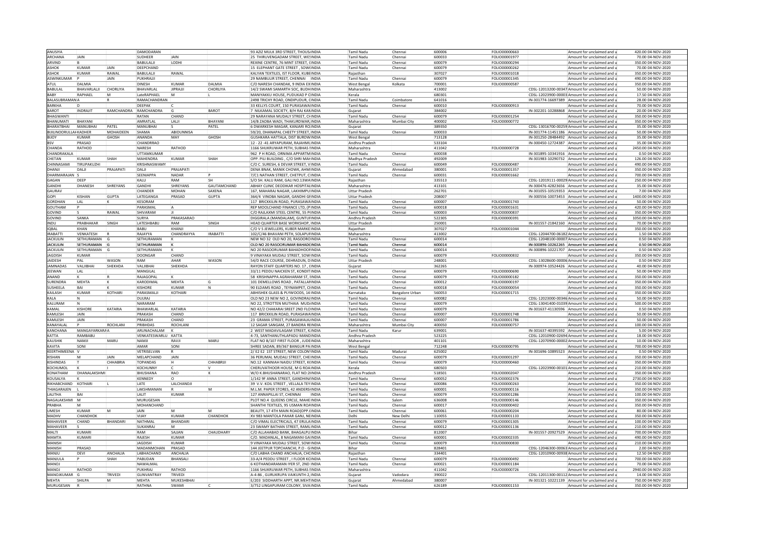| | | | | | | | | | | | | | | | |
|---|---|---|---|---|---|---|---|---|---|---|---|---|---|---|---|
| ANUSIYA | | | DAMODARAN | | | 93 AZIZ MULK 3RD STREET, THOUSINDIA | Tamil Nadu | Chennai | 600006 | FOLIO00000663 | | Amount for unclaimed and u | 420.00 | 04-NOV-2020 |
| ARCHANA | JAIN | | SUDHEER | JAIN | | 25 THIRUVENGADAM STREET, WESINDIA | Tamil Nadu | Chennai | 600033 | FOLIO00001977 | | Amount for unclaimed and u | 70.00 | 04-NOV-2020 |
| ARVIND | B | | BABULALJI | LODHI | | REXINE CENTRE, 76 MINT STREET, CINDIA | Tamil Nadu | Chennai | 600079 | FOLIO00000294 | | Amount for unclaimed and u | 350.00 | 04-NOV-2020 |
| ASHOK | KUMAR | JAIN | DEEPCHAND | | | 15 ELEPHANT GATE STREET , SOWCINDIA | Tamil Nadu | Chennai | 600079 | FOLIO00000262 | | Amount for unclaimed and u | 70.00 | 04-NOV-2020 |
| ASHOK | KUMAR | RAWAL | BABULALJI | RAWAL | | KALYAN TEXTILES, IST FLOOR, KUBEINDIA | Rajasthan | | 307027 | FOLIO00001018 | | Amount for unclaimed and u | 350.00 | 04-NOV-2020 |
| ASWINKUMAR | P | JAIN | PUKHRAJJI | | | 29 NAMBULIR STREET, CHENNAI | INDIA | Tamil Nadu | Chennai | 600079 | FOLIO00001345 | Amount for unclaimed and u | 490.00 | 04-NOV-2020 |
| ATUL | DALMIA | | DINESH | KUMAR | DALMIA | C/O NARESH CHANDAK, 9 INDIA EXINDIA | West Bengal | Kolkata | 700001 | FOLIO00000587 | | Amount for unclaimed and u | 350.00 | 04-NOV-2020 |
| BABULAL | BHAVARLALJI | CHORLIYA | BHAVARLAL | JIPRAJI | CHORLIYA | 14/2 SWAMI SAMARTH SOC, BUDHINDIA | Maharashtra | | 413002 | | CDSL-12013200-00347 | Amount for unclaimed and u | 50.00 | 04-NOV-2020 |
| BABY | RAPHAEL | M | LateRAPHAEL | M | L | MANIYAKKU HOUSE, PUDUKAD P CINDIA | Kerala | | 680301 | | CDSL-12023900-00003 | Amount for unclaimed and u | 17.50 | 04-NOV-2020 |
| BALASUBRAMANA | | R | RAMACHANDRAN | | | 2498 TRICHY ROAD, ONDIPUDUR, CINDIA | Tamil Nadu | Coimbatore | 641016 | | IN-301774-16697389 | Amount for unclaimed and u | 28.00 | 04-NOV-2020 |
| BARKHA | D | | DEEPAK | C | | 33 KELLYS COURT, 150 PURASAWAIINDIA | Tamil Nadu | Chennai | 600010 | FOLIO00000913 | | Amount for unclaimed and u | 70.00 | 04-NOV-2020 |
| BAROT | INDRAJIT | RAMCHANDRA | RAMCHANDRA | G | BAROT | 7 NILKAMAL SOCIETY, B/H RAJ KANINDIA | Gujarat | | 384002 | | IN-302201-10288868 | Amount for unclaimed and u | 20.00 | 04-NOV-2020 |
| BHAGWANTI | | | RATAN | CHAND | | 29 NARAYANA MUDALY STREET, CHINDIA | Tamil Nadu | Chennai | 600079 | FOLIO00001254 | | Amount for unclaimed and u | 350.00 | 04-NOV-2020 |
| BHANUMATI | BHAYANI | | AMRATLAL | LALJI | BHAYANI | 14/8 ZAOBA WADI, THAKURDWAR, INDIA | Maharashtra | Mumbai City | 400002 | FOLIO00000772 | | Amount for unclaimed and u | 350.00 | 04-NOV-2020 |
| BHARATBHAI | MANUBHAI | PATEL | MANUBHAI | S | PATEL | 6 DWARKESH NAGAR, KANJARI ROINDIA | Gujarat | | 389350 | | CDSL-13016700-00259 | Amount for unclaimed and u | 35.00 | 04-NOV-2020 |
| BUJILINOORULLAH | KADHER | MOHAIDEEN | SHAMA | ABIDUNNISA | | 59/20, DHANAPAL CHEETY STREET, INDIA | Tamil Nadu | Chennai | 600033 | | IN-301774-11451186 | Amount for unclaimed and u | 50.00 | 04-NOV-2020 |
| BIJOY | KUMAR | GHOSH | ANANDA | MAY | GHOSH | GUSHKARA HATTALA, DIST BURDWINDIA | West Bengal | | 713128 | | IN-301250-28484492 | Amount for unclaimed and u | 35.00 | 04-NOV-2020 |
| BSV | PRASAD | | CHANDRRAO | | | 12 - 22 -41 ARYAPURAM, RAJAHMUINDIA | Andhra Pradesh | | 533104 | | IN-300450-12724387 | Amount for unclaimed and u | 35.00 | 04-NOV-2020 |
| CHANDA | RATHOD | | NARESH | RATHOD | | 1166 SHUKRUWAR PETH, SUBHAS IINDIA | Maharashtra | | 411042 | FOLIO00000728 | | Amount for unclaimed and u | 2450.00 | 04-NOV-2020 |
| CHANDRAKALA | | | UTTAMKUMAR | | | 962 P H ROAD, ORNIMA APPARTMINDIA | Tamil Nadu | Chennai | 600038 | | IN-301895-10341916 | Amount for unclaimed and u | 0.50 | 04-NOV-2020 |
| CHETAN | KUMAR | SHAH | MAHENDRA | KUMAR | SHAH | OPP. PILI BUILDING , C/O SHRI MAHINDIA | Madhya Pradesh | | 492009 | | IN-301983-10290732 | Amount for unclaimed and u | 126.00 | 04-NOV-2020 |
| CHINNASAMI | TIRUPAKUZHI | | KRISHNASWAMY | | | C/O C. SURESH, 6 DEVAR STREET, VINDIA | Tamil Nadu | Chennai | 600049 | FOLIO00000487 | | Amount for unclaimed and u | 490.00 | 04-NOV-2020 |
| DHANJI | DALJI | PRAJAPATI | DALJI | PRAJAPATI | | DENA BNAK, MANIK CHOWK, AHMINDIA | Gujarat | Ahmedabad | 380001 | FOLIO00001357 | | Amount for unclaimed and u | 350.00 | 04-NOV-2020 |
| DHARMARAJAN | S | | SEENIAPPA | NADAR | P | 7/C1 NATHAN STREET, CHETPUT, CINDIA | Tamil Nadu | Chennai | 600031 | FOLIO00001662 | | Amount for unclaimed and u | 700.00 | 04-NOV-2020 |
| GAGAN | DEEP | | KALU | RAM | SH | S/O SH. KALU RAM, GALI NO.13WAINDIA | Rajasthan | | 335513 | | CDSL-12019111-00029 | Amount for unclaimed and u | 250.00 | 04-NOV-2020 |
| GANDHI | DHANESH | SHREYANS | GANDHI | SHREYANS | GAUTAMCHAND | ABHAY CLINIC DEODIKAR HOSPITALINDIA | Maharashtra | | 413101 | | IN-300476-42823656 | Amount for unclaimed and u | 35.00 | 04-NOV-2020 |
| GAURAV | | | CHANDER | MOHAN | SAXENA | 167, MAHARAJ NAGAR, LAKHIMPUINDIA | Uttar Pradesh | | 262701 | | IN-301055-10519353 | Amount for unclaimed and u | 7.00 | 04-NOV-2020 |
| GOPI | KISHAN | GUPTA | LATEGANGA | PRASAD | GUPTA | 364/4 VINOBA NAGAR, GANDHI GHINDIA | Uttar Pradesh | | 208007 | | IN-300556-10073453 | Amount for unclaimed and u | 1400.00 | 04-NOV-2020 |
| GORDHAN | LAL | K | KESORAM | | | 117 BRICKKILIN ROAD, PURASAWAINDIA | Tamil Nadu | Chennai | 600007 | FOLIO00001743 | | Amount for unclaimed and u | 50.00 | 04-NOV-2020 |
| GOUTHAM | P | | PARASMAL | A | | REP MOOLCHAND FINANCE LTD, (PINDIA | Tamil Nadu | Chennai | 600018 | FOLIO00001631 | | Amount for unclaimed and u | 420.00 | 04-NOV-2020 |
| GOVIND | S | RAWAL | SHIVARAM | JI | | C/O RAJLAXMI STEEL CENTRE, 55 PIINDIA | Tamil Nadu | Chennai | 600003 | FOLIO00000837 | | Amount for unclaimed and u | 350.00 | 04-NOV-2020 |
| GOVIND | SANKA | | SURYA | PRAKASARAO | | DIGGIRALA (MANDALAM), GUNTUFINDIA | Andhra Pradesh | | 522305 | FOLIO00000391 | | Amount for unclaimed and u | 1050.00 | 04-NOV-2020 |
| INDU | PRABHAKAR | SINGH | LATESHBABU | RAM | SINGH | HEAD QUARTER BASE WORKSHOP, INDIA | Uttar Pradesh | | 250001 | | IN-301557-21842160 | Amount for unclaimed and u | 70.00 | 04-NOV-2020 |
| IQBAL | KHAN | | BABU | KHANJI | | C/O V S JEWELLERS, KUBER MARKEINDIA | Rajasthan | | 307027 | FOLIO00001044 | | Amount for unclaimed and u | 350.00 | 04-NOV-2020 |
| IRABATTI | VENKATESH | R | RAJAYYA | CHANDRAYYA | IRABATTI | 102/C/46 BHAVANI PETH, SOLAPUFINDIA | Maharashtra | | 413002 | | CDSL-12044700-06182 | Amount for unclaimed and u | 1.50 | 04-NOV-2020 |
| JACKULIN | SETHURAMAN | G | SETHURAMAN | K | | NEW NO 32 OLD NO 20, RASOORINDIA | Tamil Nadu | Chennai | 600014 | | CDSL-12048100-00007 | Amount for unclaimed and u | 0.50 | 04-NOV-2020 |
| JACKULIN | SETHURAMAN | G | SETHURAMAN | K | | OLD NO 20 RASOORUMAR BAHADCINDIA | Tamil Nadu | Chennai | 600014 | | IN-300896-10262265 | Amount for unclaimed and u | 0.50 | 04-NOV-2020 |
| JACKULIN | SETHURAMAN | G | SETHURAMAN | K | | NO 20 RASOORUMAR BAHADHOORINDIA | Tamil Nadu | Chennai | 600014 | | IN-300896-10221707 | Amount for unclaimed and u | 0.50 | 04-NOV-2020 |
| JAGDISH | KUMAR | | DOONGAR | CHAND | | 9 VINAYAKA MUDALI STREET, SOWINDIA | Tamil Nadu | Chennai | 600079 | FOLIO00000832 | | Amount for unclaimed and u | 350.00 | 04-NOV-2020 |
| JAIDESH | PAL | WASON | RAM | AHAR | WASON | 54/D RACE COURSE, DEHRADUN, DINDIA | Uttar Pradesh | | 248001 | | CDSL-13028600-00006 | Amount for unclaimed and u | 0.50 | 04-NOV-2020 |
| JAMNADAS | VALJIBHAI | SHEKHDA | VALJIBHAI | SHEKHDA | | RAYON STAFF QUARTERS NO. 17 , CINDIA | Gujarat | | 362265 | | IN-300974-10524426 | Amount for unclaimed and u | 40.00 | 04-NOV-2020 |
| JEEWAN | LAL | | MANGILAL | | | 33/11 PEDDU NAICKEN ST, KONDITINDIA | Tamil Nadu | Chennai | 600079 | FOLIO00000690 | | Amount for unclaimed and u | 50.00 | 04-NOV-2020 |
| ANAND | K | R | RAJAGOPAL | K | | 58 KRISHNAPPA AGRAHARAM ST, IINDIA | Tamil Nadu | Chennai | 600079 | FOLIO00000182 | | Amount for unclaimed and u | 350.00 | 04-NOV-2020 |
| SURENDRA | MEHTA | K | KARODIMAL | MEHTA | G | 101 DEMELLOWS ROAD , PATALLAINDIA | Tamil Nadu | Chennai | 600012 | FOLIO00000197 | | Amount for unclaimed and u | 350.00 | 04-NOV-2020 |
| SUSHEELA | BAI | K | KISHORE | KUMAR | N | 90 ELDAMS ROAD , TEYNAMPET, CIINDIA | Tamil Nadu | Chennai | 600018 | FOLIO00000054 | | Amount for unclaimed and u | 350.00 | 04-NOV-2020 |
| KAILASH | KUMAR | KOTHARI | PARASMALJI | KOTHARI | | ABHISHEK GLASS & PLYWOODS, 14 INDIA | Karnataka | Bangalore Urban | 560053 | FOLIO00001715 | | Amount for unclaimed and u | 350.00 | 04-NOV-2020 |
| KALA | N | | DULRAJ | | | OLD NO 23 NEW NO 2, GOVINDRAJINDIA | Tamil Nadu | Chennai | 600082 | | CDSL-12023000-00346 | Amount for unclaimed and u | 50.00 | 04-NOV-2020 |
| KALURAM | N | | NARARAM | | | NO 22, STROTTEN MUTHAIA MUDIINDIA | Tamil Nadu | Chennai | 600079 | | CDSL-13041400-01039 | Amount for unclaimed and u | 500.00 | 04-NOV-2020 |
| KAMAL | KISHORE | KATARIA | BHAWARLAL | KATARIA | | NO 42/2 CHAKARAI SREET 2ND FLOINDIA | Tamil Nadu | Chennai | 600079 | | IN-301637-41130596 | Amount for unclaimed and u | 0.50 | 04-NOV-2020 |
| KAMLESH | JAIN | | PRAKASH | CHAND | | 117 BRICKKILIN ROAD, PURASAWAINDIA | Tamil Nadu | Chennai | 600007 | FOLIO00001748 | | Amount for unclaimed and u | 50.00 | 04-NOV-2020 |
| KAMLESH | JAIN | | PRAKASH | CHAND | | 23 GRAMA STREET, PURASAWALKINDIA | Tamil Nadu | Chennai | 600007 | FOLIO00001786 | | Amount for unclaimed and u | 50.00 | 04-NOV-2020 |
| KANAYALAL | P | ROCHLANI | PRIBHDAS | ROCHLANI | | 12 SAGAR SANGAM, 27 BANDRA REINDIA | Maharashtra | Mumbai City | 400050 | FOLIO00000757 | | Amount for unclaimed and u | 100.00 | 04-NOV-2020 |
| KANCHANA | MANGAYARKARAA | | ARUNACHALAM | K | | 2 WEST MADAVILAGAM STREET, KINDIA | Tamil Nadu | Karur | 639001 | | IN-301637-40395592 | Amount for unclaimed and u | 5.00 | 04-NOV-2020 |
| KATTA | RAMBABU | | VENKATESWARLU | KATTA | | 4-73, SANTHANUTHLAPADU MANDINDIA | Andhra Pradesh | | 523225 | | CDSL-12010900-02694 | Amount for unclaimed and u | 18.00 | 04-NOV-2020 |
| KAUSHIK | NAMJI | MARU | NAMJI | RAVJI | MARU | FLAT NO B/107 FIRST FLOOR , JUDEINDIA | Maharashtra | | 401101 | | CDSL-12070900-00002 | Amount for unclaimed and u | 10.00 | 04-NOV-2020 |
| KAVITA | SONI | | AMAR | SONI | | SHREE SADAN, 89/367 BANGUR PAINDIA | West Bengal | | 712248 | FOLIO00000795 | | Amount for unclaimed and u | 700.00 | 04-NOV-2020 |
| KEERTHIMEENA | V | | VETRISELVAN | R | | 2/ E2 E2 1ST STREET, NEW COLONINDIA | Tamil Nadu | Madurai | 625002 | | IN-301696-10895523 | Amount for unclaimed and u | 0.50 | 04-NOV-2020 |
| KISHAN | M | JAIN | MELAPCHAND | JAIN | | 36 PERUMAL MUDALI STREET, CHEIINDIA | Tamil Nadu | Chennai | 600079 | FOLIO00001297 | | Amount for unclaimed and u | 350.00 | 04-NOV-2020 |
| KISHINDAS | T | CHHABRIA | TOPANDAS | H | CHHABRIJI | NO.12 KANNIAH NAIDU STREET, KIINDIA | Tamil Nadu | Chennai | 600079 | FOLIO00000460 | | Amount for unclaimed and u | 350.00 | 04-NOV-2020 |
| KOCHUMOL | K | I | KOCHUNNY | C | V | CHERUVATHOOR HOUSE, M G ROAINDIA | Kerala | | 680503 | | CDSL-12023900-00101 | Amount for unclaimed and u | 210.00 | 04-NOV-2020 |
| KONATHAM | DHANALAKSHMI | | BHUSHANA | RAO | K | W/O K.BHUSHANARAO, FLAT NO:2IINDIA | Andhra Pradesh | | 518501 | FOLIO00002047 | | Amount for unclaimed and u | 350.00 | 04-NOV-2020 |
| KOUSALYA | K | | KENNEDY | O | | 1/142 9F ANNA STREET, GANDHINAINDIA | Tamil Nadu | Chennai | 600052 | FOLIO00002376 | | Amount for unclaimed and u | 2730.00 | 04-NOV-2020 |
| RIKHABCHAND | KOTHARI | L | LATE | LALCHANDJI | | 39 V.V. KOIL STREET , VELLALA TEYINDIA | Tamil Nadu | Chennai | 600086 | FOLIO00000263 | | Amount for unclaimed and u | 350.00 | 04-NOV-2020 |
| THIAGARAJEN | L | | LAKSHMANAN | R | M | M.L.M. PAPER STORES, 42 ANDERSIINDIA | Tamil Nadu | Chennai | 600001 | FOLIO00000116 | | Amount for unclaimed and u | 350.00 | 04-NOV-2020 |
| LALITHA | BAI | | LALIT | KUMAR | | 127 ANNAPILLAI ST, CHENNAI | INDIA | Tamil Nadu | Chennai | 600079 | FOLIO00001286 | Amount for unclaimed and u | 100.00 | 04-NOV-2020 |
| NAGALAKSHMI | M | | MURUGESAN | | | PLOT NO.4 QUEENS CIRCLE, MAHE INDIA | Tamil Nadu | Salem | 636008 | FOLIO00000146 | | Amount for unclaimed and u | 350.00 | 04-NOV-2020 |
| PRABHA | M | | MOHANCHAND | | | SHANTHI TEXTILES, 95 USMAN ROAINDIA | Tamil Nadu | Chennai | 600017 | FOLIO00000402 | | Amount for unclaimed and u | 350.00 | 04-NOV-2020 |
| UMESH | KUMAR | M | JAIN | M | M | BEAUTY, 17 4TH MAIN ROAD(OPP.(INDIA | Tamil Nadu | Chennai | 600061 | FOLIO00000204 | | Amount for unclaimed and u | 80.00 | 04-NOV-2020 |
| MADHV | CHANDHOK | | VIJAY | KUMAR | CHANDHOK | XV 983 MANTOLA PAHAR GANJ, NEINDIA | Delhi | New Delhi | 110055 | FOLIO00001133 | | Amount for unclaimed and u | 350.00 | 04-NOV-2020 |
| MAHAVEER | CHAND | BHANDARI | NATHMAL | BHANDARI | | C/O VIMAL ELECTRICALS, 47 ERULAINDIA | Tamil Nadu | Chennai | 600079 | FOLIO00001305 | | Amount for unclaimed and u | 100.00 | 04-NOV-2020 |
| MAHAVEER | S | | SUKANRAJ | M | | 23 SWAMY BATHAN STREET, RAMLINDIA | Tamil Nadu | Chennai | 600012 | FOLIO00001136 | | Amount for unclaimed and u | 210.00 | 04-NOV-2020 |
| MALTI | KUMARI | | RAM | SAJJAN | CHAUDHARY | C/O ALLAHABAD BANK, BHAGALPUINDIA | Bihar | | 812007 | | IN-301557-20927529 | Amount for unclaimed and u | 700.00 | 04-NOV-2020 |
| MAMTA | KUMARI | | RAJESH | KUMAR | | C/O. MADANLAL, 8 NAGAMANI GAIINDIA | Tamil Nadu | Chennai | 600001 | FOLIO00002335 | | Amount for unclaimed and u | 490.00 | 04-NOV-2020 |
| MANISH | | | JAGDISH | KUMAR | | 9 VINAYAKA MUDALI STREET, SOWINDIA | Tamil Nadu | Chennai | 600079 | FOLIO00000830 | | Amount for unclaimed and u | 210.00 | 04-NOV-2020 |
| MANISH | PRASAD | | MADANMOHAN | PRASAD | | 144 JEETPUR TOPCHANCHI, P.O - GINDIA | Bihar | | 828401 | | CDSL-12046300-00063 | Amount for unclaimed and u | 2.00 | 04-NOV-2020 |
| MANJU | DEVI | ANCHALIA | LABHACHAND | ANCHALIA | | C/O LABHA CHAND ANCHALIA, CHCINDIA | Rajasthan | | 334401 | | CDSL-12010900-00938 | Amount for unclaimed and u | 12.50 | 04-NOV-2020 |
| MANJULA | P | SHAH | PABUDAN | BHANSALI | | 33-A/4 PEDDU STREET , I FLOOR KOINDIA | Tamil Nadu | Chennai | 600079 | FOLIO00000492 | | Amount for unclaimed and u | 700.00 | 04-NOV-2020 |
| MANOJ | | | NAWALMAL | | | 6 KOTHANDARAMAN IYER ST, 2ND INDIA | Tamil Nadu | Chennai | 600021 | FOLIO00001184 | | Amount for unclaimed and u | 70.00 | 04-NOV-2020 |
| MANOJ | RATHOD | | PUKHRAJ | RATHOD | | 1166 SHUKRUWAR PETH, SUBHAS IINDIA | Maharashtra | | 411042 | FOLIO00000726 | | Amount for unclaimed and u | 2940.00 | 04-NOV-2020 |
| MANOJKUMAR | G | TRIVEDI | GUNVANTRAY | TRIVEDI | | A-4-86 , GURUKRUPA VAIKUNTH-2, INDIA | Gujarat | Vadodara | 390022 | | CDSL-12011300-00112 | Amount for unclaimed and u | 14.00 | 04-NOV-2020 |
| MEHTA | SHILPA | M | MEHTA | MUKESHBHAI | | E/203 SIDDHARTH APPT, NR.MEHTINDIA | Gujarat | Ahmedabad | 380007 | | IN-301321-10221139 | Amount for unclaimed and u | 750.00 | 04-NOV-2020 |
| MURUGESAN | R | | RATHNA | SWAMI | C | 3/752 LINGAPURAM COLONY, SIVAINDIA | Tamil Nadu | | 626189 | FOLIO00001153 | | Amount for unclaimed and u | 350.00 | 04-NOV-2020 |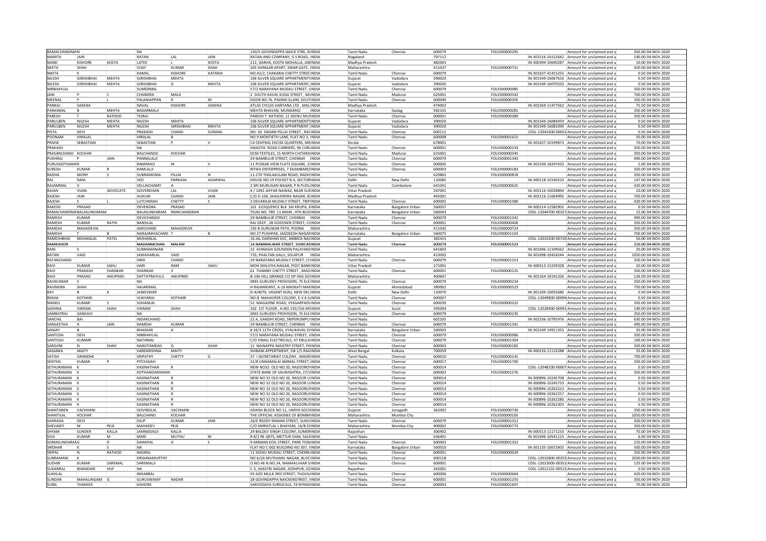| RAMACHANDRAN |  |  | NA |  |  | 150/5 GOVINDAPPA NAICK STRE, N INDIA | Tamil Nadu | Chennai | 600079 | FOLIO00000295 |  | Amount for unclaimed and u | 350.00 | 04-NOV-2020 |
|---|---|---|---|---|---|---|---|---|---|---|---|---|---|---|
| NAMITA | JAIN |  | RATAN | LAL | JAIN | RATAN AND COMPANY, G S ROAD, INDIA | Nagaland |  | 797112 |  | IN-301516-10152642 | Amount for unclaimed and u | 140.00 | 04-NOV-2020 |
| NAND | KISHORE | KOSTA | LATEK | L | KOSTA | 212, GARHA, KOSTA MOHALLA, JAB INDIA | Madhya Pradesh |  | 482003 |  | IN-300394-10690287 | Amount for unclaimed and u | 10.00 | 04-NOV-2020 |
| NEETA | SHAH |  | VIJAY | KUMAR | SHAH | 205 SHINGAR APART, SWAR GATE, INDIA | Maharashtra |  | 411037 | FOLIO00000721 |  | Amount for unclaimed and u | 420.00 | 04-NOV-2020 |
| NIKITA | K |  | KAMAL | KISHORE | KATARIA | NO.42/2, CHAKARAI CHETTY STREE INDIA | Tamil Nadu | Chennai | 600079 |  | IN-301637-41415255 | Amount for unclaimed and u | 0.50 | 04-NOV-2020 |
| NILESH | GIRISHBHAI | MEHTA | GIRISHBHAI | MEHTA |  | 106 SILVER SQUARE APPARTMENTS INDIA | Gujarat | Vadodara | 390020 |  | IN-301549-16067616 | Amount for unclaimed and u | 0.50 | 04-NOV-2020 |
| NILESH | GIRISHBHAI | MEHTA | GIRISHBHAI | G | MEHTA | 106 SILVER SQUARE APPARTMENT, INDIA | Gujarat | Vadodara | 390020 |  | IN-301549-16070333 | Amount for unclaimed and u | 0.50 | 04-NOV-2020 |
| NIRBHAYLAL |  |  | SUMERMAL |  |  | 57/2 NARAYANA MUDALI STREET, (INDIA | Tamil Nadu | Chennai | 600079 | FOLIO00000985 |  | Amount for unclaimed and u | 350.00 | 04-NOV-2020 |
| JAIN | P | C | CHANDRA | MALJI |  | 2 SOUTH KAVAL KUDA STREET , M INDIA | Tamil Nadu | Madurai | 625001 | FOLIO00000342 |  | Amount for unclaimed and u | 700.00 | 04-NOV-2020 |
| MEENAL | R | L | PALANIAPPAN | R | M | DOOR NO.76 PADMA ILLAM, SOUT INDIA | Tamil Nadu | Chennai | 600049 | FOLIO00000305 |  | Amount for unclaimed and u | 350.00 | 04-NOV-2020 |
| PANKAJ | SAXENA |  | NAVAL | KISHORE | SAXENA | ATLAS CYCLES HARYANA LTD , MAL INDIA | Madhya Pradesh |  | 474002 |  | IN-302269-11477562 | Amount for unclaimed and u | 75.50 | 04-NOV-2020 |
| PARASMAL | B | MEHTA | BADARMALJI |  |  | MEHTA BHAVAN, MUNDARGI INDIA | Karnataka | Gadag | 582101 | FOLIO00000281 |  | Amount for unclaimed and u | 350.00 | 04-NOV-2020 |
| PARESH | T | RATHOD | TEJRAJ |  |  | PARESH T. RATHOD, 11 SEENU MU INDIA | Tamil Nadu | Chennai | 600001 | FOLIO00000389 |  | Amount for unclaimed and u | 350.00 | 04-NOV-2020 |
| PARULBEN | NILESH | MEHTA | NILESH | MEHTA |  | 106 SILVER SQUARE APPARTMENTS INDIA | Gujarat | Vadodara | 390020 |  | IN-301549-16084459 | Amount for unclaimed and u | 0.50 | 04-NOV-2020 |
| PARULBEN | NILESH | MEHTA | NILESH | GIRISHBHAI | MEHTA | 106 SILVER SQUARE APPARTMENT, INDIA | Gujarat | Vadodara | 390020 |  | IN-301549-16081090 | Amount for unclaimed and u | 0.50 | 04-NOV-2020 |
| PISTA | DEVI |  | PRAKASH | CHAND | SURANA | NO. 43 SWAMI PILLAI STREET , RAI INDIA | Tamil Nadu | Chennai | 600112 |  | CDSL-12041600-00053 | Amount for unclaimed and u | 0.50 | 04-NOV-2020 |
| POONAM | HIRALAL |  | HIRALAL | B |  | NO 9 MONTIETH LANE, FLAT NO 3, INDIA | Tamil Nadu | Chennai | 600008 | FOLIO00001615 |  | Amount for unclaimed and u | 20.00 | 04-NOV-2020 |
| PRAISE | SEBASTIAN |  | SEBASTIAN | P | V | C4 CENTRAL EXCISE QUARTERS, ME INDIA | Kerala |  | 678001 |  | IN-301637-10199873 | Amount for unclaimed and u | 70.00 | 04-NOV-2020 |
| PRAKASH |  |  | NA |  |  | SWASTIK ROAD CARRIERS, 96 COR INDIA | Tamil Nadu | Chennai | 600001 | FOLIO00000233 |  | Amount for unclaimed and u | 350.00 | 04-NOV-2020 |
| PRASANCHAND | KOCHAR |  | BALCHANDJI | KOCHAR |  | DCM TEXTILES, 15 NORTH CHITARA INDIA | Tamil Nadu | Madurai | 625001 | FOLIO00000345 |  | Amount for unclaimed and u | 350.00 | 04-NOV-2020 |
| PUKHRAJ | P | JAIN | PANNALALJI |  |  | 29 NAMBULIR STREET, CHENNAI INDIA | Tamil Nadu | Chennai | 600079 | FOLIO00001343 |  | Amount for unclaimed and u | 490.00 | 04-NOV-2020 |
| PURUSHOTHAMR |  |  | RAMARAO | M | V | 11 PUSKAR VIEW FLATS SQUARE, Z INDIA | Tamil Nadu | Chennai | 600005 |  | IN-301549-18247433 | Amount for unclaimed and u | 5.00 | 04-NOV-2020 |
| SURESH | KUMAR | R | RAMLALJI |  |  | RITIKA ENTERPRISES, 7 EKAMBARES INDIA | Tamil Nadu | Chennai | 600003 | FOLIO00000183 |  | Amount for unclaimed and u | 350.00 | 04-NOV-2020 |
| RADHA | MONY | S | SUBRAMONIA | PILLAI | N | 11-270 THALAKULAM ROAD, RADH INDIA | Tamil Nadu |  | 629802 | FOLIO00000818 |  | Amount for unclaimed and u | 350.00 | 04-NOV-2020 |
| RAJ | RANI |  | VED | PARKASH | AGARWAL | HOUSE NO-19 POCKET B-5, SECTOR INDIA | Delhi | New Delhi | 110085 |  | IN-300118-10140310 | Amount for unclaimed and u | 147.00 | 04-NOV-2020 |
| RAJAMMAL | V |  | VELLAICHAMY | A |  | 1 SRI MURUGAN NAGAR, P N PUDU INDIA | Tamil Nadu | Coimbatore | 641041 | FOLIO00000625 |  | Amount for unclaimed and u | 420.00 | 04-NOV-2020 |
| RAJAN | VIJAN | ADVOCATE | GOVERDHAN | LAL | VIJAN | 4 / 1092 JAFFAR NAWAZ, NEAR SUE INDIA | Uttar Pradesh |  | 247001 |  | IN-303116-10028894 | Amount for unclaimed and u | 10.00 | 04-NOV-2020 |
| RAJESH | JAIN |  | HUKUM | CHAND | JAIN | C/O D-106, SHAILENDRA NAGAR, R INDIA | Madhya Pradesh |  | 492001 |  | IN-303116-11064995 | Amount for unclaimed and u | 700.00 | 04-NOV-2020 |
| RAJESH | S | L | LUTCHMIAH | CHETTY | S | 3 DEVARAJA MUDALY STREET, TRIP INDIA | Tamil Nadu | Chennai | 600005 | FOLIO00001580 |  | Amount for unclaimed and u | 420.00 | 04-NOV-2020 |
| RAKESH | PRASAD |  | DEVENDRA | PRASAD |  | 101 ELOQUENCE BLK SAI KRUPA, E INDIA | Karnataka | Bangalore Urban | 560037 |  | IN-300214-12582902 | Amount for unclaimed and u | 0.50 | 04-NOV-2020 |
| RAMACHANDRAN | BALASUNDARAM |  | BALASUNDARAM | RAMCHANDRAN |  | TEJAS NO. 789 11-MAIN , 4TH BLO INDIA | Karnataka | Bangalore Urban | 560043 |  | CDSL-12044700-00327 | Amount for unclaimed and u | 15.00 | 04-NOV-2020 |
| RAMESH | KUMAR |  | DEVICHANDJI |  |  | 29 NAMBULIR STREET, CHENNAI INDIA | Tamil Nadu | Chennai | 600079 | FOLIO00001342 |  | Amount for unclaimed and u | 490.00 | 04-NOV-2020 |
| RAMESH | KUMAR | RATHI | BANSILAL |  |  | RAJ DEEP , 28 GODOWN STREET, C INDIA | Tamil Nadu | Chennai | 600001 | FOLIO00000406 |  | Amount for unclaimed and u | 350.00 | 04-NOV-2020 |
| RAMESH | MAHADEVIA |  | AMICHAND | MAHADEVIA |  | 192 B GURUWAR PETH, POONA INDIA | Maharashtra |  | 411042 | FOLIO00000724 |  | Amount for unclaimed and u | 350.00 | 04-NOV-2020 |
| RAMESH | T | B | NARAJIMHACHARI | T | B | NO 27 PUSHPAK, JAGDEESH NAGAF INDIA | Karnataka | Bangalore Urban | 560075 | FOLIO00001103 |  | Amount for unclaimed and u | 700.00 | 04-NOV-2020 |
| RAMESHBHAI | MOHANLAL | PATEL | MOHANLAL |  |  | 16 JAL DARSHAN SOC, AMBICA NA INDIA | Gujarat |  | 382415 |  | CDSL-12033200-00720 | Amount for unclaimed and u | 50.00 | 04-NOV-2020 |
| RAMKISHOR |  |  | MADANMOHAN | MALANI |  | 14 NAMMALWAR STREET, SOWCAF INDIA | Tamil Nadu | Chennai | 600079 | FOLIO00001523 |  | Amount for unclaimed and u | 210.00 | 04-NOV-2020 |
| RANI | S |  | SUBRAMANIAN |  |  | 22 AVINASHI GOUNDEN PALAYAM INDIA | Tamil Nadu |  | 641603 |  | IN-301696-11109562 | Amount for unclaimed and u | 20.00 | 04-NOV-2020 |
| RATAN | VAID |  | JAWAHARLAL | VAID |  | 733, PHALTAN GALLI, SOLAPUR INDIA | Maharashtra |  | 413002 |  | IN-301098-10424244 | Amount for unclaimed and u | 1050.00 | 04-NOV-2020 |
| RATANCHAND |  |  | HIRA | CHAND |  | 29 NARAYANA MUDALY STREET, C INDIA | Tamil Nadu | Chennai | 600079 | FOLIO00001253 |  | Amount for unclaimed and u | 350.00 | 04-NOV-2020 |
| RAVI | KUMAR | SAHU | HARI | RAM | SAHU | MOH MALVIYA NAGAR, POST BANK INDIA | Uttar Pradesh |  | 271001 |  | IN-300513-15239328 | Amount for unclaimed and u | 20.00 | 04-NOV-2020 |
| RAVI | PRAKASH | SHANKAR | SHANKAR | V |  | 61 THAMBY CHETTY STREET , MAD INDIA | Tamil Nadu | Chennai | 600001 | FOLIO00000125 |  | Amount for unclaimed and u | 350.00 | 04-NOV-2020 |
| RAVI | PRASAD | ANUPINDI | DATTATRAYULU | ANUPINDI |  | B-106 HILL GRANGE CO OP HSG SO INDIA | Maharashtra |  | 400607 |  | IN-302164-10141326 | Amount for unclaimed and u | 126.00 | 04-NOV-2020 |
| RAVIKUMAR | S |  | NA |  |  | SREE GURUDEV PROVISION, 75 ELE INDIA | Tamil Nadu | Chennai | 600079 | FOLIO00000234 |  | Amount for unclaimed and u | 350.00 | 04-NOV-2020 |
| RAVINDRA | SHAH |  | HAJARIMAL |  |  | H RAJANIKANT, A-16 MASKATI MAR INDIA | Gujarat | Ahmedabad | 380002 | FOLIO00000523 |  | Amount for unclaimed and u | 750.00 | 04-NOV-2020 |
| RAY | B | K | JAINESWAR |  |  | D-4/4070, VASANT KUNJ, NEW DEL INDIA | Delhi | New Delhi | 110070 |  | IN-301209-10055680 | Amount for unclaimed and u | 0.50 | 04-NOV-2020 |
| REKHA | KOTHARI |  | VIJAYARAJ | KOTHARI |  | NO-8 MAHAVEER COLONY, E.V.K S INDIA | Tamil Nadu | Chennai | 600007 |  | CDSL-12049800-00094 | Amount for unclaimed and u | 0.50 | 04-NOV-2020 |
| MANOJ | KUMAR | S | SOHANLAL |  |  | 52 MAGAZINE ROAD, VYASARPADI INDIA | Tamil Nadu | Chennai | 600039 | FOLIO00000322 |  | Amount for unclaimed and u | 350.00 | 04-NOV-2020 |
| SADHNA | VIKRAM | SHAH | VIKRAM | SHAH |  | 102 1ST FLOOR , H.NO.155/156 MI INDIA | Gujarat | Surat | 395004 |  | CDSL-12028900-00091 | Amount for unclaimed and u | 140.00 | 04-NOV-2020 |
| SAMBATRAJ | SANGAVI |  | NA |  |  | SREE GURUDEV PROVISION, 75 ELE INDIA | Tamil Nadu | Chennai | 600079 | FOLIO00000235 |  | Amount for unclaimed and u | 350.00 | 04-NOV-2020 |
| SANCHIL | BAI |  | INDARCHAND |  |  | 22 A, GANDHI ROAD, SRIPERUMPU INDIA | Tamil Nadu |  | 602105 |  | IN-302236-10795976 | Amount for unclaimed and u | 630.00 | 04-NOV-2020 |
| SANGEETHA | R | JAIN | RAMESH | KUMAR |  | 29 NAMBULIR STREET, CHENNAI INDIA | Tamil Nadu | Chennai | 600079 | FOLIO00001341 |  | Amount for unclaimed and u | 490.00 | 04-NOV-2020 |
| SANJAY | B |  | BHASKAR | A |  | # 24/3 11TH CROSS, VYALIKAVAL E INDIA | Karnataka | Bangalore Urban | 560003 |  | IN-301549-14911355 | Amount for unclaimed and u | 35.00 | 04-NOV-2020 |
| SANTOSH | DEVI |  | NIRBHAYLAL |  |  | 57/2 NARAYANA MUDALI STREET, (INDIA | Tamil Nadu | Chennai | 600079 | FOLIO00000986 |  | Amount for unclaimed and u | 350.00 | 04-NOV-2020 |
| SANTOSH | KUMARI |  | NATHMAL |  |  | C/O VIMAL ELECTRICALS, 47 ERULA INDIA | Tamil Nadu | Chennai | 600079 | FOLIO00001304 |  | Amount for unclaimed and u | 100.00 | 04-NOV-2020 |
| SAROJINI | N | SHAH | NAROTAMDAS | G | SHAH | 12 NAINAPPA MAISTRY STREET, PA INDIA | Tamil Nadu | Chennai | 600003 | FOLIO00000185 |  | Amount for unclaimed and u | 350.00 | 04-NOV-2020 |
| SASANKA | MAITY |  | HAREKRISHNA | MAITY |  | SHIBANI APPERTMENT, DB 1/5 RA INDIA | West Bengal | Kolkata | 700059 |  | IN-300126-11116288 | Amount for unclaimed and u | 35.00 | 04-NOV-2020 |
| SATISH | GRANDHE |  | SRIPATHY | CHETTY | G | 37 I SECRETARIAT COLONY , MADR INDIA | Tamil Nadu | Chennai | 600010 | FOLIO00000141 |  | Amount for unclaimed and u | 700.00 | 04-NOV-2020 |
| SENTHIL | KUMAR | P | PITCHAIAH |  |  | 31/8 UNNAMALAI AMMAL STREET, INDIA | Tamil Nadu | Chennai | 600017 | FOLIO00001700 |  | Amount for unclaimed and u | 350.00 | 04-NOV-2020 |
| SETHURAMAN | K |  | KASINATHAN | R |  | NEW NO32 OLD NO 20, RASOORO INDIA | Tamil Nadu | Chennai | 600014 |  | CDSL-12048100-00007 | Amount for unclaimed and u | 0.50 | 04-NOV-2020 |
| SETHURAMAN | K |  | KOTHANDARAMAN |  |  | STATE BANK OF SAURASHTRA, 27/2 INDIA | Tamil Nadu | Chennai | 600002 | FOLIO00001576 |  | Amount for unclaimed and u | 350.00 | 04-NOV-2020 |
| SETHURAMAN | K |  | KASINATHAN | R |  | NEW NO 32 OLD NO 20, RASOOR U INDIA | Tamil Nadu | Chennai | 600014 |  | IN-300896-10245708 | Amount for unclaimed and u | 0.50 | 04-NOV-2020 |
| SETHURAMAN | K |  | KASINATHAN | R |  | NEW NO 32 OLD NO 20, RASOOR U INDIA | Tamil Nadu | Chennai | 600014 |  | IN-300896-10245733 | Amount for unclaimed and u | 0.50 | 04-NOV-2020 |
| SETHURAMAN | K |  | KASINATHAN | R |  | NEW NO 32 OLD NO 20, RASOORU INDIA | Tamil Nadu | Chennai | 600014 |  | IN-300896-10262223 | Amount for unclaimed and u | 0.50 | 04-NOV-2020 |
| SETHURAMAN | K |  | KASINATHAN | R |  | NEW NO 32 OLD NO 20, RASOORU INDIA | Tamil Nadu | Chennai | 600014 |  | IN-300896-10262257 | Amount for unclaimed and u | 0.50 | 04-NOV-2020 |
| SETHURAMAN | K |  | KASINATHAN | R |  | NEW NO 32 OLD NO 20, RASOORU INDIA | Tamil Nadu | Chennai | 600014 |  | IN-300896-10262280 | Amount for unclaimed and u | 0.50 | 04-NOV-2020 |
| SETHURAMAN | K |  | KASINATHAN | R |  | NEW NO 32 OLD NO 20, RASOORU INDIA | Tamil Nadu | Chennai | 600014 |  | IN-300896-10262303 | Amount for unclaimed and u | 0.50 | 04-NOV-2020 |
| SHANTABEN | VACHHANI |  | GOVINDLAL | VACHHANI |  | ASHISH BLOCK NO 11, UMIYA SOCI INDIA | Gujarat | Junagadh | 362002 | FOLIO00000730 |  | Amount for unclaimed and u | 350.00 | 04-NOV-2020 |
| SHANTILAL | KOCHAR |  | BALCHAND | KOCHAR |  | THE OFFICIAL ASSIGNEE OF BOMB INDIA | Maharashtra | Mumbai City | 400001 | FOLIO00000105 |  | Amount for unclaimed and u | 1050.00 | 04-NOV-2020 |
| SHARADA | DEVI |  | DILIP | KUMAR | JAIN | 26/E REDDY RAMAN STREET, SUKH INDIA | Tamil Nadu | Chennai | 600079 | FOLIO00001312 |  | Amount for unclaimed and u | 420.00 | 04-NOV-2020 |
| SHEVANTI | M | PEJE | MAHADEV | PEJE |  | C/O AMRATLAL L BHAYANI, 14/B Z INDIA | Maharashtra | Mumbai City | 400002 | FOLIO00000773 |  | Amount for unclaimed and u | 350.00 | 04-NOV-2020 |
| SHYAM | SUNDER | KALLA | JAMNADASJI | KALLA |  | 29 BALDEV SINGH COLONY, SUMER INDIA | Rajasthan |  | 306902 |  | IN-300513-11171233 | Amount for unclaimed and u | 70.00 | 04-NOV-2020 |
| SIVA | KUMAR | M | MARI | MUTHU | M | R 8/2 RE QRTS, METTUR DAM, SALE INDIA | Tamil Nadu |  | 636401 |  | IN-301696-10541123 | Amount for unclaimed and u | 6.00 | 04-NOV-2020 |
| SOMASUNDARAM | G | D | DANAPAL | G | S | 9 AMMAN KOIL STREET, PARK TOW INDIA | Tamil Nadu | Chennai | 600003 | FOLIO00001352 |  | Amount for unclaimed and u | 210.00 | 04-NOV-2020 |
| SRIDHAR | K | S | NA |  |  | FLAT NO C-002 BUILDING NO 307, INDIA | Karnataka | Bangalore Urban | 560010 |  | IN-301135-10672603 | Amount for unclaimed and u | 500.00 | 04-NOV-2020 |
| SRIPAL | N | RATHOD | NAGRAJ |  |  | 11 SEENU MUDALI STREET, CHENN INDIA | Tamil Nadu | Chennai | 600001 | FOLIO00000029 |  | Amount for unclaimed and u | 350.00 | 04-NOV-2020 |
| SUBRAMANI | K |  | KRISHNAMURTHY |  |  | NO 6/2A MUTHAMIL NAGAR, BLOC INDIA | Tamil Nadu | Chennai | 600118 |  | CDSL-12032800-00255 | Amount for unclaimed and u | 2030.00 | 04-NOV-2020 |
| SUDHIR | KUMAR | SAREMAL | SAREMALJI |  |  | O.NO.46 N.NO.34, NAMAALVAAR S INDIA | Tamil Nadu | Chennai | 600001 |  | CDSL-12023000-00352 | Amount for unclaimed and u | 125.00 | 04-NOV-2020 |
| SUKANRAJ | BHANDARI | HUF | NA |  |  | C-5, SHASTRI NAGAR, JODHPUR, JO INDIA | Rajasthan |  | 342001 |  | CDSL-12012101-00515 | Amount for unclaimed and u | 0.50 | 04-NOV-2020 |
| SUKHLAL |  |  | RKKABRAJ |  |  | 93 AZIZ MULK 3RD STREET, THOUS INDIA | Tamil Nadu | Chennai | 600006 | FOLIO00000664 |  | Amount for unclaimed and u | 420.00 | 04-NOV-2020 |
| SUNDAR | MAHALINGAM | G | GURUSWAMY | NADAR |  | 28 GOVINDAPPA NAICKENSTREET, I INDIA | Tamil Nadu | Chennai | 600001 | FOLIO00001255 |  | Amount for unclaimed and u | 350.00 | 04-NOV-2020 |
| SUNIL | THAKKER |  | KISHORE |  |  | SARVODAYA SURGICALS, 74 NYNIA INDIA | Tamil Nadu | Chennai | 600003 | FOLIO00001607 |  | Amount for unclaimed and u | 70.00 | 04-NOV-2020 |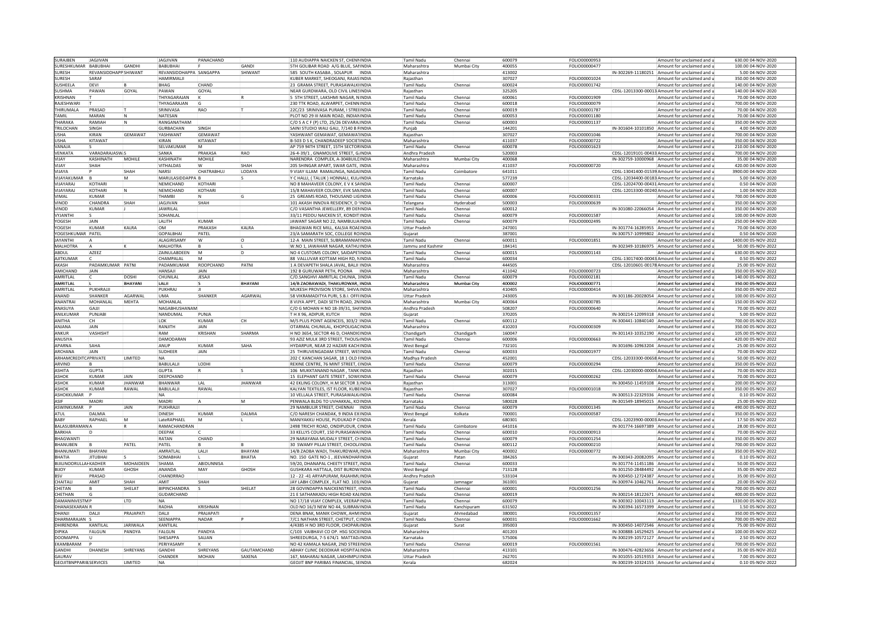| | | | | | | | | | | | | | | | |
|---|---|---|---|---|---|---|---|---|---|---|---|---|---|---|---|
| SURAJBEN | JAGJIVAN | | JAGJIVAN | PANACHAND | | 110 AUDIAPPA NAICKEN ST, CHENN | INDIA | Tamil Nadu | Chennai | 600079 | FOLIO00000953 | | Amount for unclaimed and u | 630.00 | 04-NOV-2020 |
| SURESHKUMAR | BABUBHAI | GANDHI | BABUBHAI | F | GANDI | 5TH GOLIBAR ROAD ,A/G BLUE, SAN | INDIA | Maharashtra | Mumbai City | 400055 | FOLIO00000477 | | Amount for unclaimed and u | 100.00 | 04-NOV-2020 |
| SURESH | REVANSIDDHAPP | SHIWANT | REVANSIDDHAPPA | SANGAPPA | SHIWANT | 585 SOUTH KASABA , SOLAPUR | INDIA | Maharashtra | | 413002 | | IN-302269-11180251 | Amount for unclaimed and u | 5.00 | 04-NOV-2020 |
| SURESH | SARAF | | HAMIRMALJI | | | KUBER MARKET, SHEOGANJ, RAJAS | INDIA | Rajasthan | | 307027 | FOLIO00001024 | | Amount for unclaimed and u | 350.00 | 04-NOV-2020 |
| SUSHEELA | DEVI | B | BHAG | CHAND | | 23 GRAMA STREET, PURASAWALK | INDIA | Tamil Nadu | Chennai | 600024 | FOLIO00001742 | | Amount for unclaimed and u | 140.00 | 04-NOV-2020 |
| SUSHMA | PAWAN | GOYAL | PAWAN | GOYAL | | NEAR GURDWARA, OLD CIVIL LINES | INDIA | Rajasthan | | 325205 | | CDSL-12013300-00013 | Amount for unclaimed and u | 140.00 | 04-NOV-2020 |
| KRISHNAN | T | | THIYAGARAJAN | K | R | 5 5TH STREET, LAKSHMI NAGAR, N | INDIA | Tamil Nadu | Chennai | 600061 | FOLIO00001909 | | Amount for unclaimed and u | 70.00 | 04-NOV-2020 |
| RAJESHWARI | T | | THYAGARAJAN | G | | 230 TTK ROAD, ALWARPET, CHENN | INDIA | Tamil Nadu | Chennai | 600018 | FOLIO00000079 | | Amount for unclaimed and u | 700.00 | 04-NOV-2020 |
| THIRUMALA | PRASAD | T | SRINIVASA | RAO | T | 22C/23 SRINIVASA PURAM, I STREE | INDIA | Tamil Nadu | Chennai | 600019 | FOLIO00001787 | | Amount for unclaimed and u | 70.00 | 04-NOV-2020 |
| TAMIL | MARAN | N | NATESAN | | | PLOT NO 29 III MAIN ROAD, INDIA | INDIA | Tamil Nadu | Chennai | 600053 | FOLIO00001180 | | Amount for unclaimed and u | 70.00 | 04-NOV-2020 |
| THARAKA | RAMIAH | N | RANGANATHAM | | | C/O S A C F (P) LTD, 25/26 DEVARA | INDIA | Tamil Nadu | Chennai | 600003 | FOLIO00001137 | | Amount for unclaimed and u | 350.00 | 04-NOV-2020 |
| TRILOCHAN | SINGH | | GURBACHAN | SINGH | | SAINI STUDIO WALI GALI, 7/140 B P | INDIA | Punjab | | 144201 | | IN-301604-10101850 | Amount for unclaimed and u | 4.00 | 04-NOV-2020 |
| USHA | KIRAN | GEMAWAT | YASHWANT | GEMAWAT | | YASHWANT GEMAWAT, GEMAWAT | INDIA | Rajasthan | | 307027 | FOLIO00001046 | | Amount for unclaimed and u | 700.00 | 04-NOV-2020 |
| USHA | KITAWAT | | KIRAN | KITAWAT | | B-503 D S K, CHANDRADEEP SOCIET | INDIA | Maharashtra | | 411037 | FOLIO00000722 | | Amount for unclaimed and u | 350.00 | 04-NOV-2020 |
| VANAJA | S | | SELVAKUMAR | M | | AP 759 94TH STREET, 15TH SECTOR | INDIA | Tamil Nadu | Chennai | 600078 | FOLIO00001623 | | Amount for unclaimed and u | 210.00 | 04-NOV-2020 |
| VENKATA | VARADARAJASWA | S | SANKA | PRAKASA | RAO | 26-4-39/1 , GNAMOLIVE STREET, G | INDIA | Andhra Pradesh | | 520003 | | CDSL-12019101-00433 | Amount for unclaimed and u | 700.00 | 04-NOV-2020 |
| VIJAY | KASHINATH | MOHILE | KASHINATH | MOHILE | | NARENDRA COMPLEX, A-304BUILD | INDIA | Maharashtra | Mumbai City | 400068 | | IN-302759-10000968 | Amount for unclaimed and u | 35.00 | 04-NOV-2020 |
| VIJAY | SHAH | | VITHALDAS | W | SHAH | 205 SHINGAR APART, SWAR GATE , | INDIA | Maharashtra | | 411037 | FOLIO00000720 | | Amount for unclaimed and u | 400.00 | 04-NOV-2020 |
| VIJAYA | P | SHAH | NARSI | CHATRABHUJ | LODAYA | 9 VIJAY ILLAM RAMALINGA, NAGAI | INDIA | Tamil Nadu | Coimbatore | 641011 | | CDSL-13041400-01539 | Amount for unclaimed and u | 3900.00 | 04-NOV-2020 |
| VIJAYAKUMAR | B | M | MARULASIDDAPPA | B | S | Y C HALLI, ( TALUK ) HONNALI, KU | INDIA | Karnataka | | 577239 | | CDSL-12034400-00183 | Amount for unclaimed and u | 5.00 | 04-NOV-2020 |
| VIJAYARAJ | KOTHARI | | NEMICHAND | KOTHARI | | NO 8 MAHAVEER COLONY, E V K SA | INDIA | Tamil Nadu | Chennai | 600007 | | CDSL-12024700-00431 | Amount for unclaimed and u | 0.50 | 04-NOV-2020 |
| VIJAYARAJ | KOTHARI | N | NEMICHAND | KOTHARI | | 15/8 MAHAVEER COLONY, EVK SAM | INDIA | Tamil Nadu | Chennai | 600007 | | CDSL-12013300-00240 | Amount for unclaimed and u | 1.00 | 04-NOV-2020 |
| VIMAL | KUMAR | | THAMBI | N | G | 25 GREAMS ROAD, THOUSAND LIG | INDIA | Tamil Nadu | Chennai | 600006 | FOLIO00000331 | | Amount for unclaimed and u | 700.00 | 04-NOV-2020 |
| VINOD | CHANDRA | SHAH | JAGJIVAN | SHAH | | 101 AKASH INNOVA RESIDENCY, D ' | INDIA | Telangana | Hyderabad | 500003 | FOLIO00000639 | | Amount for unclaimed and u | 350.00 | 04-NOV-2020 |
| VINOD | KUMAR | J | JAWRILAL | | | C/O VASANTHA JEWELLERY, 89 DEN | INDIA | Tamil Nadu | Chennai | 600012 | | IN-301080-22066054 | Amount for unclaimed and u | 350.00 | 04-NOV-2020 |
| VYJANTHI | S | | SOHANLAL | | | 33/11 PEDDU NAICKEN ST, KONDIT | INDIA | Tamil Nadu | Chennai | 600079 | FOLIO00001587 | | Amount for unclaimed and u | 100.00 | 04-NOV-2020 |
| YOGESH | JAIN | | LALITH | KUMAR | | JAWANT SAGAR NO 22, NAMBULIA | INDIA | Tamil Nadu | Chennai | 600079 | FOLIO00002495 | | Amount for unclaimed and u | 250.00 | 04-NOV-2020 |
| YOGESH | KUMAR | KALRA | OM | PRAKASH | KALRA | BHAGWAN RICE MILL, KALSIA ROAD | INDIA | Uttar Pradesh | | 247001 | | IN-301774-16285955 | Amount for unclaimed and u | 70.00 | 04-NOV-2020 |
| YOGESHKUMAR | PATEL | | GOPALBHAI | PATEL | | 23/A SAMARATH SOC, COLLEGE RO | INDIA | Gujarat | | 387001 | | IN-300757-10999802 | Amount for unclaimed and u | 0.50 | 04-NOV-2020 |
| JAYANTHI | A | | ALAGIRISAMY | W | O | 12-A MAIN STREET, SUBRAMANIA | INDIA | Tamil Nadu | Chennai | 600011 | FOLIO00001851 | | Amount for unclaimed and u | 1400.00 | 05-NOV-2020 |
| MALHOTRA | A | K | MALHOTRA | B | L | W.NO 1, JAWAHAR NAGAR, KATHU | INDIA | Jammu and Kashmir | | 184141 | | IN-302349-10186975 | Amount for unclaimed and u | 50.00 | 05-NOV-2022 |
| ABDUL | AZEEZ | | ZAINULABDEEN | M | D | NO 4 CUSTOMS COLONY, SAIDAPET | INDIA | Tamil Nadu | Chennai | 600015 | FOLIO00001143 | | Amount for unclaimed and u | 630.00 | 05-NOV-2022 |
| AJITKUMAR | C | | CHAMPALAL | M | | 88 VALLUVAR KOTTAM HIGH RD, N | INDIA | Tamil Nadu | Chennai | 600034 | | CDSL-13017400-00043 | Amount for unclaimed and u | 0.50 | 05-NOV-2022 |
| AKASH | PADAMKUMAR | PATNI | PADAMKUMAR | ROOPCHAND | PATNI | 1 A DEVAPETH SHALA JAVAL, BALA | INDIA | Maharashtra | | 444505 | | CDSL-12010601-00178 | Amount for unclaimed and u | 25.00 | 05-NOV-2022 |
| AMICHAND | JAIN | | HANSAJI | JAIN | | 192 B GURUWAR PETH, POONA | INDIA | Maharashtra | | 411042 | FOLIO00000723 | | Amount for unclaimed and u | 350.00 | 05-NOV-2022 |
| AMRITLAL | C | DOSHI | CHUNILAL | JESAJI | | C/O.SANGHVI AMRITLAL CHUNIA, 3 | INDIA | Tamil Nadu | Chennai | 600079 | FOLIO00002181 | | Amount for unclaimed and u | 140.00 | 05-NOV-2022 |
| AMRITLAL | L | BHAYANI | LALJI | S | BHAYANI | 14/B ZAOBAWADI, THAKURDWAR, | INDIA | Maharashtra | Mumbai City | 400002 | FOLIO00000771 | | Amount for unclaimed and u | 350.00 | 05-NOV-2022 |
| AMRITLAL | PUKHRAJJI | | PUKHRAJ | JI | | MUKESH PROVISION STORE, SHIVA | INDIA | Maharashtra | | 410405 | FOLIO00000414 | | Amount for unclaimed and u | 350.00 | 05-NOV-2022 |
| ANAND | SHANKER | AGARWAL | UMA | SHANKER | AGARWAL | 58 VIKRAMADITYA PURI, S.B.I. OFF | INDIA | Uttar Pradesh | | 243005 | | IN-301186-20028054 | Amount for unclaimed and u | 100.00 | 05-NOV-2022 |
| ANANTRAI | MOHANLAL | MEHTA | MOHANLAL | | | 8 VIJYA APPT, DADI SETH ROAD, 2N | INDIA | Maharashtra | Mumbai City | 400064 | FOLIO00000785 | | Amount for unclaimed and u | 150.00 | 05-NOV-2022 |
| ANASUYA | GAJJI | | NAGABHUSHANAM | | | C/O G MOHAN H NO 18-39/31, SH | INDIA | Andhra Pradesh | | 508207 | FOLIO00000640 | | Amount for unclaimed and u | 70.00 | 05-NOV-2022 |
| ANILKUMAR | PUNJABI | | NANDUMAL | PUNJA | | T H X 96, ADIPUR, KUTCH | INDIA | Gujarat | | 370205 | | IN-300214-12099318 | Amount for unclaimed and u | 5.00 | 05-NOV-2022 |
| ANITHA | CH | | LOK | KUMAR | CH | M/S PLUS POINT AGENCEIS, 303/2 | INDIA | Tamil Nadu | Chennai | 600112 | | IN-300441-10840140 | Amount for unclaimed and u | 700.00 | 05-NOV-2022 |
| ANJANA | JAIN | | RANJITH | JAIN | | OTARMAL CHUNILAL, KHOPOLIGAO | INDIA | Maharashtra | | 410203 | FOLIO00000309 | | Amount for unclaimed and u | 350.00 | 05-NOV-2022 |
| ANKUR | VASHISHT | | RAM | KRISHAN | SHARMA | H NO 3654, SECTOR 46 D, CHANDIG | INDIA | Chandigarh | Chandigarh | 160047 | | IN-301143-10352190 | Amount for unclaimed and u | 105.00 | 05-NOV-2022 |
| ANUSIYA | | | DAMODARAN | | | 93 AZIZ MULK 3RD STREET, THOUSA | INDIA | Tamil Nadu | Chennai | 600006 | FOLIO00000663 | | Amount for unclaimed and u | 420.00 | 05-NOV-2022 |
| APARNA | SAHA | | ANUP | KUMAR | SAHA | HYDARPUR, NEAR 22 HAZARI KACH | INDIA | West Bengal | | 732101 | | IN-301696-10963204 | Amount for unclaimed and u | 25.00 | 05-NOV-2022 |
| ARCHANA | JAIN | | SUDHEER | JAIN | | 25 THIRUVENGADAM STREET, WES | INDIA | Tamil Nadu | Chennai | 600033 | FOLIO00001977 | | Amount for unclaimed and u | 70.00 | 05-NOV-2022 |
| ARHAMCREDITCA | PRIVATE | LIMITED | NA | | | 202 C KANCHAN SAGAR, 18 1 OLD P | INDIA | Madhya Pradesh | | 452001 | | CDSL-12033300-00658 | Amount for unclaimed and u | 50.00 | 05-NOV-2022 |
| ARVIND | B | | BABULALJI | LODHI | | REXINE CENTRE, 76 MINT STREET, C | INDIA | Tamil Nadu | Chennai | 600079 | FOLIO00000294 | | Amount for unclaimed and u | 350.00 | 05-NOV-2022 |
| ASHITA | GUPTA | | GUPTA | R | S | 106 MUKKTANAND NAGAR , TANK | INDIA | Rajasthan | | 302015 | | CDSL-12030000-00004 | Amount for unclaimed and u | 70.00 | 05-NOV-2022 |
| ASHOK | KUMAR | JAIN | DEEPCHAND | | | 15 ELEPHANT GATE STREET , SOWC | INDIA | Tamil Nadu | Chennai | 600079 | FOLIO00000262 | | Amount for unclaimed and u | 70.00 | 05-NOV-2022 |
| ASHOK | KUMAR | JHANWAR | BHANWAR | LAL | JHANWAR | 42 EKLING COLONY, H.M SECTOR 3, | INDIA | Rajasthan | | 313001 | | IN-300450-11459108 | Amount for unclaimed and u | 200.00 | 05-NOV-2022 |
| ASHOK | KUMAR | RAWAL | BABULALJI | RAWAL | | KALYAN TEXTILES, IST FLOOR, KUBE | INDIA | Rajasthan | | 307027 | FOLIO00001018 | | Amount for unclaimed and u | 350.00 | 05-NOV-2022 |
| ASHOKKUMAR | P | | NA | | | 10 VELLALA STREET, PURASAWALK | INDIA | Tamil Nadu | Chennai | 600084 | | IN-300513-22329336 | Amount for unclaimed and u | 0.10 | 05-NOV-2022 |
| ASIF | MADRI | | MADRI | A | M | PENWALA BLDG TO UVHAKKAL, KO | INDIA | Karnataka | | 580028 | | IN-301549-18945015 | Amount for unclaimed and u | 25.00 | 05-NOV-2022 |
| ASWINKUMAR | P | JAIN | PUKHRAJJI | | | 29 NAMBULIR STREET, CHENNAI | INDIA | Tamil Nadu | Chennai | 600079 | FOLIO00001345 | | Amount for unclaimed and u | 490.00 | 05-NOV-2022 |
| ATUL | DALMIA | | DINESH | KUMAR | DALMIA | C/O NARESH CHANDAK, 9 INDIA EX | INDIA | West Bengal | Kolkata | 700001 | FOLIO00000587 | | Amount for unclaimed and u | 350.00 | 05-NOV-2022 |
| BABY | RAPHAEL | M | LateRAPHAEL | M | L | MANIYAKKU HOUSE, PUDUKAD P O | INDIA | Kerala | | 680301 | | CDSL-12023900-00003 | Amount for unclaimed and u | 17.50 | 05-NOV-2022 |
| BALASUBRAMAN | A | R | RAMACHANDRAN | | | 2498 TRICHY ROAD, ONDIPUDUR, C | INDIA | Tamil Nadu | Coimbatore | 641016 | | IN-301774-16697389 | Amount for unclaimed and u | 28.00 | 05-NOV-2022 |
| BARKHA | D | | DEEPAK | C | | 33 KELLYS COURT, 150 PURASAWAL | INDIA | Tamil Nadu | Chennai | 600010 | FOLIO00000913 | | Amount for unclaimed and u | 70.00 | 05-NOV-2022 |
| BHAGWANTI | | | RATAN | CHAND | | 29 NARAYANA MUDALY STREET, CH | INDIA | Tamil Nadu | Chennai | 600079 | FOLIO00001254 | | Amount for unclaimed and u | 350.00 | 05-NOV-2022 |
| BHANUBEN | B | PATEL | PATEL | B | B | 30 SWAMY PILLAI STREET, CHOOL | INDIA | Tamil Nadu | Chennai | 600112 | FOLIO00000210 | | Amount for unclaimed and u | 700.00 | 05-NOV-2022 |
| BHANUMATI | BHAYANI | | AMRATLAL | LALJI | BHAYANI | 14/B ZAOBA WADI, THAKURDWAR, | INDIA | Maharashtra | Mumbai City | 400002 | FOLIO00000772 | | Amount for unclaimed and u | 350.00 | 05-NOV-2022 |
| BHATIA | JITUBHAI | S | SOMABHAI | L | BHATIA | NO. 150 GATE NO-1 , JEEVANDHAR | INDIA | Gujarat | Patan | 384265 | | IN-300343-20082095 | Amount for unclaimed and u | 0.10 | 05-NOV-2022 |
| BUILINOORULLAH | KADHER | MOHAIDEEN | SHAMA | ABIDUNNISA | | 59/20, DHANAPAL CHEETY STREET, | INDIA | Tamil Nadu | Chennai | 600033 | | IN-301774-11451186 | Amount for unclaimed and u | 700.00 | 05-NOV-2022 |
| BIJOY | KUMAR | GHOSH | ANANDA | MAY | GHOSH | GUSHKARA HATTALA, DIST BURDW | INDIA | West Bengal | | 713128 | | IN-301250-28484492 | Amount for unclaimed and u | 35.00 | 05-NOV-2022 |
| BSV | PRASAD | | CHANDRRAO | | | 12 - 22 -41 ARYAPURAM, RAJAHM | INDIA | Andhra Pradesh | | 533104 | | IN-300450-12724387 | Amount for unclaimed and u | 35.00 | 05-NOV-2022 |
| CHAITALI | AMIT | SHAH | AMIT | SHAH | | JAY LABH COMPLEX , FLAT NO. 103 | INDIA | Gujarat | Jamnagar | 361001 | | IN-300974-10462761 | Amount for unclaimed and u | 20.00 | 05-NOV-2022 |
| CHETAN | B | SHELAT | BIPINCHANDRA | S | SHELAT | 28 GOVINDAPPA NAICKENSTREET, I | INDIA | Tamil Nadu | Chennai | 600001 | FOLIO00001256 | | Amount for unclaimed and u | 700.00 | 05-NOV-2022 |
| CHETHAN | G | | GUDARCHAND | | | 21 E SATHANKADU HIGH ROAD KAL | INDIA | Tamil Nadu | Chennai | 600019 | | IN-300214-18122671 | Amount for unclaimed and u | 400.00 | 05-NOV-2022 |
| DAMANINVESTM | P | LTD | NA | | | NO 17/18 VIJAY COMPLEX, VEERAP | INDIA | Tamil Nadu | Chennai | 600079 | | IN-300302-10043113 | Amount for unclaimed and u | 1330.00 | 05-NOV-2022 |
| DHANASEKARAN | R | | RADHA | KRISHNAN | | OLD NO 16/3 NEW NO 44, SUBRAM | INDIA | Tamil Nadu | Kanchipuram | 631502 | | IN-300394-16573399 | Amount for unclaimed and u | 1.50 | 05-NOV-2022 |
| DHANJI | DALJI | PRAJAPATI | DALJI | PRAJAPATI | | DENA BNAK, MANIK CHOWK, AHM | INDIA | Gujarat | Ahmedabad | 380001 | FOLIO00001357 | | Amount for unclaimed and u | 350.00 | 05-NOV-2022 |
| DHARMARAJAN | S | | SEENIAPPA | NADAR | P | 7/C1 NATHAN STREET, CHETPUT, C | INDIA | Tamil Nadu | Chennai | 600031 | FOLIO00001662 | | Amount for unclaimed and u | 700.00 | 05-NOV-2022 |
| DHIRENDRA | KANTILAL | JARIWALA | KANTILAL | | | 4/4385 H NO 3RD FLOOR, CHOPAR | INDIA | Gujarat | Surat | 395003 | | IN-300450-14072546 | Amount for unclaimed and u | 75.00 | 05-NOV-2022 |
| DIPIKA | FALGUN | PANDYA | FALGUN | PANDYA | | C/103 VAIBHAVI CO OP. HSG SOCIE | INDIA | Maharashtra | | 401203 | | IN-300888-14529425 | Amount for unclaimed and u | 100.00 | 05-NOV-2022 |
| DOOMAPPA | U | | SHESAPPA | SALIAN | | SHREEDURGA, 7-5 674/1 MATTAD | INDIA | Karnataka | | 575006 | | IN-300239-10572127 | Amount for unclaimed and u | 2.50 | 05-NOV-2022 |
| EKAMBARAM | P | | PERIYASAMY | K | | NO 42 KAMALA NAGAR, 2ND STREE | INDIA | Tamil Nadu | Chennai | 600019 | FOLIO00001561 | | Amount for unclaimed and u | 700.00 | 05-NOV-2022 |
| GANDHI | DHANESH | SHREYANS | GANDHI | SHREYANS | GAUTAMCHAND | ABHAY CLINIC DEODIKAR HOSPITAL | INDIA | Maharashtra | | 413101 | | IN-300476-42823656 | Amount for unclaimed and u | 35.00 | 05-NOV-2022 |
| GAURAV | | | CHANDER | MOHAN | SAXENA | 167, MAHARAJ NAGAR, LAKHIMPU | INDIA | Uttar Pradesh | | 262701 | | IN-301055-10519353 | Amount for unclaimed and u | 7.00 | 05-NOV-2022 |
| GEOJITBNPPARIB | SERVICES | LIMITED | NA | | | GEOJIT BNP PARIBAS FINANCIAL, SE | INDIA | Kerala | | 682024 | | IN-300239-10324155 | Amount for unclaimed and u | 0.10 | 05-NOV-2022 |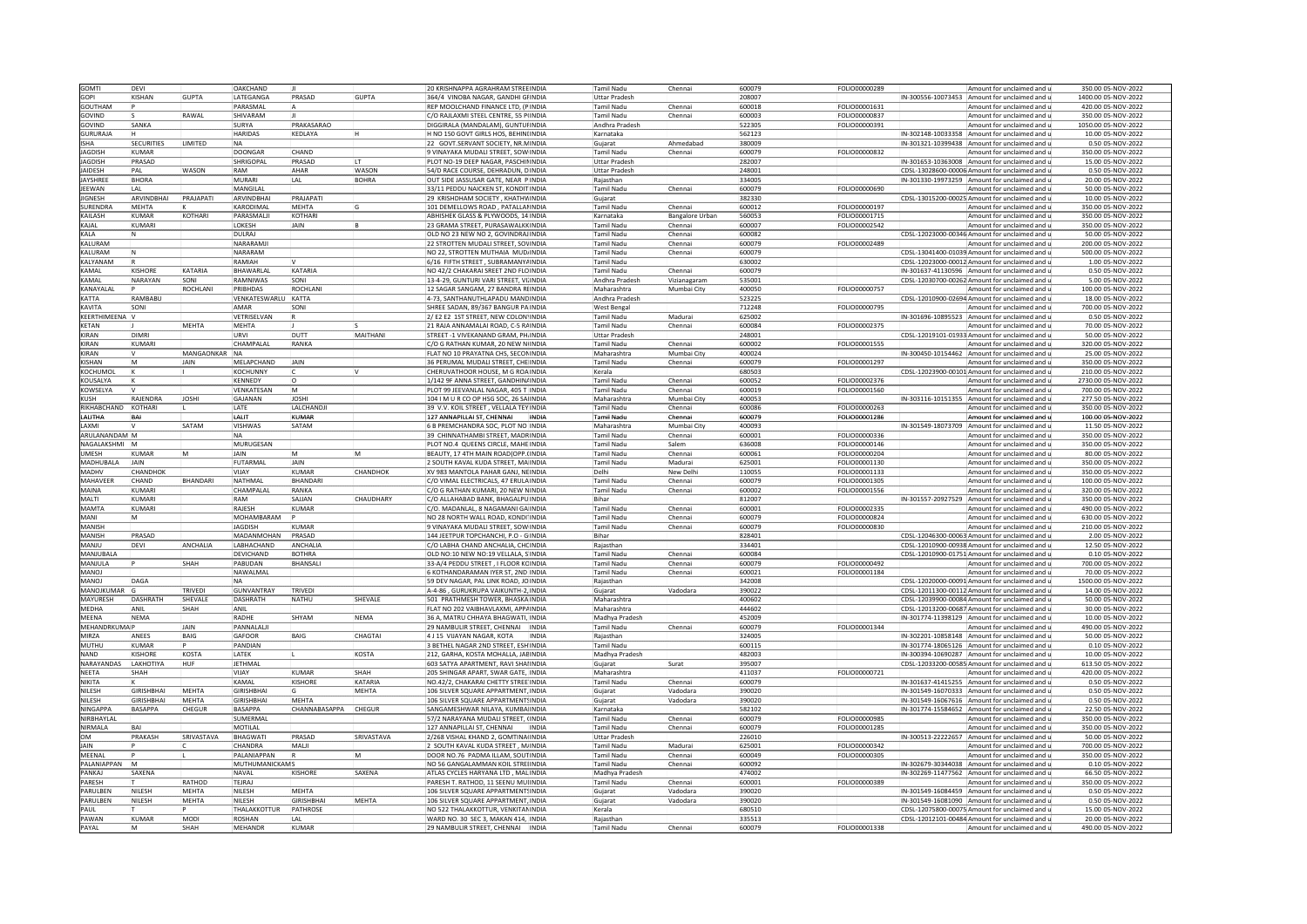| | | | | | | | | | | | | | | | |
|---|---|---|---|---|---|---|---|---|---|---|---|---|---|---|---|
| GOMTI | DEVI | | OAKCHAND | JI | | 20 KRISHNAPPA AGRAHRAM STREEINDIA | Tamil Nadu | Chennai | 600079 | FOLIO00000289 | | Amount for unclaimed and u | 350.00 | 05-NOV-2022 |
| GOPI | KISHAN | GUPTA | LATEGANGA | PRASAD | GUPTA | 364/4 VINOBA NAGAR, GANDHI GIINDIA | Uttar Pradesh | | 208007 | | IN-300556-10073453 | Amount for unclaimed and u | 1400.00 | 05-NOV-2022 |
| GOUTHAM | P | | PARASMAL | A | | REP MOOLCHAND FINANCE LTD, (PINDIA | Tamil Nadu | Chennai | 600018 | FOLIO00001631 | | Amount for unclaimed and u | 420.00 | 05-NOV-2022 |
| GOVIND | S | RAWAL | SHIVARAM | JI | | C/O RAJLAXMI STEEL CENTRE, 55 PIINDIA | Tamil Nadu | Chennai | 600003 | FOLIO00000837 | | Amount for unclaimed and u | 350.00 | 05-NOV-2022 |
| GOVIND | SANKA | | SURYA | PRAKASARAO | | DIGGIRALA (MANDALAM), GUNTUFINDIA | Andhra Pradesh | | 522305 | FOLIO00000391 | | Amount for unclaimed and u | 1050.00 | 05-NOV-2022 |
| GURURAJA | H | | HARIDAS | KEDLAYA | H | H NO 150 GOVT GIRLS HOS, BEHINIINDIA | Karnataka | | 562123 | | IN-302148-10033358 | Amount for unclaimed and u | 10.00 | 05-NOV-2022 |
| ISHA | SECURITIES | LIMITED | NA | | | 22 GOVT.SERVANT SOCIETY, NR.MINDIA | Gujarat | Ahmedabad | 380009 | | IN-301321-10399438 | Amount for unclaimed and u | 0.50 | 05-NOV-2022 |
| JAGDISH | KUMAR | | DOONGAR | CHAND | | 9 VINAYAKA MUDALI STREET, SOWINDIA | Tamil Nadu | Chennai | 600079 | FOLIO00000832 | | Amount for unclaimed and u | 350.00 | 05-NOV-2022 |
| JAGDISH | PRASAD | | SHRIGOPAL | PRASAD | LT | PLOT NO-19 DEEP NAGAR, PASCHIMINDIA | Uttar Pradesh | | 282007 | | IN-301653-10363008 | Amount for unclaimed and u | 15.00 | 05-NOV-2022 |
| JAIDESH | PAL | WASON | RAM | AHAR | WASON | 54/D RACE COURSE, DEHRADUN, DINDIA | Uttar Pradesh | | 248001 | | CDSL-13028600-00006 | Amount for unclaimed and u | 0.50 | 05-NOV-2022 |
| JAYSHREE | BHORA | | MURARI | LAL | BOHRA | OUT SIDE JASSUSAR GATE, NEAR PINDIA | Rajasthan | | 334005 | | IN-301330-19973259 | Amount for unclaimed and u | 20.00 | 05-NOV-2022 |
| JEEWAN | LAL | | MANGILAL | | | 33/11 PEDDU NAICKEN ST, KONDITINDIA | Tamil Nadu | Chennai | 600079 | FOLIO00000690 | | Amount for unclaimed and u | 50.00 | 05-NOV-2022 |
| JIGNESH | ARVINDBHAI | PRAJAPATI | ARVINDBHAI | PRAJAPATI | | 29 KRISHDHAM SOCIETY, KHATHVINDIA | Gujarat | | 382330 | | CDSL-13015200-00025 | Amount for unclaimed and u | 10.00 | 05-NOV-2022 |
| SURENDRA | MEHTA | K | KARODIMAL | MEHTA | G | 101 DEMELLOWS ROAD, PATALLAMINDIA | Tamil Nadu | Chennai | 600012 | FOLIO00000197 | | Amount for unclaimed and u | 350.00 | 05-NOV-2022 |
| KAILASH | KUMAR | KOTHARI | PARASMALJI | KOTHARI | | ABHISHEK GLASS & PLYWOODS, 14 INDIA | Karnataka | Bangalore Urban | 560053 | FOLIO00001715 | | Amount for unclaimed and u | 350.00 | 05-NOV-2022 |
| KAJAL | KUMARI | | LOKESH | JAIN | B | 23 GRAMA STREET, PURASAWALKKINDIA | Tamil Nadu | Chennai | 600007 | FOLIO00002542 | | Amount for unclaimed and u | 350.00 | 05-NOV-2022 |
| KALA | N | | DULRAJ | | | OLD NO 23 NEW NO 2, GOVINDRAIINDIA | Tamil Nadu | Chennai | 600082 | | CDSL-12023000-00346 | Amount for unclaimed and u | 50.00 | 05-NOV-2022 |
| KALURAM | | | NARARAMJI | | | 22 STROTTEN MUDALI STREET, SOWINDIA | Tamil Nadu | Chennai | 600079 | FOLIO00002489 | | Amount for unclaimed and u | 200.00 | 05-NOV-2022 |
| KALURAM | N | | NARARAM | | | NO 22, STROTTEN MUTHAIA MUDAINDIA | Tamil Nadu | Chennai | 600079 | | CDSL-13041400-01039 | Amount for unclaimed and u | 500.00 | 05-NOV-2022 |
| KALYANAM | R | | RAMIAH | V | | 6/16 FIFTH STREET, SUBRAMANYAINDIA | Tamil Nadu | | 630002 | | CDSL-12023000-00012 | Amount for unclaimed and u | 1.00 | 05-NOV-2022 |
| KAMAL | KISHORE | KATARIA | BHAWARLAL | KATARIA | | NO 42/2 CHAKARAI STREET 2ND FLOINDIA | Tamil Nadu | Chennai | 600079 | | IN-301637-41130596 | Amount for unclaimed and u | 0.50 | 05-NOV-2022 |
| KAMAL | NARAYAN | SONI | RAMNIWAS | SONI | | 13-4-29, GUNTURI VARI STREET, VIINDIA | Andhra Pradesh | Vizianagaram | 535001 | | CDSL-12030700-00262 | Amount for unclaimed and u | 5.00 | 05-NOV-2022 |
| KANAYALAL | P | ROCHLANI | PRIBHDAS | ROCHLANI | | 12 SAGAR SANGAM, 27 BANDRA REINDIA | Maharashtra | Mumbai City | 400050 | FOLIO00000757 | | Amount for unclaimed and u | 100.00 | 05-NOV-2022 |
| KATTA | RAMBABU | | VENKATESWARLU | KATTA | | 4-73, SANTHANUTHLAPADU MANDINDIA | Andhra Pradesh | | 523225 | | CDSL-12010900-02694 | Amount for unclaimed and u | 18.00 | 05-NOV-2022 |
| KAVITA | SONI | | AMAR | SONI | | SHREE SADAN, 89/367 BANGUR PAINDIA | West Bengal | | 712248 | FOLIO00000795 | | Amount for unclaimed and u | 700.00 | 05-NOV-2022 |
| KEERTHIMEENA | V | | VETRISELVAN | R | | 2/ E2 E2 1ST STREET, NEW COLONINDIA | Tamil Nadu | Madurai | 625002 | | IN-301696-10895523 | Amount for unclaimed and u | 0.50 | 05-NOV-2022 |
| KETAN | J | MEHTA | MEHTA | J | S | 21 RAJA ANNAMALAI ROAD, C-5 RAINDIA | Tamil Nadu | Chennai | 600084 | FOLIO00002375 | | Amount for unclaimed and u | 70.00 | 05-NOV-2022 |
| KIRAN | DIMRI | | URVI | DUTT | MAITHANI | STREET -1 VIVEKANAND GRAM, PHINDIA | Uttar Pradesh | | 248001 | | CDSL-12019101-01933 | Amount for unclaimed and u | 50.00 | 05-NOV-2022 |
| KIRAN | KUMARI | | CHAMPALAL | RANKA | | C/O G RATHAN KUMAR, 20 NEW NIINDIA | Tamil Nadu | Chennai | 600002 | FOLIO00001555 | | Amount for unclaimed and u | 320.00 | 05-NOV-2022 |
| KIRAN | V | MANGAONKAR | NA | | | FLAT NO 10 PRAYATNA CHS, SECONINDIA | Maharashtra | Mumbai City | 400024 | | IN-300450-10154462 | Amount for unclaimed and u | 25.00 | 05-NOV-2022 |
| KISHAN | M | JAIN | MELAPCHAND | JAIN | | 36 PERUMAL MUDALI STREET, CHEIINDIA | Tamil Nadu | Chennai | 600079 | FOLIO00001297 | | Amount for unclaimed and u | 350.00 | 05-NOV-2022 |
| KOCHUMOL | K | I | KOCHUNNY | C | V | CHERUVATHOOR HOUSE, M G ROAINDIA | Kerala | | 680503 | | CDSL-12023900-00101 | Amount for unclaimed and u | 210.00 | 05-NOV-2022 |
| KOUSALYA | K | | KENNEDY | O | | 1/142 9F ANNA STREET, GANDHINAINDIA | Tamil Nadu | Chennai | 600052 | FOLIO00002376 | | Amount for unclaimed and u | 2730.00 | 05-NOV-2022 |
| KOWSELYA | V | | VENKATESAN | M | | PLOT 99 JEEVANLAL NAGAR, 405 T INDIA | Tamil Nadu | Chennai | 600019 | FOLIO00001560 | | Amount for unclaimed and u | 700.00 | 05-NOV-2022 |
| KUSH | RAJENDRA | JOSHI | GAJANAN | JOSHI | | 104 I M U R CO OP HSG SOC, 26 SAIINDIA | Maharashtra | Mumbai City | 400053 | | IN-303116-10151355 | Amount for unclaimed and u | 277.50 | 05-NOV-2022 |
| RIKHABCHAND | KOTHARI | L | LATE | LALCHANDJI | | 39 V.V. KOIL STREET, VELLALA TEYINDIA | Tamil Nadu | Chennai | 600086 | FOLIO00000263 | | Amount for unclaimed and u | 350.00 | 05-NOV-2022 |
| LALITHA | BAI | | LALIT | KUMAR | | 127 ANNAPILLAI ST, CHENNAI INDIA | Tamil Nadu | Chennai | 600079 | FOLIO00001286 | | Amount for unclaimed and u | 100.00 | 05-NOV-2022 |
| LAXMI | V | SATAM | VISHWAS | SATAM | | 6 B PREMCHANDRA SOC, PLOT NO INDIA | Maharashtra | Mumbai City | 400093 | | IN-301549-18073709 | Amount for unclaimed and u | 11.50 | 05-NOV-2022 |
| ARULANANDAM | M | | NA | | | 39 CHINNATHAMBI STREET, MADRINDIA | Tamil Nadu | Chennai | 600001 | FOLIO00000336 | | Amount for unclaimed and u | 350.00 | 05-NOV-2022 |
| NAGALAKSHMI | M | | MURUGESAN | | | PLOT NO.4 QUEENS CIRCLE, MAHEINDIA | Tamil Nadu | Salem | 636008 | FOLIO00000146 | | Amount for unclaimed and u | 350.00 | 05-NOV-2022 |
| UMESH | KUMAR | M | JAIN | M | M | BEAUTY, 17 4TH MAIN ROAD(OPP.(INDIA | Tamil Nadu | Chennai | 600061 | FOLIO00000204 | | Amount for unclaimed and u | 80.00 | 05-NOV-2022 |
| MADHUBALA | JAIN | | FUTARMAL | JAIN | | 2 SOUTH KAVAL KUDA STREET, MAIINDIA | Tamil Nadu | Madurai | 625001 | FOLIO00001130 | | Amount for unclaimed and u | 350.00 | 05-NOV-2022 |
| MADHV | CHANDHOK | | VIJAY | KUMAR | CHANDHOK | XV 983 MANTOLA PAHAR GANJ, NEINDIA | Delhi | New Delhi | 110055 | FOLIO00001133 | | Amount for unclaimed and u | 350.00 | 05-NOV-2022 |
| MAHAVEER | CHAND | BHANDARI | NATHMAL | BHANDARI | | C/O VIMAL ELECTRICALS, 47 ERULAINDIA | Tamil Nadu | Chennai | 600079 | FOLIO00001305 | | Amount for unclaimed and u | 100.00 | 05-NOV-2022 |
| MAINA | KUMARI | | CHAMPALAL | RANKA | | C/O G RATHAN KUMARI, 20 NEW NIINDIA | Tamil Nadu | Chennai | 600002 | FOLIO00001556 | | Amount for unclaimed and u | 320.00 | 05-NOV-2022 |
| MALTI | KUMARI | | RAM | SAJJAN | CHAUDHARY | C/O ALLAHABAD BANK, BHAGALPUINDIA | Bihar | | 812007 | | IN-301557-20927529 | Amount for unclaimed and u | 350.00 | 05-NOV-2022 |
| MAMTA | KUMARI | | RAJESH | KUMAR | | C/O. MADANLAL, 8 NAGAMANI GAIINDIA | Tamil Nadu | Chennai | 600001 | FOLIO00002335 | | Amount for unclaimed and u | 490.00 | 05-NOV-2022 |
| MANI | M | | MOHAMBARAM | P | | NO 28 NORTH WALL ROAD, KONDITINDIA | Tamil Nadu | Chennai | 600079 | FOLIO00000824 | | Amount for unclaimed and u | 630.00 | 05-NOV-2022 |
| MANISH | | | JAGDISH | KUMAR | | 9 VINAYAKA MUDALI STREET, SOWINDIA | Tamil Nadu | Chennai | 600079 | FOLIO00000830 | | Amount for unclaimed and u | 210.00 | 05-NOV-2022 |
| MANISH | PRASAD | | MADANMOHAN | PRASAD | | 144 JEETPUR TOPCHANCHI, P.O - GINDIA | Bihar | | 828401 | | CDSL-12046300-00063 | Amount for unclaimed and u | 2.00 | 05-NOV-2022 |
| MANJU | DEVI | ANCHALIA | LABHACHAND | ANCHALIA | | C/O LABHA CHAND ANCHALIA, CHCINDIA | Rajasthan | | 334401 | | CDSL-12010900-00938 | Amount for unclaimed and u | 12.50 | 05-NOV-2022 |
| MANJUBALA | | | DEVICHAND | BOTHRA | | OLD NO:10 NEW NO:19 VELLALA, SINDIA | Tamil Nadu | Chennai | 600084 | | CDSL-12010900-01751 | Amount for unclaimed and u | 0.10 | 05-NOV-2022 |
| MANJULA | P | SHAH | PABUDAN | BHANSALI | | 33-A/4 PEDDU STREET, I FLOOR KOINDIA | Tamil Nadu | Chennai | 600079 | FOLIO00000492 | | Amount for unclaimed and u | 700.00 | 05-NOV-2022 |
| MANOJ | | | NAWALMAL | | | 6 KOTHANDARAMAN IYER ST, 2ND INDIA | Tamil Nadu | Chennai | 600021 | FOLIO00001184 | | Amount for unclaimed and u | 70.00 | 05-NOV-2022 |
| MANOJ | DAGA | | NA | | | 59 DEV NAGAR, PAL LINK ROAD, JOINDIA | Rajasthan | | 342008 | | CDSL-12020000-00091 | Amount for unclaimed and u | 1500.00 | 05-NOV-2022 |
| MANOJKUMAR | G | TRIVEDI | GUNVANTRAY | TRIVEDI | | A-4-86, GURUKRUPA VAIKUNTH-2, INDIA | Gujarat | Vadodara | 390022 | | CDSL-12011300-00112 | Amount for unclaimed and u | 14.00 | 05-NOV-2022 |
| MAYURESH | DASHRATH | SHEVALE | DASHRATH | NATHU | SHEVALE | 501 PRATHMESH TOWER, BHASKAIINDIA | Maharashtra | | 400602 | | CDSL-12039900-00084 | Amount for unclaimed and u | 50.00 | 05-NOV-2022 |
| MEDHA | ANIL | SHAH | ANIL | | | FLAT NO 202 VAIBHAVLAXMI, APPAINDIA | Maharashtra | | 444602 | | CDSL-12013200-00687 | Amount for unclaimed and u | 30.00 | 05-NOV-2022 |
| MEENA | NEMA | | RADHE | SHYAM | NEMA | 36 A, MATRU CHHAYA BHAGWATI, INDIA | Madhya Pradesh | | 452009 | | IN-301774-11398129 | Amount for unclaimed and u | 10.00 | 05-NOV-2022 |
| MEHANDRKUMA | P | JAIN | PANNALALJI | | | 29 NAMBULIR STREET, CHENNAI INDIA | Tamil Nadu | Chennai | 600079 | FOLIO00001344 | | Amount for unclaimed and u | 490.00 | 05-NOV-2022 |
| MIRZA | ANEES | BAIG | GAFOOR | BAIG | CHAGTAI | 4 J 15 VIJAYAN NAGAR, KOTA INDIA | Rajasthan | | 324005 | | IN-302201-10858148 | Amount for unclaimed and u | 50.00 | 05-NOV-2022 |
| MUTHU | KUMAR | P | PANDIAN | | | 3 BETHEL NAGAR 2ND STREET, ESHINDIA | Tamil Nadu | | 600115 | | IN-301774-18065126 | Amount for unclaimed and u | 0.10 | 05-NOV-2022 |
| NAND | KISHORE | KOSTA | LATEK | L | KOSTA | 212, GARHA, KOSTA MOHALLA, JABINDIA | Madhya Pradesh | | 482003 | | IN-300394-10690287 | Amount for unclaimed and u | 10.00 | 05-NOV-2022 |
| NARAYANDAS | LAKHOTIYA | HUF | JETHMAL | | | 603 SATYA APARTMENT, RAVI SHAIINDIA | Gujarat | Surat | 395007 | | CDSL-12033200-00585 | Amount for unclaimed and u | 613.50 | 05-NOV-2022 |
| NEETA | SHAH | | VIJAY | KUMAR | SHAH | 205 SHINGAR APART, SWAR GATE, INDIA | Maharashtra | | 411037 | FOLIO00000721 | | Amount for unclaimed and u | 420.00 | 05-NOV-2022 |
| NIKITA | K | | KAMAL | KISHORE | KATARIA | NO.42/2, CHAKARAI CHETTY STREEINDIA | Tamil Nadu | Chennai | 600079 | | IN-301637-41415255 | Amount for unclaimed and u | 0.50 | 05-NOV-2022 |
| NILESH | GIRISHBHAI | MEHTA | GIRISHBHAI | G | MEHTA | 106 SILVER SQUARE APPARTMENT, INDIA | Gujarat | Vadodara | 390020 | | IN-301549-16070333 | Amount for unclaimed and u | 0.50 | 05-NOV-2022 |
| NILESH | GIRISHBHAI | MEHTA | GIRISHBHAI | MEHTA | | 106 SILVER SQUARE APPARTMENTSINDIA | Gujarat | Vadodara | 390020 | | IN-301549-16067616 | Amount for unclaimed and u | 0.50 | 05-NOV-2022 |
| NINGAPPA | BASAPPA | CHEGUR | BASAPPA | CHANNABASAPPA | CHEGUR | SANGAMESHWAR NILAYA, KUMBAIINDIA | Karnataka | | 582102 | | IN-301774-15584652 | Amount for unclaimed and u | 22.50 | 05-NOV-2022 |
| NIRBHAYLAL | | | SUMERMAL | | | 57/2 NARAYANA MUDALI STREET, CINDIA | Tamil Nadu | Chennai | 600079 | FOLIO00000985 | | Amount for unclaimed and u | 350.00 | 05-NOV-2022 |
| NIRMALA | BAI | | MOTILAL | | | 127 ANNAPILLAI ST, CHENNAI INDIA | Tamil Nadu | Chennai | 600079 | FOLIO00001285 | | Amount for unclaimed and u | 350.00 | 05-NOV-2022 |
| OM | PRAKASH | SRIVASTAVA | BHAGWATI | PRASAD | SRIVASTAVA | 2/268 VISHAL KHAND 2, GOMTINAIINDIA | Uttar Pradesh | | 226010 | | IN-300513-22222657 | Amount for unclaimed and u | 50.00 | 05-NOV-2022 |
| JAIN | P | C | CHANDRA | MALJI | | 2 SOUTH KAVAL KUDA STREET, MAIINDIA | Tamil Nadu | Madurai | 625001 | FOLIO00000342 | | Amount for unclaimed and u | 700.00 | 05-NOV-2022 |
| MEENAL | P | L | PALANIAPPAN | R | M | DOOR NO.76 PADMA ILLAM, SOUTHINDIA | Tamil Nadu | Chennai | 600049 | FOLIO00000305 | | Amount for unclaimed and u | 350.00 | 05-NOV-2022 |
| PALANIAPPAN | M | | MUTHUMANICKAMS | | | NO 56 GANGALAMMAN KOIL STREEIINDIA | Tamil Nadu | Chennai | 600092 | | IN-302679-30344038 | Amount for unclaimed and u | 0.10 | 05-NOV-2022 |
| PANKAJ | SAXENA | | NAVAL | KISHORE | SAXENA | ATLAS CYCLES HARYANA LTD, MALIINDIA | Madhya Pradesh | | 474002 | | IN-302269-11477562 | Amount for unclaimed and u | 66.50 | 05-NOV-2022 |
| PARESH | T | RATHOD | TEJRAJ | | | PARESH T. RATHOD, 11 SEENU MUIINDIA | Tamil Nadu | Chennai | 600001 | FOLIO00000389 | | Amount for unclaimed and u | 350.00 | 05-NOV-2022 |
| PARULBEN | NILESH | MEHTA | NILESH | MEHTA | | 106 SILVER SQUARE APPARTMENTSINDIA | Gujarat | Vadodara | 390020 | | IN-301549-16084459 | Amount for unclaimed and u | 0.50 | 05-NOV-2022 |
| PARULBEN | NILESH | MEHTA | NILESH | GIRISHBHAI | MEHTA | 106 SILVER SQUARE APPARTMENT, INDIA | Gujarat | Vadodara | 390020 | | IN-301549-16081090 | Amount for unclaimed and u | 0.50 | 05-NOV-2022 |
| PAUL | T | P | THALAKKOTTUR | PATHROSE | | NO 522 THALAKKOTTUR, VENKITANINDIA | Kerala | | 680510 | | CDSL-12075800-00075 | Amount for unclaimed and u | 15.00 | 05-NOV-2022 |
| PAWAN | KUMAR | MODI | ROSHAN | LAL | | WARD NO. 30 SEC 3, MAKAN 414, INDIA | Rajasthan | | 335513 | | CDSL-12012101-00484 | Amount for unclaimed and u | 20.00 | 05-NOV-2022 |
| PAYAL | M | SHAH | MEHANDR | KUMAR | | 29 NAMBULIR STREET, CHENNAI INDIA | Tamil Nadu | Chennai | 600079 | FOLIO00001338 | | Amount for unclaimed and u | 490.00 | 05-NOV-2022 |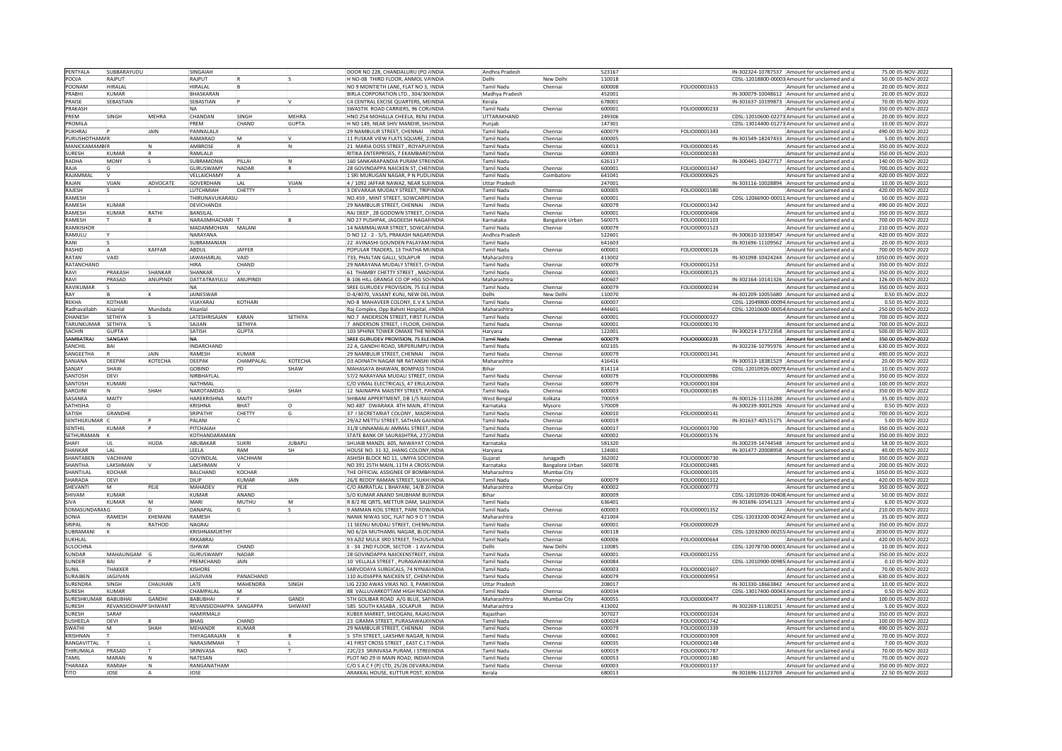| PENTYALA | SUBBARAYUDU | | SINGAIAH | | | DOOR NO 228, CHANDALURU (PO )INDIA | Andhra Pradesh | | 523167 | | IN-302324-10787537 | Amount for unclaimed and u | 75.00 | 05-NOV-2022 |
|---|---|---|---|---|---|---|---|---|---|---|---|---|---|---|
| POOJA | RAJPUT | | RAJPUT | R | S | H NO-08 THIRD FLOOR, ANMOL VIINDIA | Delhi | New Delhi | 110018 | | CDSL-12018800-00003 | Amount for unclaimed and u | 50.00 | 05-NOV-2022 |
| POONAM | HIRALAL | | HIRALAL | B | | NO 9 MONTIETH LANE, FLAT NO 3, INDIA | Tamil Nadu | Chennai | 600008 | FOLIO00001615 | | Amount for unclaimed and u | 20.00 | 05-NOV-2022 |
| PRABHI | KUMAR | | BHASKARAN | | | BIRLA CORPORATION LTD., 304/30(INDIA | Madhya Pradesh | | 452001 | | IN-300079-10048612 | Amount for unclaimed and u | 20.00 | 05-NOV-2022 |
| PRAISE | SEBASTIAN | | SEBASTIAN | P | V | C4 CENTRAL EXCISE QUARTERS, MEINDIA | Kerala | | 678001 | | IN-301637-10199873 | Amount for unclaimed and u | 70.00 | 05-NOV-2022 |
| PRAKASH | | | NA | | | SWASTIK ROAD CARRIERS, 96 CORINDIA | Tamil Nadu | Chennai | 600001 | FOLIO00000233 | | Amount for unclaimed and u | 350.00 | 05-NOV-2022 |
| PREM | SINGH | MEHRA | CHANDAN | SINGH | MEHRA | HNO 254 MOHALLA CHEELA, RENJ INDIA | UTTARAKHAND | | 249306 | | CDSL-12010600-02273 | Amount for unclaimed and u | 20.00 | 05-NOV-2022 |
| PROMILA | | | PREM | CHAND | GUPTA | H NO 149, NEAR SHIV MANDIR, SHINDIA | Punjab | | 147301 | | CDSL-13014400-01273 | Amount for unclaimed and u | 10.00 | 05-NOV-2022 |
| PUKHRAJ | P | JAIN | PANNALALJI | | | 29 NAMBULIR STREET, CHENNAI INDIA | Tamil Nadu | Chennai | 600079 | FOLIO00001343 | | Amount for unclaimed and u | 490.00 | 05-NOV-2022 |
| PURUSHOTHAMAN | R | | RAMARAO | M | V | 11 PUSKAR VIEW FLATS SQUARE, ZINDIA | Tamil Nadu | Chennai | 600005 | | IN-301549-18247433 | Amount for unclaimed and u | 5.00 | 05-NOV-2022 |
| MANICKAMAMBIR | | N | AMBROSE | R | N | 21 MARIA DOSS STREET , ROYAPUFINDIA | Tamil Nadu | Chennai | 600013 | FOLIO00000145 | | Amount for unclaimed and u | 350.00 | 05-NOV-2022 |
| SURESH | KUMAR | R | RAMLALJI | | | RITIKA ENTERPRISES, 7 EKAMBARESINDIA | Tamil Nadu | Chennai | 600003 | FOLIO00000183 | | Amount for unclaimed and u | 350.00 | 05-NOV-2022 |
| RADHA | MONY | S | SUBRAMONIA | PILLAI | N | 160 SANKARAPANDIA PURAM STREINDIA | Tamil Nadu | | 626117 | | IN-300441-10427717 | Amount for unclaimed and u | 140.00 | 05-NOV-2022 |
| RAJA | G | | GURUSWAMY | NADAR | R | 28 GOVINDAPPA NAICKEN ST, CHEIINDIA | Tamil Nadu | Chennai | 600001 | FOLIO00001347 | | Amount for unclaimed and u | 700.00 | 05-NOV-2022 |
| RAJAMMAL | V | | VELLAICHAMY | A | | 1 SRI MURUGAN NAGAR, P N PUDLINDIA | Tamil Nadu | Coimbatore | 641041 | FOLIO00000625 | | Amount for unclaimed and u | 420.00 | 05-NOV-2022 |
| RAJAN | VIJAN | ADVOCATE | GOVERDHAN | LAL | VIJAN | 4 / 1092 JAFFAR NAWAZ, NEAR SUIINDIA | Uttar Pradesh | | 247001 | | IN-303116-10028894 | Amount for unclaimed and u | 10.00 | 05-NOV-2022 |
| RAJESH | S | L | LUTCHMIAH | CHETTY | S | 3 DEVARAJA MUDALY STREET, TRIPINDIA | Tamil Nadu | Chennai | 600005 | FOLIO00001580 | | Amount for unclaimed and u | 420.00 | 05-NOV-2022 |
| RAMESH | | | THIRUNAVUKARASU | | | NO.459 , MINT STREET, SOWCARPEINDIA | Tamil Nadu | Chennai | 600001 | | CDSL-12066900-00011 | Amount for unclaimed and u | 50.00 | 05-NOV-2022 |
| RAMESH | KUMAR | | DEVICHANDJI | | | 29 NAMBULIR STREET, CHENNAI INDIA | Tamil Nadu | Chennai | 600079 | FOLIO00001342 | | Amount for unclaimed and u | 490.00 | 05-NOV-2022 |
| RAMESH | KUMAR | RATHI | BANSILAL | | | RAJ DEEP , 28 GODOWN STREET, CHINDIA | Tamil Nadu | Chennai | 600001 | FOLIO00000406 | | Amount for unclaimed and u | 350.00 | 05-NOV-2022 |
| RAMESH | T | B | NARAJIMHACHARI | T | B | NO 27 PUSHPAK, JAGDEESH NAGARINDIA | Karnataka | Bangalore Urban | 560075 | FOLIO00001103 | | Amount for unclaimed and u | 700.00 | 05-NOV-2022 |
| RAMKISHOR | | | MADANMOHAN | MALANI | | 14 NAMMALWAR STREET, SOWCARINDIA | Tamil Nadu | Chennai | 600079 | FOLIO00001523 | | Amount for unclaimed and u | 210.00 | 05-NOV-2022 |
| RAMULU | Y | | NARAYANA | | | D NO 12 - 2 - 5/5, PRAKASH NAGARINDIA | Andhra Pradesh | | 522601 | | IN-300610-10338547 | Amount for unclaimed and u | 420.00 | 05-NOV-2022 |
| RANI | S | | SUBRAMANIAN | | | 22 AVINASHI GOUNDEN PALAYAM INDIA | Tamil Nadu | | 641603 | | IN-301696-11109562 | Amount for unclaimed and u | 20.00 | 05-NOV-2022 |
| RASHID | A | KAFFAR | ABDUL | JAFFER | | POPULAR TRADERS, 13 THATHA MUINDIA | Tamil Nadu | Chennai | 600001 | FOLIO00000126 | | Amount for unclaimed and u | 700.00 | 05-NOV-2022 |
| RATAN | VAID | | JAWAHARLAL | VAID | | 733, PHALTAN GALLI, SOLAPUR INDIA | Maharashtra | | 413002 | | IN-301098-10424244 | Amount for unclaimed and u | 1050.00 | 05-NOV-2022 |
| RATANCHAND | | | HIRA | CHAND | | 29 NARAYANA MUDALY STREET, CHINDIA | Tamil Nadu | Chennai | 600079 | FOLIO00001253 | | Amount for unclaimed and u | 350.00 | 05-NOV-2022 |
| RAVI | PRAKASH | SHANKAR | SHANKAR | V | | 61 THAMBY CHETTY STREET , MADIINDIA | Tamil Nadu | Chennai | 600001 | FOLIO00000125 | | Amount for unclaimed and u | 350.00 | 05-NOV-2022 |
| RAVI | PRASAD | ANUPINDI | DATTATRAYULU | ANUPINDI | | B-106 HILL GRANGE CO OP HSG SOIINDIA | Maharashtra | | 400607 | | IN-302164-10141326 | Amount for unclaimed and u | 126.00 | 05-NOV-2022 |
| RAVIKUMAR | S | | NA | | | SREE GURUDEV PROVISION, 75 ELEINDIA | Tamil Nadu | Chennai | 600079 | FOLIO00000234 | | Amount for unclaimed and u | 350.00 | 05-NOV-2022 |
| RAY | B | K | JAINESWAR | | | D-4/4070, VASANT KUNJ, NEW DELINDIA | Delhi | New Delhi | 110070 | | IN-301209-10055680 | Amount for unclaimed and u | 0.50 | 05-NOV-2022 |
| REKHA | KOTHARI | | VIJAYARAJ | KOTHARI | | NO-8 MAHAVEER COLONY, E.V.K.SINDIA | Tamil Nadu | Chennai | 600007 | | CDSL-12049800-00094 | Amount for unclaimed and u | 0.50 | 05-NOV-2022 |
| Radhavallabh | Kisanlal | Mundada | Kisanlal | | | Raj Complex, Opp Baheti Hospital, AINDIA | Maharashtra | | 444601 | | CDSL-12010600-00054 | Amount for unclaimed and u | 250.00 | 05-NOV-2022 |
| DHANESH | SETHIYA | S | LATESHRISAJAN | KARAN | SETHIYA | NO.7 ANDERSON STREET, FIRST FLIINDIA | Tamil Nadu | Chennai | 600001 | FOLIO00000327 | | Amount for unclaimed and u | 700.00 | 05-NOV-2022 |
| TARUNKUMAR | SETHIYA | S | SAJJAN | SETHIYA | | 7 ANDERSON STREET, I FLOOR, CHIINDIA | Tamil Nadu | Chennai | 600001 | FOLIO00000170 | | Amount for unclaimed and u | 700.00 | 05-NOV-2022 |
| SACHIN | GUPTA | | SATISH | GUPTA | | 103 SPHINX TOWER OMAXE THE NIINDIA | Haryana | | 122001 | | IN-300214-17572358 | Amount for unclaimed and u | 500.00 | 05-NOV-2022 |
| SAMBATRAJ | SANGAVI | | NA | | | SREE GURUDEV PROVISION, 75 ELEINDIA | Tamil Nadu | Chennai | 600079 | FOLIO00000235 | | Amount for unclaimed and u | 350.00 | 05-NOV-2022 |
| SANCHIL | BAI | | INDARCHAND | | | 22 A, GANDHI ROAD, SRIPERUMPUINDIA | Tamil Nadu | | 602105 | | IN-302236-10795976 | Amount for unclaimed and u | 630.00 | 05-NOV-2022 |
| SANGEETHA | R | JAIN | RAMESH | KUMAR | | 29 NAMBULIR STREET, CHENNAI INDIA | Tamil Nadu | Chennai | 600079 | FOLIO00001341 | | Amount for unclaimed and u | 490.00 | 05-NOV-2022 |
| SANJANA | DEEPAK | KOTECHA | DEEPAK | CHAMPALAL | KOTECHA | D3 ADINATH NAGAR NR RATANSHI INDIA | Maharashtra | | 416416 | | IN-300513-18381529 | Amount for unclaimed and u | 20.00 | 05-NOV-2022 |
| SANJAY | SHAW | | GOBIND | PD | SHAW | MAHASAYA BHAWAN, BOMPASS TIINDIA | Bihar | | 814114 | | CDSL-12010926-00079 | Amount for unclaimed and u | 10.00 | 05-NOV-2022 |
| SANTOSH | DEVI | | NIRBHAYLAL | | | 57/2 NARAYANA MUDALI STREET, CINDIA | Tamil Nadu | Chennai | 600079 | FOLIO00000986 | | Amount for unclaimed and u | 350.00 | 05-NOV-2022 |
| SANTOSH | KUMARI | | NATHMAL | | | C/O VIMAL ELECTRICALS, 47 ERULAINDIA | Tamil Nadu | Chennai | 600079 | FOLIO00001304 | | Amount for unclaimed and u | 100.00 | 05-NOV-2022 |
| SAROJINI | N | SHAH | NAROTAMDAS | G | SHAH | 12 NAINAPPA MAISTRY STREET, PAINDIA | Tamil Nadu | Chennai | 600003 | FOLIO00000185 | | Amount for unclaimed and u | 350.00 | 05-NOV-2022 |
| SASANKA | MAITY | | HAREKRISHNA | MAITY | | SHIBANI APPERTMENT, DB 1/5 RAIIINDIA | West Bengal | Kolkata | 700059 | | IN-300126-11116288 | Amount for unclaimed and u | 35.00 | 05-NOV-2022 |
| SATHISHA | O | | KRISHNA | BHAT | O | NO.487 DWARAKA 4TH MAIN, 4TIINDIA | Karnataka | Mysore | 570009 | | IN-300239-30012926 | Amount for unclaimed and u | 0.50 | 05-NOV-2022 |
| SATISH | GRANDHE | | SRIPATHY | CHETTY | G | 37 I SECRETARIAT COLONY , MADRINDIA | Tamil Nadu | Chennai | 600010 | FOLIO00000141 | | Amount for unclaimed and u | 700.00 | 05-NOV-2022 |
| SENTHILKUMAR | C | P | PALANI | C | | 29/A2 METTU STREET, SATHAN GAIINDIA | Tamil Nadu | Chennai | 600019 | | IN-301637-40515175 | Amount for unclaimed and u | 5.00 | 05-NOV-2022 |
| SENTHIL | KUMAR | P | PITCHAIAH | | | 31/8 UNNAMALAI AMMAL STREET, INDIA | Tamil Nadu | Chennai | 600017 | FOLIO00001700 | | Amount for unclaimed and u | 350.00 | 05-NOV-2022 |
| SETHURAMAN | K | | KOTHANDARAMAN | | | STATE BANK OF SAURASHTRA, 27/2INDIA | Tamil Nadu | Chennai | 600002 | FOLIO00001576 | | Amount for unclaimed and u | 350.00 | 05-NOV-2022 |
| SHAFI | UL | HUDA | ABUBAKAR | SUKRI | JUBAPU | SHUAIB MANZIL 605, NAWAYAT COINDIA | Karnataka | | 581320 | | IN-300239-14744548 | Amount for unclaimed and u | 58.00 | 05-NOV-2022 |
| SHANKAR | LAL | | LEELA | RAM | SH | HOUSE NO. 31-32, JHANG COLONY,INDIA | Haryana | | 124001 | | IN-301477-20008958 | Amount for unclaimed and u | 40.00 | 05-NOV-2022 |
| SHANTABEN | VACHHANI | | GOVINDLAL | VACHHANI | | ASHISH BLOCK NO 11, UMIYA SOCIINDIA | Gujarat | Junagadh | 362002 | FOLIO00000730 | | Amount for unclaimed and u | 350.00 | 05-NOV-2022 |
| SHANTHA | LAKSHMAN | V | LAKSHMAN | V | | NO 391 25TH MAIN, 11TH A CROSS INDIA | Karnataka | Bangalore Urban | 560078 | FOLIO00002485 | | Amount for unclaimed and u | 200.00 | 05-NOV-2022 |
| SHANTILAL | KOCHAR | | BALCHAND | KOCHAR | | THE OFFICIAL ASSIGNEE OF BOMBAINDIA | Maharashtra | Mumbai City | | FOLIO00000105 | | Amount for unclaimed and u | 1050.00 | 05-NOV-2022 |
| SHARADA | DEVI | | DILIP | KUMAR | JAIN | 26/E REDDY RAMAN STREET, SUKHIINDIA | Tamil Nadu | Chennai | 600079 | FOLIO00001312 | | Amount for unclaimed and u | 420.00 | 05-NOV-2022 |
| SHEVANTI | M | PEJE | MAHADEV | PEJE | | C/O AMRATLAL L BHAYANI, 14/B ZAINDIA | Maharashtra | Mumbai City | 400002 | FOLIO00000773 | | Amount for unclaimed and u | 350.00 | 05-NOV-2022 |
| SHIVAM | KUMAR | | KUMAR | ANAND | | S/O KUMAR ANAND SHUBHAM BUIINDIA | Bihar | | 800009 | | CDSL-12010926-00408 | Amount for unclaimed and u | 50.00 | 05-NOV-2022 |
| SIVA | KUMAR | M | MARI | MUTHU | M | R 8/2 RE QRTS, METTUR DAM, SALEINDIA | Tamil Nadu | | 636401 | | IN-301696-10541123 | Amount for unclaimed and u | 6.00 | 05-NOV-2022 |
| SOMASUNDARANG | | D | DANAPAL | G | S | 9 AMMAN KOIL STREET, PARK TOWINDIA | Tamil Nadu | Chennai | 600003 | FOLIO00001352 | | Amount for unclaimed and u | 210.00 | 05-NOV-2022 |
| SONIA | RAMESH | KHEMANI | RAMESH | | | NANIK NIWAS SOC, FLAT NO 9 O T SINDIA | Maharashtra | | 421004 | | CDSL-12033200-00342 | Amount for unclaimed and u | 35.00 | 05-NOV-2022 |
| SRIPAL | N | RATHOD | NAGRAJ | | | 11 SEENU MUDALI STREET, CHENNAINDIA | Tamil Nadu | Chennai | 600001 | FOLIO00000029 | | Amount for unclaimed and u | 350.00 | 05-NOV-2022 |
| SUBRAMANI | K | | KRISHNAMURTHY | | | NO 6/2A MUTHAMIL NAGAR, BLOCINDIA | Tamil Nadu | Chennai | 600118 | | CDSL-12032800-00255 | Amount for unclaimed and u | 2030.00 | 05-NOV-2022 |
| SUKHLAL | | | RKKABRAJ | | | 93 AZIZ MULK 3RD STREET, THOUSAINDIA | Tamil Nadu | Chennai | 600006 | FOLIO00000664 | | Amount for unclaimed and u | 420.00 | 05-NOV-2022 |
| SULOCHNA | | | ISHWAR | CHAND | | E - 34 2ND FLOOR, SECTOR - 1 AVAINDIA | Delhi | New Delhi | 110085 | | CDSL-12078700-00001 | Amount for unclaimed and u | 10.00 | 05-NOV-2022 |
| SUNDAR | MAHALINGAM | G | GURUSWAMY | NADAR | | 28 GOVINDAPPA NAICKENSTREET, IINDIA | Tamil Nadu | Chennai | 600001 | FOLIO00001255 | | Amount for unclaimed and u | 350.00 | 05-NOV-2022 |
| SUNDER | BAI | P | PREMCHAND | JAIN | | 10 VELLALA STREET , PURASAWAKIINDIA | Tamil Nadu | Chennai | 600084 | | CDSL-12010900-00985 | Amount for unclaimed and u | 0.10 | 05-NOV-2022 |
| SUNIL | THAKKER | | KISHORE | | | SARVODAYA SURGICALS, 74 NYNIAIINDIA | Tamil Nadu | Chennai | 600003 | FOLIO00001607 | | Amount for unclaimed and u | 70.00 | 05-NOV-2022 |
| SURAJBEN | JAGJIVAN | | JAGJIVAN | PANACHAND | | 110 AUDIAPPA NAICKEN ST, CHENNINDIA | Tamil Nadu | Chennai | 600079 | FOLIO00000953 | | Amount for unclaimed and u | 630.00 | 05-NOV-2022 |
| SURENDRA | SINGH | CHAUHAN | LATE | MAHENDRA | SINGH | LIG 2230 AWAS VIKAS NO. 3, PANKIINDIA | Uttar Pradesh | | 208017 | | IN-301330-18663842 | Amount for unclaimed and u | 10.00 | 05-NOV-2022 |
| SURESH | KUMAR | C | CHAMPALAL | M | | 88 VALLUVARKOTTAM HIGH ROADINDIA | Tamil Nadu | Chennai | 600034 | | CDSL-13017400-00043 | Amount for unclaimed and u | 0.50 | 05-NOV-2022 |
| SURESHKUMAR | BABUBHAI | GANDHI | BABUBHAI | F | GANDI | 5TH GOLIBAR ROAD A/G BLUE, SANINDIA | Maharashtra | Mumbai City | 400055 | FOLIO00000477 | | Amount for unclaimed and u | 100.00 | 05-NOV-2022 |
| SURESH | REVANSIDDHAPP | SHIWANT | REVANSIDDHAPPA | SANGAPPA | SHIWANT | 585 SOUTH KASABA , SOLAPUR INDIA | Maharashtra | | 413002 | | IN-302269-11180251 | Amount for unclaimed and u | 5.00 | 05-NOV-2022 |
| SURESH | SARAF | | HAMIRMALJI | | | KUBER MARKET, SHEOGANJ, RAJASINDIA | Rajasthan | | 307027 | FOLIO00001024 | | Amount for unclaimed and u | 350.00 | 05-NOV-2022 |
| SUSHEELA | DEVI | B | BHAG | CHAND | | 23 GRAMA STREET, PURASAWALKIINDIA | Tamil Nadu | Chennai | 600024 | FOLIO00001742 | | Amount for unclaimed and u | 100.00 | 05-NOV-2022 |
| SWATHI | M | SHAH | MEHANDR | KUMAR | | 29 NAMBULIR STREET, CHENNAI INDIA | Tamil Nadu | Chennai | 600079 | FOLIO00001339 | | Amount for unclaimed and u | 490.00 | 05-NOV-2022 |
| KRISHNAN | T | | THIYAGARAJAN | K | R | 5 5TH STREET, LAKSHMI NAGAR, NINDIA | Tamil Nadu | Chennai | 600061 | FOLIO00001909 | | Amount for unclaimed and u | 70.00 | 05-NOV-2022 |
| RANGAVITTAL | T | L | NARASIMMAH | T | L | 41 FIRST CROSS STREET , EAST C.I.TINDIA | Tamil Nadu | Chennai | 600035 | FOLIO00002148 | | Amount for unclaimed and u | 7.00 | 05-NOV-2022 |
| THIRUMALA | PRASAD | T | SRINIVASA | RAO | T | 22C/23 SRINIVASA PURAM, I STREEINDIA | Tamil Nadu | Chennai | 600019 | FOLIO00001787 | | Amount for unclaimed and u | 70.00 | 05-NOV-2022 |
| TAMIL | MARAN | N | NATESAN | | | PLOT NO 29 III MAIN ROAD, INDIANINDIA | Tamil Nadu | Chennai | 600053 | FOLIO00001180 | | Amount for unclaimed and u | 70.00 | 05-NOV-2022 |
| THARAKA | RAMIAH | N | RANGANATHAM | | | C/O S A C F (P) LTD, 25/26 DEVARAJINDIA | Tamil Nadu | Chennai | 600003 | FOLIO00001137 | | Amount for unclaimed and u | 350.00 | 05-NOV-2022 |
| TITO | JOSE | A | JOSE | | | ARAKKAL HOUSE, KUTTUR POST, KEINDIA | Kerala | | 680013 | | IN-301696-11123769 | Amount for unclaimed and u | 22.50 | 05-NOV-2022 |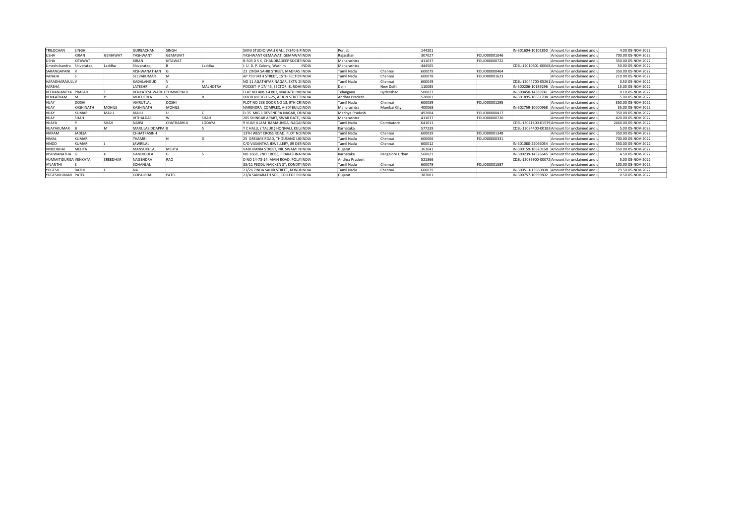| | | | | | | | | | | | | | | | |
|---|---|---|---|---|---|---|---|---|---|---|---|---|---|---|---|
| TRILOCHAN | SINGH | | GURBACHAN | SINGH | | SAINI STUDIO WALI GALI, 7/140 B PINDIA | Punjab | | 144201 | | IN-301604-10101850 | Amount for unclaimed and u | 4.00 | 05-NOV-2022 |
| USHA | KIRAN | GEMAWAT | YASHWANT | GEMAWAT | | YASHWANT GEMAWAT, GEMAWATINDIA | Rajasthan | | 307027 | FOLIO00001046 | | Amount for unclaimed and u | 700.00 | 05-NOV-2022 |
| USHA | KITAWAT | | KIRAN | KITAWAT | | B-503 D S K, CHANDRADEEP SOCIETINDIA | Maharashtra | | 411037 | FOLIO00000722 | | Amount for unclaimed and u | 350.00 | 05-NOV-2022 |
| Umeshchandra | Shivpratapji | Laddha | Shivpratapji | B | Laddha | I. U. D. P. Colony, Washim INDIA | Maharashtra | | 444505 | | CDSL-12010601-00068 | Amount for unclaimed and u | 50.00 | 05-NOV-2022 |
| SARANGAPANI | V | | VISHWANATHAN | G | | 23 ZINDA SAHIB STREET, MADRAS INDIA | Tamil Nadu | Chennai | 600079 | FOLIO00000464 | | Amount for unclaimed and u | 350.00 | 05-NOV-2022 |
| VANAJA | S | | SELVAKUMAR | M | | AP 759 94TH STREET, 15TH SECTORINDIA | Tamil Nadu | Chennai | 600078 | FOLIO00001623 | | Amount for unclaimed and u | 210.00 | 05-NOV-2022 |
| VARADHARAJULU | V | | KADALANGUDI | V | V | NO 11 AGATHIYAR NAGAR, EXTN 2INDIA | Tamil Nadu | Chennai | 600049 | | CDSL-12044700-05261 | Amount for unclaimed and u | 0.50 | 05-NOV-2022 |
| VARSHA | | | LATESHR | A | MALHOTRA | POCKET- F 17/ 45, SECTOR -8, ROHIINDIA | Delhi | New Delhi | 110085 | | IN-300206-10189296 | Amount for unclaimed and u | 15.00 | 05-NOV-2022 |
| VEERANJANEYA | PRASAD | T | VENKATESHWARLU | TUMMEPALLI | | FLAT NO 408 3 4 802, MAHATHI NIINDIA | Telangana | Hyderabad | 500027 | | IN-300450-14389741 | Amount for unclaimed and u | 0.10 | 05-NOV-2022 |
| VENKATRAM | M | P | MOCHERLA | S | R | DOOR NO 10-16-25, ARJUN STREETINDIA | Andhra Pradesh | | 520001 | | IN-301895-10631708 | Amount for unclaimed and u | 5.00 | 05-NOV-2022 |
| VIJAY | DOSHI | | AMRUTLAL | DOSHI | | PLOT NO 238 DOOR NO 13, 9TH CRINDIA | Tamil Nadu | Chennai | 600039 | FOLIO00001295 | | Amount for unclaimed and u | 350.00 | 05-NOV-2022 |
| VIJAY | KASHINATH | MOHILE | KASHINATH | MOHILE | | NARENDRA COMPLEX, A-304BUILDINDIA | Maharashtra | Mumbai City | 400068 | | IN-302759-10000968 | Amount for unclaimed and u | 35.00 | 05-NOV-2022 |
| VIJAY | KUMAR | MALU | MALU | U | C | D-35 MIG 1 DEVENDRA NAGAR, OFINDIA | Madhya Pradesh | | 492004 | FOLIO00000417 | | Amount for unclaimed and u | 350.00 | 05-NOV-2022 |
| VIJAY | SHAH | | VITHALDAS | W | SHAH | 205 SHINGAR APART, SWAR GATE, INDIA | Maharashtra | | 411037 | FOLIO00000720 | | Amount for unclaimed and u | 420.00 | 05-NOV-2022 |
| VIJAYA | P | SHAH | NARSI | CHATRABHUJ | LODAYA | 9 VIJAY ILLAM RAMALINGA, NAGAIINDIA | Tamil Nadu | Coimbatore | 641011 | | CDSL-13041400-01539 | Amount for unclaimed and u | 2460.00 | 05-NOV-2022 |
| VIJAYAKUMAR | B | M | MARULASIDDAPPA | B | S | Y C HALLI, ( TALUK ) HONNALI, KULINDIA | Karnataka | | 577239 | | CDSL-12034400-00183 | Amount for unclaimed and u | 5.00 | 05-NOV-2022 |
| VIKRAM | JADEJA | | CHHATRASINH | | | 13TH WEST CROSS ROAD, PLOT NOINDIA | Tamil Nadu | Chennai | 600039 | FOLIO00001348 | | Amount for unclaimed and u | 350.00 | 05-NOV-2022 |
| VIMAL | KUMAR | | THAMBI | N | G | 25 GREAMS ROAD, THOUSAND LIGINDIA | Tamil Nadu | Chennai | 600006 | FOLIO00000331 | | Amount for unclaimed and u | 700.00 | 05-NOV-2022 |
| VINOD | KUMAR | J | JAWRILAL | | | C/O VASANTHA JEWELLERY, 89 DEINDIA | Tamil Nadu | Chennai | 600012 | | IN-301080-22066054 | Amount for unclaimed and u | 350.00 | 05-NOV-2022 |
| VINODBHAI | MEHTA | | MANSUKHLAL | MEHTA | | VADHVANIA STREET, NR. SWAMI NINDIA | Gujarat | | 363641 | | IN-300159-10620168 | Amount for unclaimed and u | 550.00 | 05-NOV-2022 |
| VISHWANATHA | G | H | HANDIGOLA | G | S | NO.1668, 2ND CROSS, PRAKASHNAINDIA | Karnataka | Bangalore Urban | 560021 | | IN-300239-14526645 | Amount for unclaimed and u | 4.50 | 05-NOV-2022 |
| VUMMITIDURGA | VENKATA | SREEDHAR | NAGENDRA | RAO | | D NO 14-73-14, MAIN ROAD, POLAINDIA | Andhra Pradesh | | 521366 | | CDSL-12036900-00072 | Amount for unclaimed and u | 5.00 | 05-NOV-2022 |
| VYJANTHI | S | | SOHANLAL | | | 33/11 PEDDU NAICKEN ST, KONDITINDIA | Tamil Nadu | Chennai | 600079 | FOLIO00001587 | | Amount for unclaimed and u | 100.00 | 05-NOV-2022 |
| YOGESH | RATHI | L | NA | | | 23/26 ZINDA SAHIB STREET, KONDIINDIA | Tamil Nadu | Chennai | 600079 | | IN-300513-13660808 | Amount for unclaimed and u | 29.50 | 05-NOV-2022 |
| YOGESHKUMAR | PATEL | | GOPALBHAI | PATEL | | 23/A SAMARATH SOC, COLLEGE ROINDIA | Gujarat | | 387001 | | IN-300757-10999802 | Amount for unclaimed and u | 0.50 | 05-NOV-2022 |